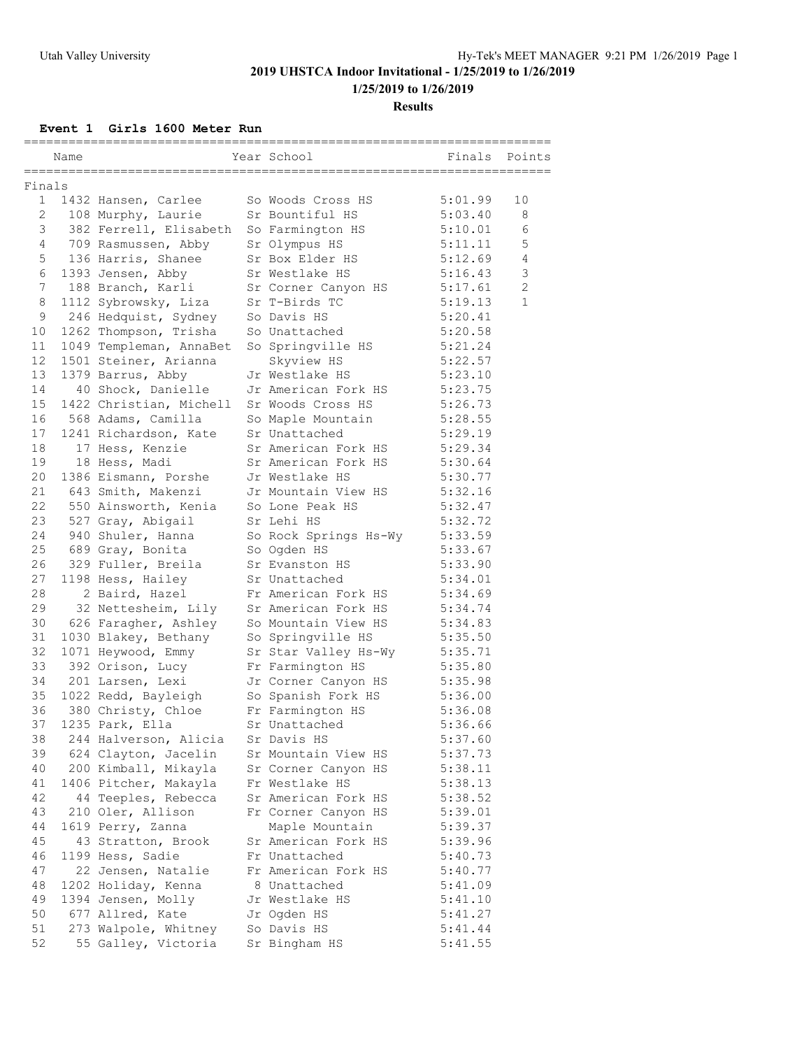# 2019 UHSTCA Indoor Invitational - 1/25/2019 to 1/26/2019

**1/25/2019 to 1/26/2019**

**Results**

### Event 1 Girls 1600 Meter Run

Finals

| Place | # | Name | Year | School | Finals | Points |
|---|---|---|---|---|---|---|
| 1 | 1432 | Hansen, Carlee | So | Woods Cross HS | 5:01.99 | 10 |
| 2 | 108 | Murphy, Laurie | Sr | Bountiful HS | 5:03.40 | 8 |
| 3 | 382 | Ferrell, Elisabeth | So | Farmington HS | 5:10.01 | 6 |
| 4 | 709 | Rasmussen, Abby | Sr | Olympus HS | 5:11.11 | 5 |
| 5 | 136 | Harris, Shanee | Sr | Box Elder HS | 5:12.69 | 4 |
| 6 | 1393 | Jensen, Abby | Sr | Westlake HS | 5:16.43 | 3 |
| 7 | 188 | Branch, Karli | Sr | Corner Canyon HS | 5:17.61 | 2 |
| 8 | 1112 | Sybrowsky, Liza | Sr | T-Birds TC | 5:19.13 | 1 |
| 9 | 246 | Hedquist, Sydney | So | Davis HS | 5:20.41 | |
| 10 | 1262 | Thompson, Trisha | So | Unattached | 5:20.58 | |
| 11 | 1049 | Templeman, AnnaBet | So | Springville HS | 5:21.24 | |
| 12 | 1501 | Steiner, Arianna | | Skyview HS | 5:22.57 | |
| 13 | 1379 | Barrus, Abby | Jr | Westlake HS | 5:23.10 | |
| 14 | 40 | Shock, Danielle | Jr | American Fork HS | 5:23.75 | |
| 15 | 1422 | Christian, Michell | Sr | Woods Cross HS | 5:26.73 | |
| 16 | 568 | Adams, Camilla | So | Maple Mountain | 5:28.55 | |
| 17 | 1241 | Richardson, Kate | Sr | Unattached | 5:29.19 | |
| 18 | 17 | Hess, Kenzie | Sr | American Fork HS | 5:29.34 | |
| 19 | 18 | Hess, Madi | Sr | American Fork HS | 5:30.64 | |
| 20 | 1386 | Eismann, Porshe | Jr | Westlake HS | 5:30.77 | |
| 21 | 643 | Smith, Makenzi | Jr | Mountain View HS | 5:32.16 | |
| 22 | 550 | Ainsworth, Kenia | So | Lone Peak HS | 5:32.47 | |
| 23 | 527 | Gray, Abigail | Sr | Lehi HS | 5:32.72 | |
| 24 | 940 | Shuler, Hanna | So | Rock Springs Hs-Wy | 5:33.59 | |
| 25 | 689 | Gray, Bonita | So | Ogden HS | 5:33.67 | |
| 26 | 329 | Fuller, Breila | Sr | Evanston HS | 5:33.90 | |
| 27 | 1198 | Hess, Hailey | Sr | Unattached | 5:34.01 | |
| 28 | 2 | Baird, Hazel | Fr | American Fork HS | 5:34.69 | |
| 29 | 32 | Nettesheim, Lily | Sr | American Fork HS | 5:34.74 | |
| 30 | 626 | Faragher, Ashley | So | Mountain View HS | 5:34.83 | |
| 31 | 1030 | Blakey, Bethany | So | Springville HS | 5:35.50 | |
| 32 | 1071 | Heywood, Emmy | Sr | Star Valley Hs-Wy | 5:35.71 | |
| 33 | 392 | Orison, Lucy | Fr | Farmington HS | 5:35.80 | |
| 34 | 201 | Larsen, Lexi | Jr | Corner Canyon HS | 5:35.98 | |
| 35 | 1022 | Redd, Bayleigh | So | Spanish Fork HS | 5:36.00 | |
| 36 | 380 | Christy, Chloe | Fr | Farmington HS | 5:36.08 | |
| 37 | 1235 | Park, Ella | Sr | Unattached | 5:36.66 | |
| 38 | 244 | Halverson, Alicia | Sr | Davis HS | 5:37.60 | |
| 39 | 624 | Clayton, Jacelin | Sr | Mountain View HS | 5:37.73 | |
| 40 | 200 | Kimball, Mikayla | Sr | Corner Canyon HS | 5:38.11 | |
| 41 | 1406 | Pitcher, Makayla | Fr | Westlake HS | 5:38.13 | |
| 42 | 44 | Teeples, Rebecca | Sr | American Fork HS | 5:38.52 | |
| 43 | 210 | Oler, Allison | Fr | Corner Canyon HS | 5:39.01 | |
| 44 | 1619 | Perry, Zanna | | Maple Mountain | 5:39.37 | |
| 45 | 43 | Stratton, Brook | Sr | American Fork HS | 5:39.96 | |
| 46 | 1199 | Hess, Sadie | Fr | Unattached | 5:40.73 | |
| 47 | 22 | Jensen, Natalie | Fr | American Fork HS | 5:40.77 | |
| 48 | 1202 | Holiday, Kenna | 8 | Unattached | 5:41.09 | |
| 49 | 1394 | Jensen, Molly | Jr | Westlake HS | 5:41.10 | |
| 50 | 677 | Allred, Kate | Jr | Ogden HS | 5:41.27 | |
| 51 | 273 | Walpole, Whitney | So | Davis HS | 5:41.44 | |
| 52 | 55 | Galley, Victoria | Sr | Bingham HS | 5:41.55 | |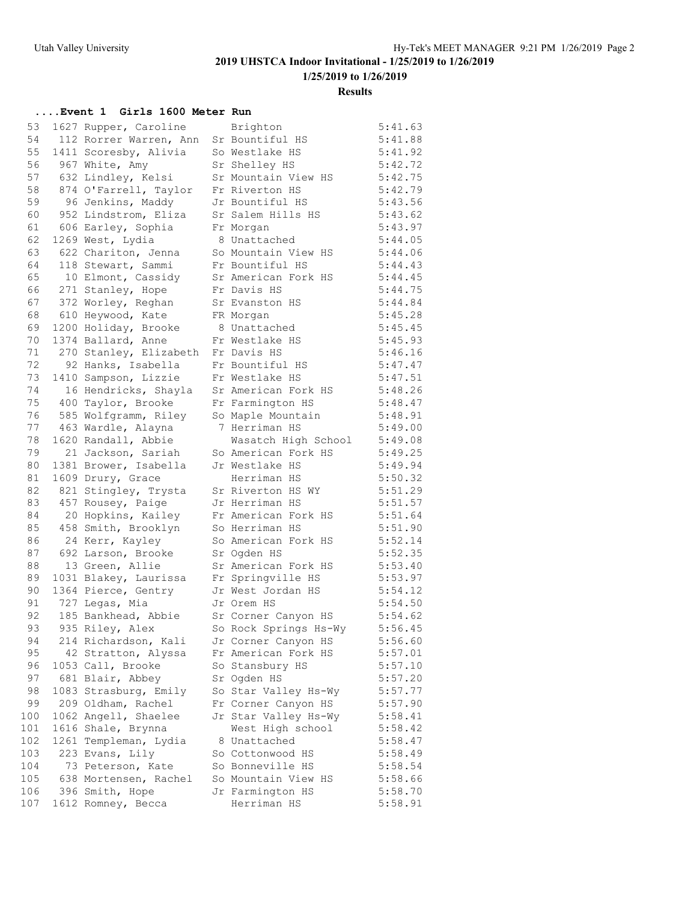# 2019 UHSTCA Indoor Invitational - 1/25/2019 to 1/26/2019

**1/25/2019 to 1/26/2019**

**Results**

## ....Event 1 Girls 1600 Meter Run

| Place | # | Name | Yr | School | Time |
|---|---|---|---|---|---|
| 53 | 1627 | Rupper, Caroline | | Brighton | 5:41.63 |
| 54 | 112 | Rorrer Warren, Ann | Sr | Bountiful HS | 5:41.88 |
| 55 | 1411 | Scoresby, Alivia | So | Westlake HS | 5:41.92 |
| 56 | 967 | White, Amy | Sr | Shelley HS | 5:42.72 |
| 57 | 632 | Lindley, Kelsi | Sr | Mountain View HS | 5:42.75 |
| 58 | 874 | O'Farrell, Taylor | Fr | Riverton HS | 5:42.79 |
| 59 | 96 | Jenkins, Maddy | Jr | Bountiful HS | 5:43.56 |
| 60 | 952 | Lindstrom, Eliza | Sr | Salem Hills HS | 5:43.62 |
| 61 | 606 | Earley, Sophia | Fr | Morgan | 5:43.97 |
| 62 | 1269 | West, Lydia | 8 | Unattached | 5:44.05 |
| 63 | 622 | Chariton, Jenna | So | Mountain View HS | 5:44.06 |
| 64 | 118 | Stewart, Sammi | Fr | Bountiful HS | 5:44.43 |
| 65 | 10 | Elmont, Cassidy | Sr | American Fork HS | 5:44.45 |
| 66 | 271 | Stanley, Hope | Fr | Davis HS | 5:44.75 |
| 67 | 372 | Worley, Reghan | Sr | Evanston HS | 5:44.84 |
| 68 | 610 | Heywood, Kate | FR | Morgan | 5:45.28 |
| 69 | 1200 | Holiday, Brooke | 8 | Unattached | 5:45.45 |
| 70 | 1374 | Ballard, Anne | Fr | Westlake HS | 5:45.93 |
| 71 | 270 | Stanley, Elizabeth | Fr | Davis HS | 5:46.16 |
| 72 | 92 | Hanks, Isabella | Fr | Bountiful HS | 5:47.47 |
| 73 | 1410 | Sampson, Lizzie | Fr | Westlake HS | 5:47.51 |
| 74 | 16 | Hendricks, Shayla | Sr | American Fork HS | 5:48.26 |
| 75 | 400 | Taylor, Brooke | Fr | Farmington HS | 5:48.47 |
| 76 | 585 | Wolfgramm, Riley | So | Maple Mountain | 5:48.91 |
| 77 | 463 | Wardle, Alayna | 7 | Herriman HS | 5:49.00 |
| 78 | 1620 | Randall, Abbie | | Wasatch High School | 5:49.08 |
| 79 | 21 | Jackson, Sariah | So | American Fork HS | 5:49.25 |
| 80 | 1381 | Brower, Isabella | Jr | Westlake HS | 5:49.94 |
| 81 | 1609 | Drury, Grace | | Herriman HS | 5:50.32 |
| 82 | 821 | Stingley, Trysta | Sr | Riverton HS WY | 5:51.29 |
| 83 | 457 | Rousey, Paige | Jr | Herriman HS | 5:51.57 |
| 84 | 20 | Hopkins, Kailey | Fr | American Fork HS | 5:51.64 |
| 85 | 458 | Smith, Brooklyn | So | Herriman HS | 5:51.90 |
| 86 | 24 | Kerr, Kayley | So | American Fork HS | 5:52.14 |
| 87 | 692 | Larson, Brooke | Sr | Ogden HS | 5:52.35 |
| 88 | 13 | Green, Allie | Sr | American Fork HS | 5:53.40 |
| 89 | 1031 | Blakey, Laurissa | Fr | Springville HS | 5:53.97 |
| 90 | 1364 | Pierce, Gentry | Jr | West Jordan HS | 5:54.12 |
| 91 | 727 | Legas, Mia | Jr | Orem HS | 5:54.50 |
| 92 | 185 | Bankhead, Abbie | Sr | Corner Canyon HS | 5:54.62 |
| 93 | 935 | Riley, Alex | So | Rock Springs Hs-Wy | 5:56.45 |
| 94 | 214 | Richardson, Kali | Jr | Corner Canyon HS | 5:56.60 |
| 95 | 42 | Stratton, Alyssa | Fr | American Fork HS | 5:57.01 |
| 96 | 1053 | Call, Brooke | So | Stansbury HS | 5:57.10 |
| 97 | 681 | Blair, Abbey | Sr | Ogden HS | 5:57.20 |
| 98 | 1083 | Strasburg, Emily | So | Star Valley Hs-Wy | 5:57.77 |
| 99 | 209 | Oldham, Rachel | Fr | Corner Canyon HS | 5:57.90 |
| 100 | 1062 | Angell, Shaelee | Jr | Star Valley Hs-Wy | 5:58.41 |
| 101 | 1616 | Shale, Brynna | | West High school | 5:58.42 |
| 102 | 1261 | Templeman, Lydia | 8 | Unattached | 5:58.47 |
| 103 | 223 | Evans, Lily | So | Cottonwood HS | 5:58.49 |
| 104 | 73 | Peterson, Kate | So | Bonneville HS | 5:58.54 |
| 105 | 638 | Mortensen, Rachel | So | Mountain View HS | 5:58.66 |
| 106 | 396 | Smith, Hope | Jr | Farmington HS | 5:58.70 |
| 107 | 1612 | Romney, Becca | | Herriman HS | 5:58.91 |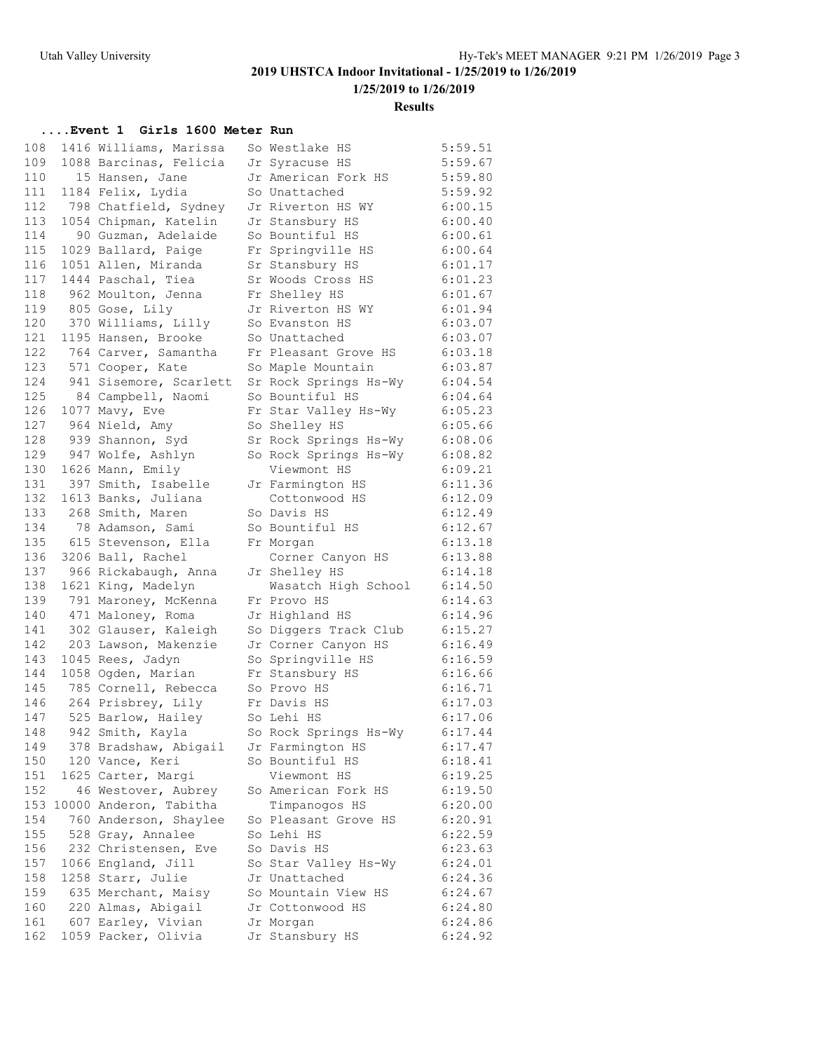## 2019 UHSTCA Indoor Invitational - 1/25/2019 to 1/26/2019

### 1/25/2019 to 1/26/2019

### Results

#### ....Event 1 Girls 1600 Meter Run

| Place | # | Name | Yr | School | Time |
|---|---|---|---|---|---|
| 108 | 1416 | Williams, Marissa | So | Westlake HS | 5:59.51 |
| 109 | 1088 | Barcinas, Felicia | Jr | Syracuse HS | 5:59.67 |
| 110 | 15 | Hansen, Jane | Jr | American Fork HS | 5:59.80 |
| 111 | 1184 | Felix, Lydia | So | Unattached | 5:59.92 |
| 112 | 798 | Chatfield, Sydney | Jr | Riverton HS WY | 6:00.15 |
| 113 | 1054 | Chipman, Katelin | Jr | Stansbury HS | 6:00.40 |
| 114 | 90 | Guzman, Adelaide | So | Bountiful HS | 6:00.61 |
| 115 | 1029 | Ballard, Paige | Fr | Springville HS | 6:00.64 |
| 116 | 1051 | Allen, Miranda | Sr | Stansbury HS | 6:01.17 |
| 117 | 1444 | Paschal, Tiea | Sr | Woods Cross HS | 6:01.23 |
| 118 | 962 | Moulton, Jenna | Fr | Shelley HS | 6:01.67 |
| 119 | 805 | Gose, Lily | Jr | Riverton HS WY | 6:01.94 |
| 120 | 370 | Williams, Lilly | So | Evanston HS | 6:03.07 |
| 121 | 1195 | Hansen, Brooke | So | Unattached | 6:03.07 |
| 122 | 764 | Carver, Samantha | Fr | Pleasant Grove HS | 6:03.18 |
| 123 | 571 | Cooper, Kate | So | Maple Mountain | 6:03.87 |
| 124 | 941 | Sisemore, Scarlett | Sr | Rock Springs Hs-Wy | 6:04.54 |
| 125 | 84 | Campbell, Naomi | So | Bountiful HS | 6:04.64 |
| 126 | 1077 | Mavy, Eve | Fr | Star Valley Hs-Wy | 6:05.23 |
| 127 | 964 | Nield, Amy | So | Shelley HS | 6:05.66 |
| 128 | 939 | Shannon, Syd | Sr | Rock Springs Hs-Wy | 6:08.06 |
| 129 | 947 | Wolfe, Ashlyn | So | Rock Springs Hs-Wy | 6:08.82 |
| 130 | 1626 | Mann, Emily | | Viewmont HS | 6:09.21 |
| 131 | 397 | Smith, Isabelle | Jr | Farmington HS | 6:11.36 |
| 132 | 1613 | Banks, Juliana | | Cottonwood HS | 6:12.09 |
| 133 | 268 | Smith, Maren | So | Davis HS | 6:12.49 |
| 134 | 78 | Adamson, Sami | So | Bountiful HS | 6:12.67 |
| 135 | 615 | Stevenson, Ella | Fr | Morgan | 6:13.18 |
| 136 | 3206 | Ball, Rachel | | Corner Canyon HS | 6:13.88 |
| 137 | 966 | Rickabaugh, Anna | Jr | Shelley HS | 6:14.18 |
| 138 | 1621 | King, Madelyn | | Wasatch High School | 6:14.50 |
| 139 | 791 | Maroney, McKenna | Fr | Provo HS | 6:14.63 |
| 140 | 471 | Maloney, Roma | Jr | Highland HS | 6:14.96 |
| 141 | 302 | Glauser, Kaleigh | So | Diggers Track Club | 6:15.27 |
| 142 | 203 | Lawson, Makenzie | Jr | Corner Canyon HS | 6:16.49 |
| 143 | 1045 | Rees, Jadyn | So | Springville HS | 6:16.59 |
| 144 | 1058 | Ogden, Marian | Fr | Stansbury HS | 6:16.66 |
| 145 | 785 | Cornell, Rebecca | So | Provo HS | 6:16.71 |
| 146 | 264 | Prisbrey, Lily | Fr | Davis HS | 6:17.03 |
| 147 | 525 | Barlow, Hailey | So | Lehi HS | 6:17.06 |
| 148 | 942 | Smith, Kayla | So | Rock Springs Hs-Wy | 6:17.44 |
| 149 | 378 | Bradshaw, Abigail | Jr | Farmington HS | 6:17.47 |
| 150 | 120 | Vance, Keri | So | Bountiful HS | 6:18.41 |
| 151 | 1625 | Carter, Margi | | Viewmont HS | 6:19.25 |
| 152 | 46 | Westover, Aubrey | So | American Fork HS | 6:19.50 |
| 153 | 10000 | Anderon, Tabitha | | Timpanogos HS | 6:20.00 |
| 154 | 760 | Anderson, Shaylee | So | Pleasant Grove HS | 6:20.91 |
| 155 | 528 | Gray, Annalee | So | Lehi HS | 6:22.59 |
| 156 | 232 | Christensen, Eve | So | Davis HS | 6:23.63 |
| 157 | 1066 | England, Jill | So | Star Valley Hs-Wy | 6:24.01 |
| 158 | 1258 | Starr, Julie | Jr | Unattached | 6:24.36 |
| 159 | 635 | Merchant, Maisy | So | Mountain View HS | 6:24.67 |
| 160 | 220 | Almas, Abigail | Jr | Cottonwood HS | 6:24.80 |
| 161 | 607 | Earley, Vivian | Jr | Morgan | 6:24.86 |
| 162 | 1059 | Packer, Olivia | Jr | Stansbury HS | 6:24.92 |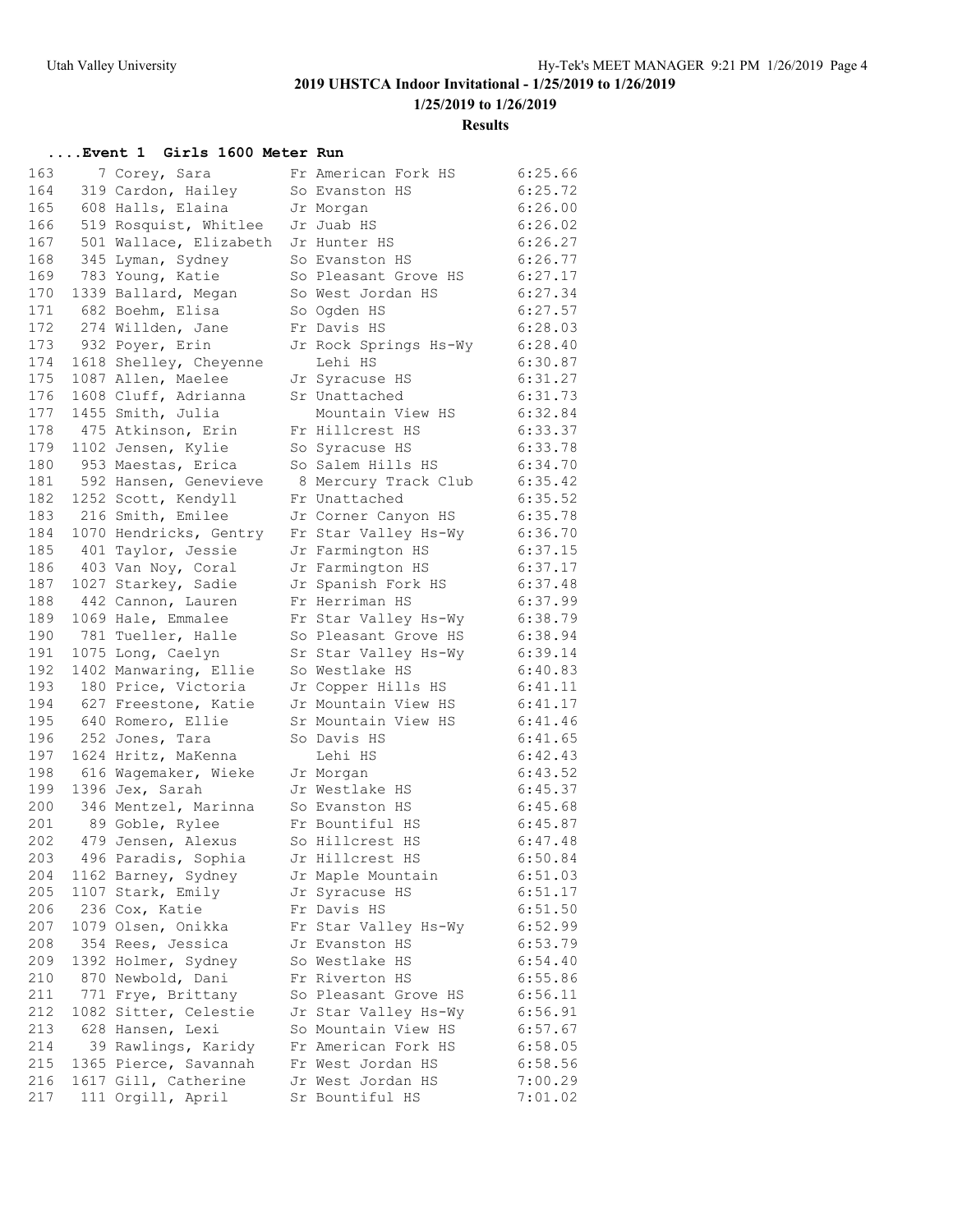## 2019 UHSTCA Indoor Invitational - 1/25/2019 to 1/26/2019

### 1/25/2019 to 1/26/2019

### Results

#### ....Event 1 Girls 1600 Meter Run

| Place | # | Name | Yr | School | Time |
|---|---|---|---|---|---|
| 163 | 7 | Corey, Sara | Fr | American Fork HS | 6:25.66 |
| 164 | 319 | Cardon, Hailey | So | Evanston HS | 6:25.72 |
| 165 | 608 | Halls, Elaina | Jr | Morgan | 6:26.00 |
| 166 | 519 | Rosquist, Whitlee | Jr | Juab HS | 6:26.02 |
| 167 | 501 | Wallace, Elizabeth | Jr | Hunter HS | 6:26.27 |
| 168 | 345 | Lyman, Sydney | So | Evanston HS | 6:26.77 |
| 169 | 783 | Young, Katie | So | Pleasant Grove HS | 6:27.17 |
| 170 | 1339 | Ballard, Megan | So | West Jordan HS | 6:27.34 |
| 171 | 682 | Boehm, Elisa | So | Ogden HS | 6:27.57 |
| 172 | 274 | Willden, Jane | Fr | Davis HS | 6:28.03 |
| 173 | 932 | Poyer, Erin | Jr | Rock Springs Hs-Wy | 6:28.40 |
| 174 | 1618 | Shelley, Cheyenne | | Lehi HS | 6:30.87 |
| 175 | 1087 | Allen, Maelee | Jr | Syracuse HS | 6:31.27 |
| 176 | 1608 | Cluff, Adrianna | Sr | Unattached | 6:31.73 |
| 177 | 1455 | Smith, Julia | | Mountain View HS | 6:32.84 |
| 178 | 475 | Atkinson, Erin | Fr | Hillcrest HS | 6:33.37 |
| 179 | 1102 | Jensen, Kylie | So | Syracuse HS | 6:33.78 |
| 180 | 953 | Maestas, Erica | So | Salem Hills HS | 6:34.70 |
| 181 | 592 | Hansen, Genevieve | 8 | Mercury Track Club | 6:35.42 |
| 182 | 1252 | Scott, Kendyll | Fr | Unattached | 6:35.52 |
| 183 | 216 | Smith, Emilee | Jr | Corner Canyon HS | 6:35.78 |
| 184 | 1070 | Hendricks, Gentry | Fr | Star Valley Hs-Wy | 6:36.70 |
| 185 | 401 | Taylor, Jessie | Jr | Farmington HS | 6:37.15 |
| 186 | 403 | Van Noy, Coral | Jr | Farmington HS | 6:37.17 |
| 187 | 1027 | Starkey, Sadie | Jr | Spanish Fork HS | 6:37.48 |
| 188 | 442 | Cannon, Lauren | Fr | Herriman HS | 6:37.99 |
| 189 | 1069 | Hale, Emmalee | Fr | Star Valley Hs-Wy | 6:38.79 |
| 190 | 781 | Tueller, Halle | So | Pleasant Grove HS | 6:38.94 |
| 191 | 1075 | Long, Caelyn | Sr | Star Valley Hs-Wy | 6:39.14 |
| 192 | 1402 | Manwaring, Ellie | So | Westlake HS | 6:40.83 |
| 193 | 180 | Price, Victoria | Jr | Copper Hills HS | 6:41.11 |
| 194 | 627 | Freestone, Katie | Jr | Mountain View HS | 6:41.17 |
| 195 | 640 | Romero, Ellie | Sr | Mountain View HS | 6:41.46 |
| 196 | 252 | Jones, Tara | So | Davis HS | 6:41.65 |
| 197 | 1624 | Hritz, MaKenna | | Lehi HS | 6:42.43 |
| 198 | 616 | Wagemaker, Wieke | Jr | Morgan | 6:43.52 |
| 199 | 1396 | Jex, Sarah | Jr | Westlake HS | 6:45.37 |
| 200 | 346 | Mentzel, Marinna | So | Evanston HS | 6:45.68 |
| 201 | 89 | Goble, Rylee | Fr | Bountiful HS | 6:45.87 |
| 202 | 479 | Jensen, Alexus | So | Hillcrest HS | 6:47.48 |
| 203 | 496 | Paradis, Sophia | Jr | Hillcrest HS | 6:50.84 |
| 204 | 1162 | Barney, Sydney | Jr | Maple Mountain | 6:51.03 |
| 205 | 1107 | Stark, Emily | Jr | Syracuse HS | 6:51.17 |
| 206 | 236 | Cox, Katie | Fr | Davis HS | 6:51.50 |
| 207 | 1079 | Olsen, Onikka | Fr | Star Valley Hs-Wy | 6:52.99 |
| 208 | 354 | Rees, Jessica | Jr | Evanston HS | 6:53.79 |
| 209 | 1392 | Holmer, Sydney | So | Westlake HS | 6:54.40 |
| 210 | 870 | Newbold, Dani | Fr | Riverton HS | 6:55.86 |
| 211 | 771 | Frye, Brittany | So | Pleasant Grove HS | 6:56.11 |
| 212 | 1082 | Sitter, Celestie | Jr | Star Valley Hs-Wy | 6:56.91 |
| 213 | 628 | Hansen, Lexi | So | Mountain View HS | 6:57.67 |
| 214 | 39 | Rawlings, Karidy | Fr | American Fork HS | 6:58.05 |
| 215 | 1365 | Pierce, Savannah | Fr | West Jordan HS | 6:58.56 |
| 216 | 1617 | Gill, Catherine | Jr | West Jordan HS | 7:00.29 |
| 217 | 111 | Orgill, April | Sr | Bountiful HS | 7:01.02 |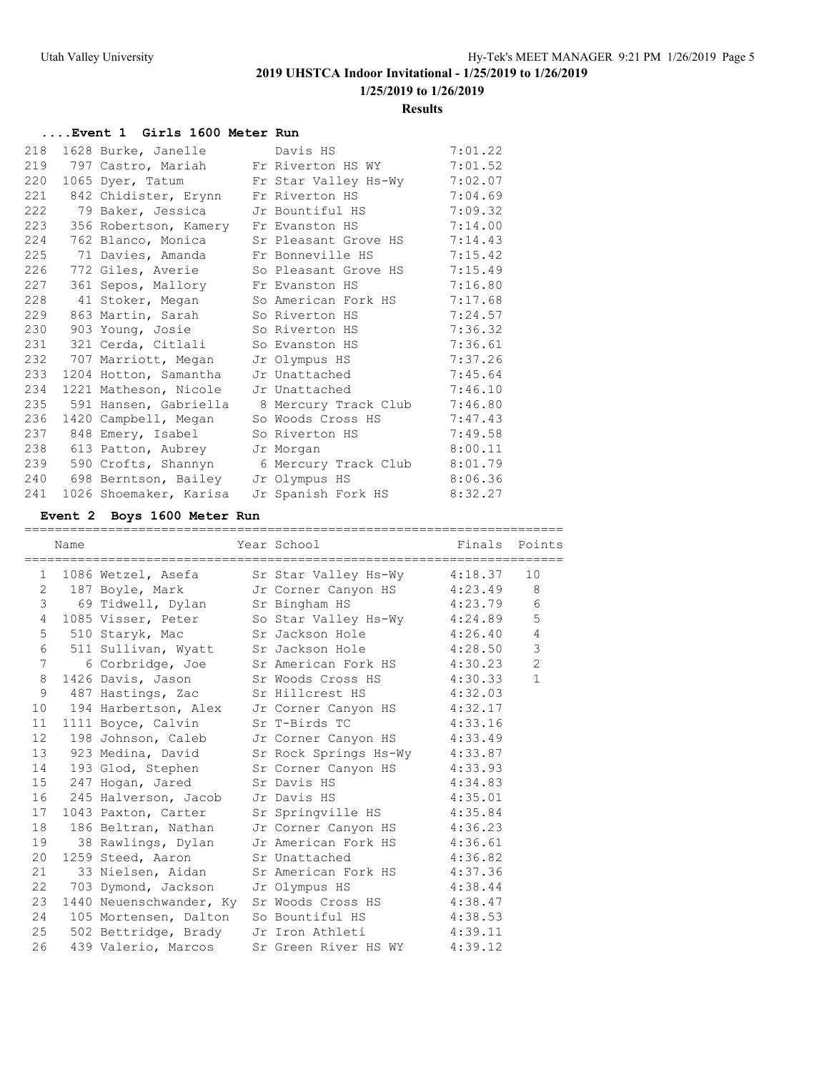## 2019 UHSTCA Indoor Invitational - 1/25/2019 to 1/26/2019

**1/25/2019 to 1/26/2019**

**Results**

### ....Event 1 Girls 1600 Meter Run

| Place | # | Name | Year | School | Finals |
|---|---|---|---|---|---|
| 218 | 1628 | Burke, Janelle | | Davis HS | 7:01.22 |
| 219 | 797 | Castro, Mariah | Fr | Riverton HS WY | 7:01.52 |
| 220 | 1065 | Dyer, Tatum | Fr | Star Valley Hs-Wy | 7:02.07 |
| 221 | 842 | Chidister, Erynn | Fr | Riverton HS | 7:04.69 |
| 222 | 79 | Baker, Jessica | Jr | Bountiful HS | 7:09.32 |
| 223 | 356 | Robertson, Kamery | Fr | Evanston HS | 7:14.00 |
| 224 | 762 | Blanco, Monica | Sr | Pleasant Grove HS | 7:14.43 |
| 225 | 71 | Davies, Amanda | Fr | Bonneville HS | 7:15.42 |
| 226 | 772 | Giles, Averie | So | Pleasant Grove HS | 7:15.49 |
| 227 | 361 | Sepos, Mallory | Fr | Evanston HS | 7:16.80 |
| 228 | 41 | Stoker, Megan | So | American Fork HS | 7:17.68 |
| 229 | 863 | Martin, Sarah | So | Riverton HS | 7:24.57 |
| 230 | 903 | Young, Josie | So | Riverton HS | 7:36.32 |
| 231 | 321 | Cerda, Citlali | So | Evanston HS | 7:36.61 |
| 232 | 707 | Marriott, Megan | Jr | Olympus HS | 7:37.26 |
| 233 | 1204 | Hotton, Samantha | Jr | Unattached | 7:45.64 |
| 234 | 1221 | Matheson, Nicole | Jr | Unattached | 7:46.10 |
| 235 | 591 | Hansen, Gabriella | 8 | Mercury Track Club | 7:46.80 |
| 236 | 1420 | Campbell, Megan | So | Woods Cross HS | 7:47.43 |
| 237 | 848 | Emery, Isabel | So | Riverton HS | 7:49.58 |
| 238 | 613 | Patton, Aubrey | Jr | Morgan | 8:00.11 |
| 239 | 590 | Crofts, Shannyn | 6 | Mercury Track Club | 8:01.79 |
| 240 | 698 | Berntson, Bailey | Jr | Olympus HS | 8:06.36 |
| 241 | 1026 | Shoemaker, Karisa | Jr | Spanish Fork HS | 8:32.27 |

### Event 2 Boys 1600 Meter Run

| Place | # | Name | Year | School | Finals | Points |
|---|---|---|---|---|---|---|
| 1 | 1086 | Wetzel, Asefa | Sr | Star Valley Hs-Wy | 4:18.37 | 10 |
| 2 | 187 | Boyle, Mark | Jr | Corner Canyon HS | 4:23.49 | 8 |
| 3 | 69 | Tidwell, Dylan | Sr | Bingham HS | 4:23.79 | 6 |
| 4 | 1085 | Visser, Peter | So | Star Valley Hs-Wy | 4:24.89 | 5 |
| 5 | 510 | Staryk, Mac | Sr | Jackson Hole | 4:26.40 | 4 |
| 6 | 511 | Sullivan, Wyatt | Sr | Jackson Hole | 4:28.50 | 3 |
| 7 | 6 | Corbridge, Joe | Sr | American Fork HS | 4:30.23 | 2 |
| 8 | 1426 | Davis, Jason | Sr | Woods Cross HS | 4:30.33 | 1 |
| 9 | 487 | Hastings, Zac | Sr | Hillcrest HS | 4:32.03 | |
| 10 | 194 | Harbertson, Alex | Jr | Corner Canyon HS | 4:32.17 | |
| 11 | 1111 | Boyce, Calvin | Sr | T-Birds TC | 4:33.16 | |
| 12 | 198 | Johnson, Caleb | Jr | Corner Canyon HS | 4:33.49 | |
| 13 | 923 | Medina, David | Sr | Rock Springs Hs-Wy | 4:33.87 | |
| 14 | 193 | Glod, Stephen | Sr | Corner Canyon HS | 4:33.93 | |
| 15 | 247 | Hogan, Jared | Sr | Davis HS | 4:34.83 | |
| 16 | 245 | Halverson, Jacob | Jr | Davis HS | 4:35.01 | |
| 17 | 1043 | Paxton, Carter | Sr | Springville HS | 4:35.84 | |
| 18 | 186 | Beltran, Nathan | Jr | Corner Canyon HS | 4:36.23 | |
| 19 | 38 | Rawlings, Dylan | Jr | American Fork HS | 4:36.61 | |
| 20 | 1259 | Steed, Aaron | Sr | Unattached | 4:36.82 | |
| 21 | 33 | Nielsen, Aidan | Sr | American Fork HS | 4:37.36 | |
| 22 | 703 | Dymond, Jackson | Jr | Olympus HS | 4:38.44 | |
| 23 | 1440 | Neuenschwander, Ky | Sr | Woods Cross HS | 4:38.47 | |
| 24 | 105 | Mortensen, Dalton | So | Bountiful HS | 4:38.53 | |
| 25 | 502 | Bettridge, Brady | Jr | Iron Athleti | 4:39.11 | |
| 26 | 439 | Valerio, Marcos | Sr | Green River HS WY | 4:39.12 | |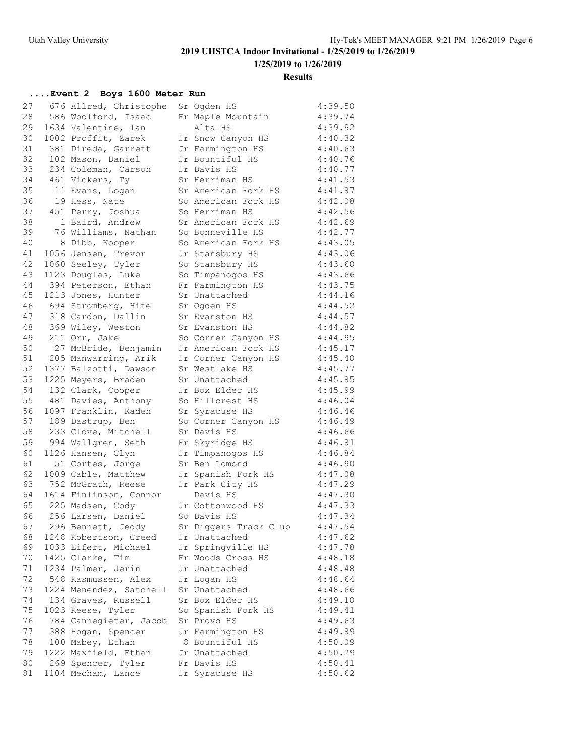## 2019 UHSTCA Indoor Invitational - 1/25/2019 to 1/26/2019

**1/25/2019 to 1/26/2019**

**Results**

### ....Event 2 Boys 1600 Meter Run

| Place | No. | Name | Yr | School | Time |
|---|---|---|---|---|---|
| 27 | 676 | Allred, Christophe | Sr | Ogden HS | 4:39.50 |
| 28 | 586 | Woolford, Isaac | Fr | Maple Mountain | 4:39.74 |
| 29 | 1634 | Valentine, Ian | | Alta HS | 4:39.92 |
| 30 | 1002 | Proffit, Zarek | Jr | Snow Canyon HS | 4:40.32 |
| 31 | 381 | Direda, Garrett | Jr | Farmington HS | 4:40.63 |
| 32 | 102 | Mason, Daniel | Jr | Bountiful HS | 4:40.76 |
| 33 | 234 | Coleman, Carson | Jr | Davis HS | 4:40.77 |
| 34 | 461 | Vickers, Ty | Sr | Herriman HS | 4:41.53 |
| 35 | 11 | Evans, Logan | Sr | American Fork HS | 4:41.87 |
| 36 | 19 | Hess, Nate | So | American Fork HS | 4:42.08 |
| 37 | 451 | Perry, Joshua | So | Herriman HS | 4:42.56 |
| 38 | 1 | Baird, Andrew | Sr | American Fork HS | 4:42.69 |
| 39 | 76 | Williams, Nathan | So | Bonneville HS | 4:42.77 |
| 40 | 8 | Dibb, Kooper | So | American Fork HS | 4:43.05 |
| 41 | 1056 | Jensen, Trevor | Jr | Stansbury HS | 4:43.06 |
| 42 | 1060 | Seeley, Tyler | So | Stansbury HS | 4:43.60 |
| 43 | 1123 | Douglas, Luke | So | Timpanogos HS | 4:43.66 |
| 44 | 394 | Peterson, Ethan | Fr | Farmington HS | 4:43.75 |
| 45 | 1213 | Jones, Hunter | Sr | Unattached | 4:44.16 |
| 46 | 694 | Stromberg, Hite | Sr | Ogden HS | 4:44.52 |
| 47 | 318 | Cardon, Dallin | Sr | Evanston HS | 4:44.57 |
| 48 | 369 | Wiley, Weston | Sr | Evanston HS | 4:44.82 |
| 49 | 211 | Orr, Jake | So | Corner Canyon HS | 4:44.95 |
| 50 | 27 | McBride, Benjamin | Jr | American Fork HS | 4:45.17 |
| 51 | 205 | Manwarring, Arik | Jr | Corner Canyon HS | 4:45.40 |
| 52 | 1377 | Balzotti, Dawson | Sr | Westlake HS | 4:45.77 |
| 53 | 1225 | Meyers, Braden | Sr | Unattached | 4:45.85 |
| 54 | 132 | Clark, Cooper | Jr | Box Elder HS | 4:45.99 |
| 55 | 481 | Davies, Anthony | So | Hillcrest HS | 4:46.04 |
| 56 | 1097 | Franklin, Kaden | Sr | Syracuse HS | 4:46.46 |
| 57 | 189 | Dastrup, Ben | So | Corner Canyon HS | 4:46.49 |
| 58 | 233 | Clove, Mitchell | Sr | Davis HS | 4:46.66 |
| 59 | 994 | Wallgren, Seth | Fr | Skyridge HS | 4:46.81 |
| 60 | 1126 | Hansen, Clyn | Jr | Timpanogos HS | 4:46.84 |
| 61 | 51 | Cortes, Jorge | Sr | Ben Lomond | 4:46.90 |
| 62 | 1009 | Cable, Matthew | Jr | Spanish Fork HS | 4:47.08 |
| 63 | 752 | McGrath, Reese | Jr | Park City HS | 4:47.29 |
| 64 | 1614 | Finlinson, Connor | | Davis HS | 4:47.30 |
| 65 | 225 | Madsen, Cody | Jr | Cottonwood HS | 4:47.33 |
| 66 | 256 | Larsen, Daniel | So | Davis HS | 4:47.34 |
| 67 | 296 | Bennett, Jeddy | Sr | Diggers Track Club | 4:47.54 |
| 68 | 1248 | Robertson, Creed | Jr | Unattached | 4:47.62 |
| 69 | 1033 | Eifert, Michael | Jr | Springville HS | 4:47.78 |
| 70 | 1425 | Clarke, Tim | Fr | Woods Cross HS | 4:48.18 |
| 71 | 1234 | Palmer, Jerin | Jr | Unattached | 4:48.48 |
| 72 | 548 | Rasmussen, Alex | Jr | Logan HS | 4:48.64 |
| 73 | 1224 | Menendez, Satchell | Sr | Unattached | 4:48.66 |
| 74 | 134 | Graves, Russell | Sr | Box Elder HS | 4:49.10 |
| 75 | 1023 | Reese, Tyler | So | Spanish Fork HS | 4:49.41 |
| 76 | 784 | Cannegieter, Jacob | Sr | Provo HS | 4:49.63 |
| 77 | 388 | Hogan, Spencer | Jr | Farmington HS | 4:49.89 |
| 78 | 100 | Mabey, Ethan | 8 | Bountiful HS | 4:50.09 |
| 79 | 1222 | Maxfield, Ethan | Jr | Unattached | 4:50.29 |
| 80 | 269 | Spencer, Tyler | Fr | Davis HS | 4:50.41 |
| 81 | 1104 | Mecham, Lance | Jr | Syracuse HS | 4:50.62 |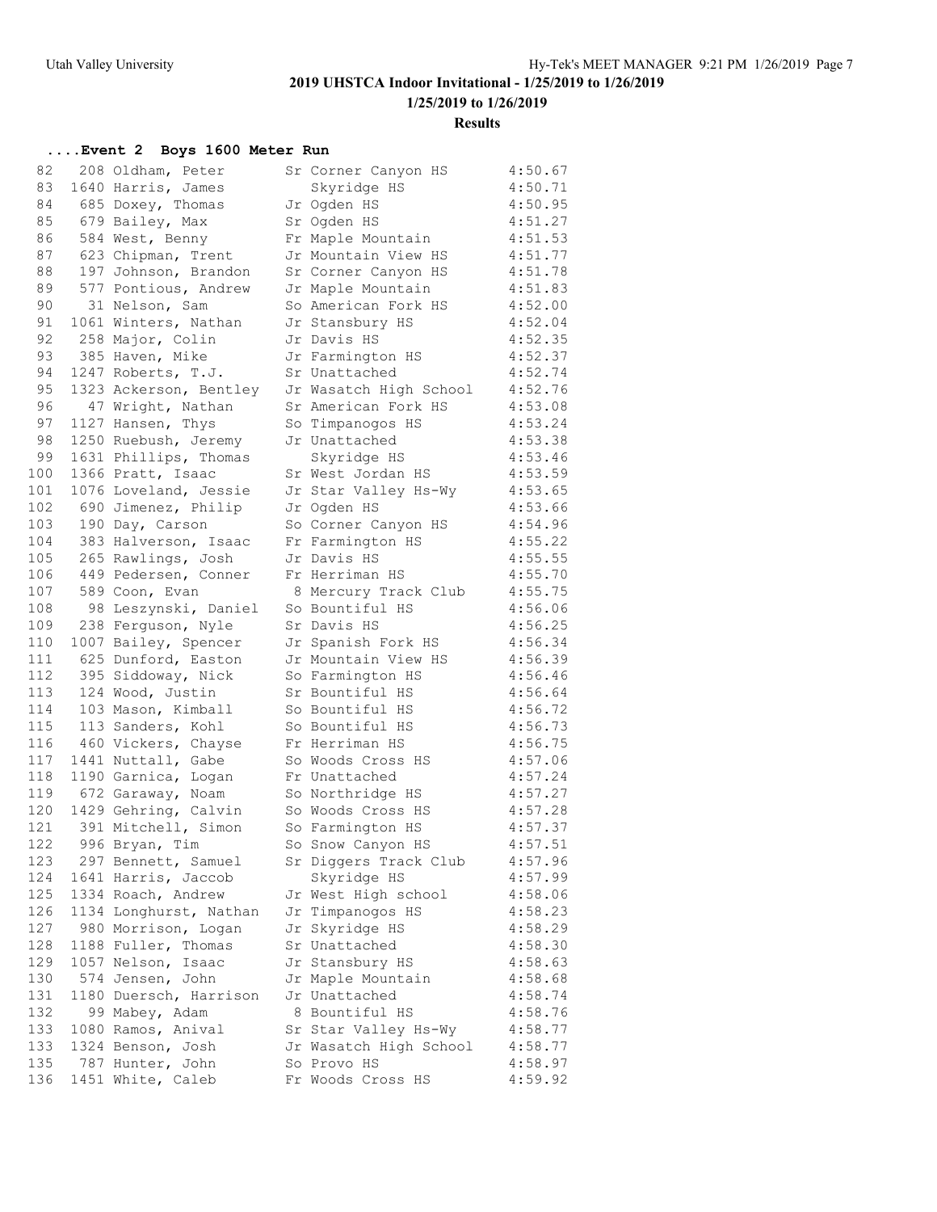## 2019 UHSTCA Indoor Invitational - 1/25/2019 to 1/26/2019

**1/25/2019 to 1/26/2019**

**Results**

### ....Event 2 Boys 1600 Meter Run

| Place | # | Name | Yr | School | Time |
|---|---|---|---|---|---|
| 82 | 208 | Oldham, Peter | Sr | Corner Canyon HS | 4:50.67 |
| 83 | 1640 | Harris, James | | Skyridge HS | 4:50.71 |
| 84 | 685 | Doxey, Thomas | Jr | Ogden HS | 4:50.95 |
| 85 | 679 | Bailey, Max | Sr | Ogden HS | 4:51.27 |
| 86 | 584 | West, Benny | Fr | Maple Mountain | 4:51.53 |
| 87 | 623 | Chipman, Trent | Jr | Mountain View HS | 4:51.77 |
| 88 | 197 | Johnson, Brandon | Sr | Corner Canyon HS | 4:51.78 |
| 89 | 577 | Pontious, Andrew | Jr | Maple Mountain | 4:51.83 |
| 90 | 31 | Nelson, Sam | So | American Fork HS | 4:52.00 |
| 91 | 1061 | Winters, Nathan | Jr | Stansbury HS | 4:52.04 |
| 92 | 258 | Major, Colin | Jr | Davis HS | 4:52.35 |
| 93 | 385 | Haven, Mike | Jr | Farmington HS | 4:52.37 |
| 94 | 1247 | Roberts, T.J. | Sr | Unattached | 4:52.74 |
| 95 | 1323 | Ackerson, Bentley | Jr | Wasatch High School | 4:52.76 |
| 96 | 47 | Wright, Nathan | Sr | American Fork HS | 4:53.08 |
| 97 | 1127 | Hansen, Thys | So | Timpanogos HS | 4:53.24 |
| 98 | 1250 | Ruebush, Jeremy | Jr | Unattached | 4:53.38 |
| 99 | 1631 | Phillips, Thomas | | Skyridge HS | 4:53.46 |
| 100 | 1366 | Pratt, Isaac | Sr | West Jordan HS | 4:53.59 |
| 101 | 1076 | Loveland, Jessie | Jr | Star Valley Hs-Wy | 4:53.65 |
| 102 | 690 | Jimenez, Philip | Jr | Ogden HS | 4:53.66 |
| 103 | 190 | Day, Carson | So | Corner Canyon HS | 4:54.96 |
| 104 | 383 | Halverson, Isaac | Fr | Farmington HS | 4:55.22 |
| 105 | 265 | Rawlings, Josh | Jr | Davis HS | 4:55.55 |
| 106 | 449 | Pedersen, Conner | Fr | Herriman HS | 4:55.70 |
| 107 | 589 | Coon, Evan | 8 | Mercury Track Club | 4:55.75 |
| 108 | 98 | Leszynski, Daniel | So | Bountiful HS | 4:56.06 |
| 109 | 238 | Ferguson, Nyle | Sr | Davis HS | 4:56.25 |
| 110 | 1007 | Bailey, Spencer | Jr | Spanish Fork HS | 4:56.34 |
| 111 | 625 | Dunford, Easton | Jr | Mountain View HS | 4:56.39 |
| 112 | 395 | Siddoway, Nick | So | Farmington HS | 4:56.46 |
| 113 | 124 | Wood, Justin | Sr | Bountiful HS | 4:56.64 |
| 114 | 103 | Mason, Kimball | So | Bountiful HS | 4:56.72 |
| 115 | 113 | Sanders, Kohl | So | Bountiful HS | 4:56.73 |
| 116 | 460 | Vickers, Chayse | Fr | Herriman HS | 4:56.75 |
| 117 | 1441 | Nuttall, Gabe | So | Woods Cross HS | 4:57.06 |
| 118 | 1190 | Garnica, Logan | Fr | Unattached | 4:57.24 |
| 119 | 672 | Garaway, Noam | So | Northridge HS | 4:57.27 |
| 120 | 1429 | Gehring, Calvin | So | Woods Cross HS | 4:57.28 |
| 121 | 391 | Mitchell, Simon | So | Farmington HS | 4:57.37 |
| 122 | 996 | Bryan, Tim | So | Snow Canyon HS | 4:57.51 |
| 123 | 297 | Bennett, Samuel | Sr | Diggers Track Club | 4:57.96 |
| 124 | 1641 | Harris, Jaccob | | Skyridge HS | 4:57.99 |
| 125 | 1334 | Roach, Andrew | Jr | West High school | 4:58.06 |
| 126 | 1134 | Longhurst, Nathan | Jr | Timpanogos HS | 4:58.23 |
| 127 | 980 | Morrison, Logan | Jr | Skyridge HS | 4:58.29 |
| 128 | 1188 | Fuller, Thomas | Sr | Unattached | 4:58.30 |
| 129 | 1057 | Nelson, Isaac | Jr | Stansbury HS | 4:58.63 |
| 130 | 574 | Jensen, John | Jr | Maple Mountain | 4:58.68 |
| 131 | 1180 | Duersch, Harrison | Jr | Unattached | 4:58.74 |
| 132 | 99 | Mabey, Adam | 8 | Bountiful HS | 4:58.76 |
| 133 | 1080 | Ramos, Anival | Sr | Star Valley Hs-Wy | 4:58.77 |
| 133 | 1324 | Benson, Josh | Jr | Wasatch High School | 4:58.77 |
| 135 | 787 | Hunter, John | So | Provo HS | 4:58.97 |
| 136 | 1451 | White, Caleb | Fr | Woods Cross HS | 4:59.92 |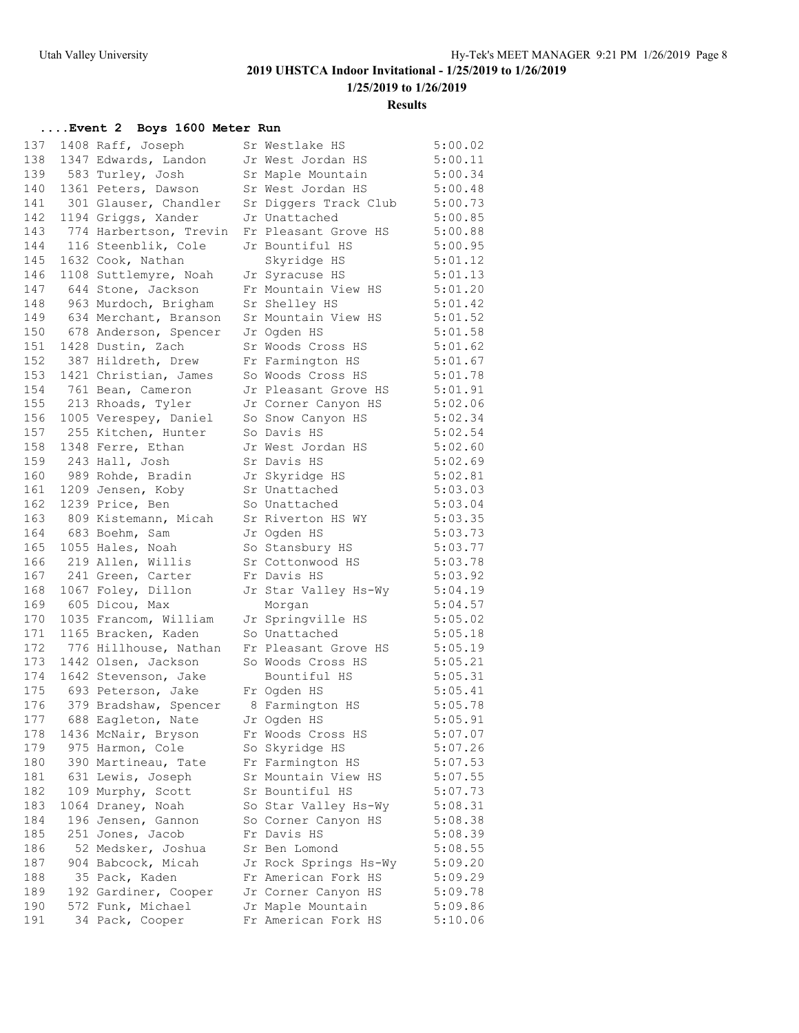## 2019 UHSTCA Indoor Invitational - 1/25/2019 to 1/26/2019

### 1/25/2019 to 1/26/2019

### Results

#### ....Event 2 Boys 1600 Meter Run

| Place | Bib | Name | Yr | School | Time |
|---|---|---|---|---|---|
| 137 | 1408 | Raff, Joseph | Sr | Westlake HS | 5:00.02 |
| 138 | 1347 | Edwards, Landon | Jr | West Jordan HS | 5:00.11 |
| 139 | 583 | Turley, Josh | Sr | Maple Mountain | 5:00.34 |
| 140 | 1361 | Peters, Dawson | Sr | West Jordan HS | 5:00.48 |
| 141 | 301 | Glauser, Chandler | Sr | Diggers Track Club | 5:00.73 |
| 142 | 1194 | Griggs, Xander | Jr | Unattached | 5:00.85 |
| 143 | 774 | Harbertson, Trevin | Fr | Pleasant Grove HS | 5:00.88 |
| 144 | 116 | Steenblik, Cole | Jr | Bountiful HS | 5:00.95 |
| 145 | 1632 | Cook, Nathan | | Skyridge HS | 5:01.12 |
| 146 | 1108 | Suttlemyre, Noah | Jr | Syracuse HS | 5:01.13 |
| 147 | 644 | Stone, Jackson | Fr | Mountain View HS | 5:01.20 |
| 148 | 963 | Murdoch, Brigham | Sr | Shelley HS | 5:01.42 |
| 149 | 634 | Merchant, Branson | Sr | Mountain View HS | 5:01.52 |
| 150 | 678 | Anderson, Spencer | Jr | Ogden HS | 5:01.58 |
| 151 | 1428 | Dustin, Zach | Sr | Woods Cross HS | 5:01.62 |
| 152 | 387 | Hildreth, Drew | Fr | Farmington HS | 5:01.67 |
| 153 | 1421 | Christian, James | So | Woods Cross HS | 5:01.78 |
| 154 | 761 | Bean, Cameron | Jr | Pleasant Grove HS | 5:01.91 |
| 155 | 213 | Rhoads, Tyler | Jr | Corner Canyon HS | 5:02.06 |
| 156 | 1005 | Verespey, Daniel | So | Snow Canyon HS | 5:02.34 |
| 157 | 255 | Kitchen, Hunter | So | Davis HS | 5:02.54 |
| 158 | 1348 | Ferre, Ethan | Jr | West Jordan HS | 5:02.60 |
| 159 | 243 | Hall, Josh | Sr | Davis HS | 5:02.69 |
| 160 | 989 | Rohde, Bradin | Jr | Skyridge HS | 5:02.81 |
| 161 | 1209 | Jensen, Koby | Sr | Unattached | 5:03.03 |
| 162 | 1239 | Price, Ben | So | Unattached | 5:03.04 |
| 163 | 809 | Kistemann, Micah | Sr | Riverton HS WY | 5:03.35 |
| 164 | 683 | Boehm, Sam | Jr | Ogden HS | 5:03.73 |
| 165 | 1055 | Hales, Noah | So | Stansbury HS | 5:03.77 |
| 166 | 219 | Allen, Willis | Sr | Cottonwood HS | 5:03.78 |
| 167 | 241 | Green, Carter | Fr | Davis HS | 5:03.92 |
| 168 | 1067 | Foley, Dillon | Jr | Star Valley Hs-Wy | 5:04.19 |
| 169 | 605 | Dicou, Max | | Morgan | 5:04.57 |
| 170 | 1035 | Francom, William | Jr | Springville HS | 5:05.02 |
| 171 | 1165 | Bracken, Kaden | So | Unattached | 5:05.18 |
| 172 | 776 | Hillhouse, Nathan | Fr | Pleasant Grove HS | 5:05.19 |
| 173 | 1442 | Olsen, Jackson | So | Woods Cross HS | 5:05.21 |
| 174 | 1642 | Stevenson, Jake | | Bountiful HS | 5:05.31 |
| 175 | 693 | Peterson, Jake | Fr | Ogden HS | 5:05.41 |
| 176 | 379 | Bradshaw, Spencer | 8 | Farmington HS | 5:05.78 |
| 177 | 688 | Eagleton, Nate | Jr | Ogden HS | 5:05.91 |
| 178 | 1436 | McNair, Bryson | Fr | Woods Cross HS | 5:07.07 |
| 179 | 975 | Harmon, Cole | So | Skyridge HS | 5:07.26 |
| 180 | 390 | Martineau, Tate | Fr | Farmington HS | 5:07.53 |
| 181 | 631 | Lewis, Joseph | Sr | Mountain View HS | 5:07.55 |
| 182 | 109 | Murphy, Scott | Sr | Bountiful HS | 5:07.73 |
| 183 | 1064 | Draney, Noah | So | Star Valley Hs-Wy | 5:08.31 |
| 184 | 196 | Jensen, Gannon | So | Corner Canyon HS | 5:08.38 |
| 185 | 251 | Jones, Jacob | Fr | Davis HS | 5:08.39 |
| 186 | 52 | Medsker, Joshua | Sr | Ben Lomond | 5:08.55 |
| 187 | 904 | Babcock, Micah | Jr | Rock Springs Hs-Wy | 5:09.20 |
| 188 | 35 | Pack, Kaden | Fr | American Fork HS | 5:09.29 |
| 189 | 192 | Gardiner, Cooper | Jr | Corner Canyon HS | 5:09.78 |
| 190 | 572 | Funk, Michael | Jr | Maple Mountain | 5:09.86 |
| 191 | 34 | Pack, Cooper | Fr | American Fork HS | 5:10.06 |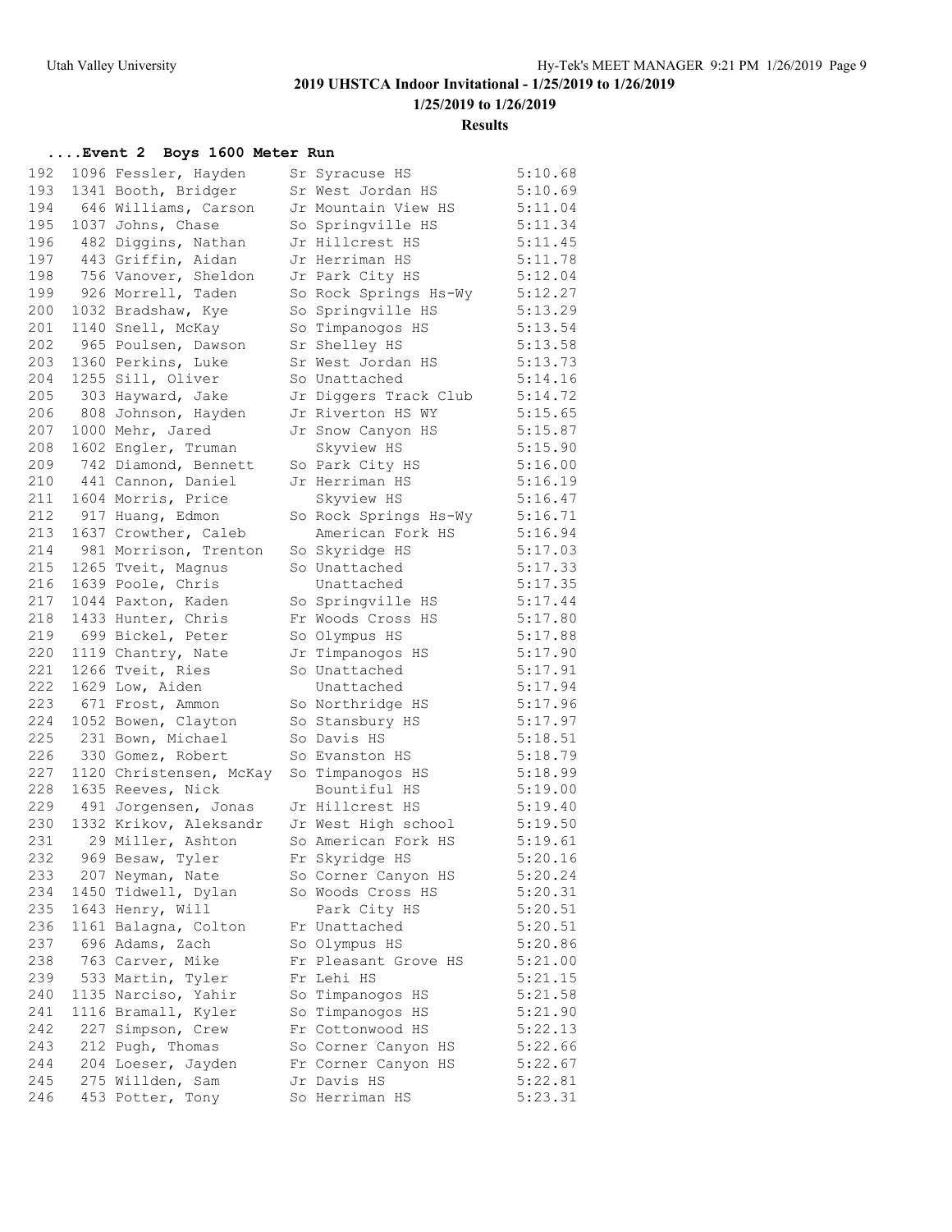## 2019 UHSTCA Indoor Invitational - 1/25/2019 to 1/26/2019

### 1/25/2019 to 1/26/2019

### Results

#### ....Event 2 Boys 1600 Meter Run

| Place | No. | Name | Yr | Team | Time |
|---|---|---|---|---|---|
| 192 | 1096 | Fessler, Hayden | Sr | Syracuse HS | 5:10.68 |
| 193 | 1341 | Booth, Bridger | Sr | West Jordan HS | 5:10.69 |
| 194 | 646 | Williams, Carson | Jr | Mountain View HS | 5:11.04 |
| 195 | 1037 | Johns, Chase | So | Springville HS | 5:11.34 |
| 196 | 482 | Diggins, Nathan | Jr | Hillcrest HS | 5:11.45 |
| 197 | 443 | Griffin, Aidan | Jr | Herriman HS | 5:11.78 |
| 198 | 756 | Vanover, Sheldon | Jr | Park City HS | 5:12.04 |
| 199 | 926 | Morrell, Taden | So | Rock Springs Hs-Wy | 5:12.27 |
| 200 | 1032 | Bradshaw, Kye | So | Springville HS | 5:13.29 |
| 201 | 1140 | Snell, McKay | So | Timpanogos HS | 5:13.54 |
| 202 | 965 | Poulsen, Dawson | Sr | Shelley HS | 5:13.58 |
| 203 | 1360 | Perkins, Luke | Sr | West Jordan HS | 5:13.73 |
| 204 | 1255 | Sill, Oliver | So | Unattached | 5:14.16 |
| 205 | 303 | Hayward, Jake | Jr | Diggers Track Club | 5:14.72 |
| 206 | 808 | Johnson, Hayden | Jr | Riverton HS WY | 5:15.65 |
| 207 | 1000 | Mehr, Jared | Jr | Snow Canyon HS | 5:15.87 |
| 208 | 1602 | Engler, Truman | | Skyview HS | 5:15.90 |
| 209 | 742 | Diamond, Bennett | So | Park City HS | 5:16.00 |
| 210 | 441 | Cannon, Daniel | Jr | Herriman HS | 5:16.19 |
| 211 | 1604 | Morris, Price | | Skyview HS | 5:16.47 |
| 212 | 917 | Huang, Edmon | So | Rock Springs Hs-Wy | 5:16.71 |
| 213 | 1637 | Crowther, Caleb | | American Fork HS | 5:16.94 |
| 214 | 981 | Morrison, Trenton | So | Skyridge HS | 5:17.03 |
| 215 | 1265 | Tveit, Magnus | So | Unattached | 5:17.33 |
| 216 | 1639 | Poole, Chris | | Unattached | 5:17.35 |
| 217 | 1044 | Paxton, Kaden | So | Springville HS | 5:17.44 |
| 218 | 1433 | Hunter, Chris | Fr | Woods Cross HS | 5:17.80 |
| 219 | 699 | Bickel, Peter | So | Olympus HS | 5:17.88 |
| 220 | 1119 | Chantry, Nate | Jr | Timpanogos HS | 5:17.90 |
| 221 | 1266 | Tveit, Ries | So | Unattached | 5:17.91 |
| 222 | 1629 | Low, Aiden | | Unattached | 5:17.94 |
| 223 | 671 | Frost, Ammon | So | Northridge HS | 5:17.96 |
| 224 | 1052 | Bowen, Clayton | So | Stansbury HS | 5:17.97 |
| 225 | 231 | Bown, Michael | So | Davis HS | 5:18.51 |
| 226 | 330 | Gomez, Robert | So | Evanston HS | 5:18.79 |
| 227 | 1120 | Christensen, McKay | So | Timpanogos HS | 5:18.99 |
| 228 | 1635 | Reeves, Nick | | Bountiful HS | 5:19.00 |
| 229 | 491 | Jorgensen, Jonas | Jr | Hillcrest HS | 5:19.40 |
| 230 | 1332 | Krikov, Aleksandr | Jr | West High school | 5:19.50 |
| 231 | 29 | Miller, Ashton | So | American Fork HS | 5:19.61 |
| 232 | 969 | Besaw, Tyler | Fr | Skyridge HS | 5:20.16 |
| 233 | 207 | Neyman, Nate | So | Corner Canyon HS | 5:20.24 |
| 234 | 1450 | Tidwell, Dylan | So | Woods Cross HS | 5:20.31 |
| 235 | 1643 | Henry, Will | | Park City HS | 5:20.51 |
| 236 | 1161 | Balagna, Colton | Fr | Unattached | 5:20.51 |
| 237 | 696 | Adams, Zach | So | Olympus HS | 5:20.86 |
| 238 | 763 | Carver, Mike | Fr | Pleasant Grove HS | 5:21.00 |
| 239 | 533 | Martin, Tyler | Fr | Lehi HS | 5:21.15 |
| 240 | 1135 | Narciso, Yahir | So | Timpanogos HS | 5:21.58 |
| 241 | 1116 | Bramall, Kyler | So | Timpanogos HS | 5:21.90 |
| 242 | 227 | Simpson, Crew | Fr | Cottonwood HS | 5:22.13 |
| 243 | 212 | Pugh, Thomas | So | Corner Canyon HS | 5:22.66 |
| 244 | 204 | Loeser, Jayden | Fr | Corner Canyon HS | 5:22.67 |
| 245 | 275 | Willden, Sam | Jr | Davis HS | 5:22.81 |
| 246 | 453 | Potter, Tony | So | Herriman HS | 5:23.31 |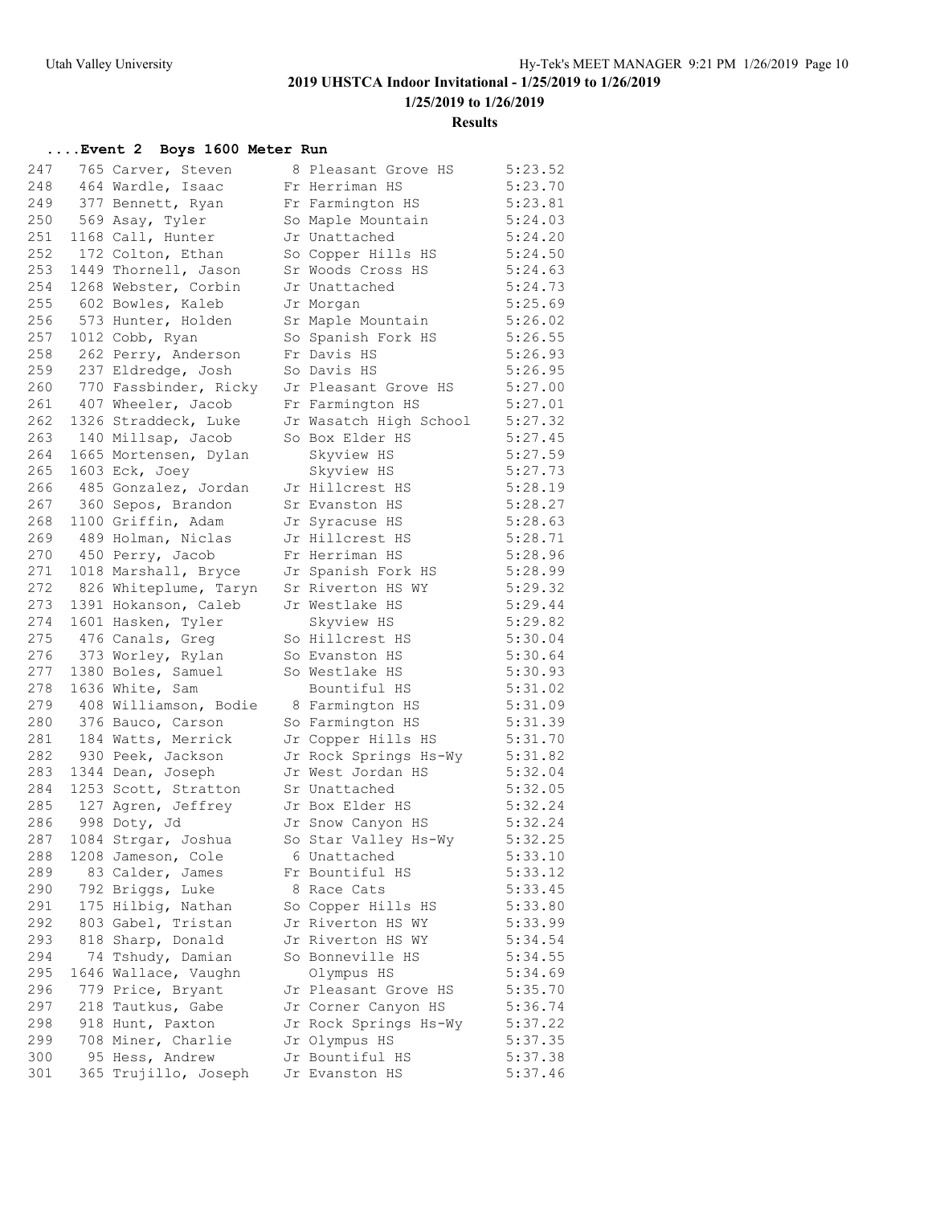## 2019 UHSTCA Indoor Invitational - 1/25/2019 to 1/26/2019

**1/25/2019 to 1/26/2019**

**Results**

### ....Event 2 Boys 1600 Meter Run

| Place | # | Name | Yr | School | Time |
|---|---|---|---|---|---|
| 247 | 765 | Carver, Steven | 8 | Pleasant Grove HS | 5:23.52 |
| 248 | 464 | Wardle, Isaac | Fr | Herriman HS | 5:23.70 |
| 249 | 377 | Bennett, Ryan | Fr | Farmington HS | 5:23.81 |
| 250 | 569 | Asay, Tyler | So | Maple Mountain | 5:24.03 |
| 251 | 1168 | Call, Hunter | Jr | Unattached | 5:24.20 |
| 252 | 172 | Colton, Ethan | So | Copper Hills HS | 5:24.50 |
| 253 | 1449 | Thornell, Jason | Sr | Woods Cross HS | 5:24.63 |
| 254 | 1268 | Webster, Corbin | Jr | Unattached | 5:24.73 |
| 255 | 602 | Bowles, Kaleb | Jr | Morgan | 5:25.69 |
| 256 | 573 | Hunter, Holden | Sr | Maple Mountain | 5:26.02 |
| 257 | 1012 | Cobb, Ryan | So | Spanish Fork HS | 5:26.55 |
| 258 | 262 | Perry, Anderson | Fr | Davis HS | 5:26.93 |
| 259 | 237 | Eldredge, Josh | So | Davis HS | 5:26.95 |
| 260 | 770 | Fassbinder, Ricky | Jr | Pleasant Grove HS | 5:27.00 |
| 261 | 407 | Wheeler, Jacob | Fr | Farmington HS | 5:27.01 |
| 262 | 1326 | Straddeck, Luke | Jr | Wasatch High School | 5:27.32 |
| 263 | 140 | Millsap, Jacob | So | Box Elder HS | 5:27.45 |
| 264 | 1665 | Mortensen, Dylan | | Skyview HS | 5:27.59 |
| 265 | 1603 | Eck, Joey | | Skyview HS | 5:27.73 |
| 266 | 485 | Gonzalez, Jordan | Jr | Hillcrest HS | 5:28.19 |
| 267 | 360 | Sepos, Brandon | Sr | Evanston HS | 5:28.27 |
| 268 | 1100 | Griffin, Adam | Jr | Syracuse HS | 5:28.63 |
| 269 | 489 | Holman, Niclas | Jr | Hillcrest HS | 5:28.71 |
| 270 | 450 | Perry, Jacob | Fr | Herriman HS | 5:28.96 |
| 271 | 1018 | Marshall, Bryce | Jr | Spanish Fork HS | 5:28.99 |
| 272 | 826 | Whiteplume, Taryn | Sr | Riverton HS WY | 5:29.32 |
| 273 | 1391 | Hokanson, Caleb | Jr | Westlake HS | 5:29.44 |
| 274 | 1601 | Hasken, Tyler | | Skyview HS | 5:29.82 |
| 275 | 476 | Canals, Greg | So | Hillcrest HS | 5:30.04 |
| 276 | 373 | Worley, Rylan | So | Evanston HS | 5:30.64 |
| 277 | 1380 | Boles, Samuel | So | Westlake HS | 5:30.93 |
| 278 | 1636 | White, Sam | | Bountiful HS | 5:31.02 |
| 279 | 408 | Williamson, Bodie | 8 | Farmington HS | 5:31.09 |
| 280 | 376 | Bauco, Carson | So | Farmington HS | 5:31.39 |
| 281 | 184 | Watts, Merrick | Jr | Copper Hills HS | 5:31.70 |
| 282 | 930 | Peek, Jackson | Jr | Rock Springs Hs-Wy | 5:31.82 |
| 283 | 1344 | Dean, Joseph | Jr | West Jordan HS | 5:32.04 |
| 284 | 1253 | Scott, Stratton | Sr | Unattached | 5:32.05 |
| 285 | 127 | Agren, Jeffrey | Jr | Box Elder HS | 5:32.24 |
| 286 | 998 | Doty, Jd | Jr | Snow Canyon HS | 5:32.24 |
| 287 | 1084 | Strgar, Joshua | So | Star Valley Hs-Wy | 5:32.25 |
| 288 | 1208 | Jameson, Cole | 6 | Unattached | 5:33.10 |
| 289 | 83 | Calder, James | Fr | Bountiful HS | 5:33.12 |
| 290 | 792 | Briggs, Luke | 8 | Race Cats | 5:33.45 |
| 291 | 175 | Hilbig, Nathan | So | Copper Hills HS | 5:33.80 |
| 292 | 803 | Gabel, Tristan | Jr | Riverton HS WY | 5:33.99 |
| 293 | 818 | Sharp, Donald | Jr | Riverton HS WY | 5:34.54 |
| 294 | 74 | Tshudy, Damian | So | Bonneville HS | 5:34.55 |
| 295 | 1646 | Wallace, Vaughn | | Olympus HS | 5:34.69 |
| 296 | 779 | Price, Bryant | Jr | Pleasant Grove HS | 5:35.70 |
| 297 | 218 | Tautkus, Gabe | Jr | Corner Canyon HS | 5:36.74 |
| 298 | 918 | Hunt, Paxton | Jr | Rock Springs Hs-Wy | 5:37.22 |
| 299 | 708 | Miner, Charlie | Jr | Olympus HS | 5:37.35 |
| 300 | 95 | Hess, Andrew | Jr | Bountiful HS | 5:37.38 |
| 301 | 365 | Trujillo, Joseph | Jr | Evanston HS | 5:37.46 |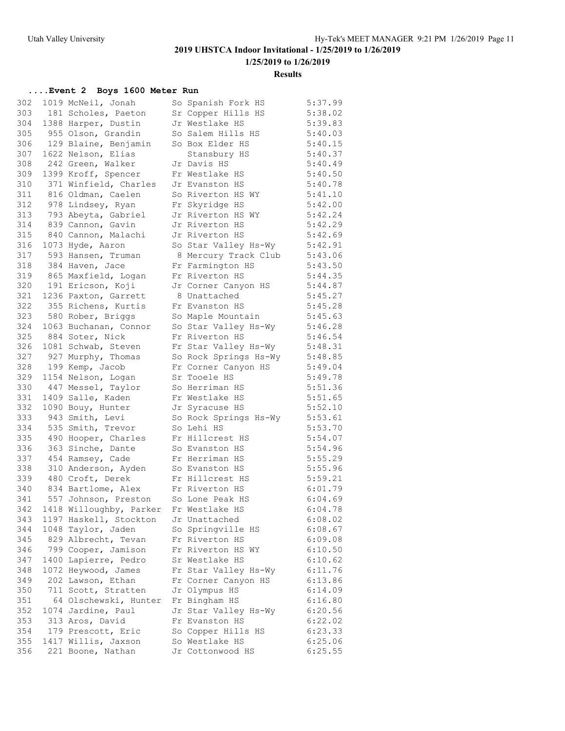## 2019 UHSTCA Indoor Invitational - 1/25/2019 to 1/26/2019

### 1/25/2019 to 1/26/2019

### Results

#### ....Event 2 Boys 1600 Meter Run

| Place | Comp# | Name | Year | School | Time |
|---|---|---|---|---|---|
| 302 | 1019 | McNeil, Jonah | So | Spanish Fork HS | 5:37.99 |
| 303 | 181 | Scholes, Paeton | Sr | Copper Hills HS | 5:38.02 |
| 304 | 1388 | Harper, Dustin | Jr | Westlake HS | 5:39.83 |
| 305 | 955 | Olson, Grandin | So | Salem Hills HS | 5:40.03 |
| 306 | 129 | Blaine, Benjamin | So | Box Elder HS | 5:40.15 |
| 307 | 1622 | Nelson, Elias | | Stansbury HS | 5:40.37 |
| 308 | 242 | Green, Walker | Jr | Davis HS | 5:40.49 |
| 309 | 1399 | Kroff, Spencer | Fr | Westlake HS | 5:40.50 |
| 310 | 371 | Winfield, Charles | Jr | Evanston HS | 5:40.78 |
| 311 | 816 | Oldman, Caelen | So | Riverton HS WY | 5:41.10 |
| 312 | 978 | Lindsey, Ryan | Fr | Skyridge HS | 5:42.00 |
| 313 | 793 | Abeyta, Gabriel | Jr | Riverton HS WY | 5:42.24 |
| 314 | 839 | Cannon, Gavin | Jr | Riverton HS | 5:42.29 |
| 315 | 840 | Cannon, Malachi | Jr | Riverton HS | 5:42.69 |
| 316 | 1073 | Hyde, Aaron | So | Star Valley Hs-Wy | 5:42.91 |
| 317 | 593 | Hansen, Truman | 8 | Mercury Track Club | 5:43.06 |
| 318 | 384 | Haven, Jace | Fr | Farmington HS | 5:43.50 |
| 319 | 865 | Maxfield, Logan | Fr | Riverton HS | 5:44.35 |
| 320 | 191 | Ericson, Koji | Jr | Corner Canyon HS | 5:44.87 |
| 321 | 1236 | Paxton, Garrett | 8 | Unattached | 5:45.27 |
| 322 | 355 | Richens, Kurtis | Fr | Evanston HS | 5:45.28 |
| 323 | 580 | Rober, Briggs | So | Maple Mountain | 5:45.63 |
| 324 | 1063 | Buchanan, Connor | So | Star Valley Hs-Wy | 5:46.28 |
| 325 | 884 | Soter, Nick | Fr | Riverton HS | 5:46.54 |
| 326 | 1081 | Schwab, Steven | Fr | Star Valley Hs-Wy | 5:48.31 |
| 327 | 927 | Murphy, Thomas | So | Rock Springs Hs-Wy | 5:48.85 |
| 328 | 199 | Kemp, Jacob | Fr | Corner Canyon HS | 5:49.04 |
| 329 | 1154 | Nelson, Logan | Sr | Tooele HS | 5:49.78 |
| 330 | 447 | Messel, Taylor | So | Herriman HS | 5:51.36 |
| 331 | 1409 | Salle, Kaden | Fr | Westlake HS | 5:51.65 |
| 332 | 1090 | Bouy, Hunter | Jr | Syracuse HS | 5:52.10 |
| 333 | 943 | Smith, Levi | So | Rock Springs Hs-Wy | 5:53.61 |
| 334 | 535 | Smith, Trevor | So | Lehi HS | 5:53.70 |
| 335 | 490 | Hooper, Charles | Fr | Hillcrest HS | 5:54.07 |
| 336 | 363 | Sinche, Dante | So | Evanston HS | 5:54.96 |
| 337 | 454 | Ramsey, Cade | Fr | Herriman HS | 5:55.29 |
| 338 | 310 | Anderson, Ayden | So | Evanston HS | 5:55.96 |
| 339 | 480 | Croft, Derek | Fr | Hillcrest HS | 5:59.21 |
| 340 | 834 | Bartlome, Alex | Fr | Riverton HS | 6:01.79 |
| 341 | 557 | Johnson, Preston | So | Lone Peak HS | 6:04.69 |
| 342 | 1418 | Willoughby, Parker | Fr | Westlake HS | 6:04.78 |
| 343 | 1197 | Haskell, Stockton | Jr | Unattached | 6:08.02 |
| 344 | 1048 | Taylor, Jaden | So | Springville HS | 6:08.67 |
| 345 | 829 | Albrecht, Tevan | Fr | Riverton HS | 6:09.08 |
| 346 | 799 | Cooper, Jamison | Fr | Riverton HS WY | 6:10.50 |
| 347 | 1400 | Lapierre, Pedro | Sr | Westlake HS | 6:10.62 |
| 348 | 1072 | Heywood, James | Fr | Star Valley Hs-Wy | 6:11.76 |
| 349 | 202 | Lawson, Ethan | Fr | Corner Canyon HS | 6:13.86 |
| 350 | 711 | Scott, Stratten | Jr | Olympus HS | 6:14.09 |
| 351 | 64 | Olschewski, Hunter | Fr | Bingham HS | 6:16.80 |
| 352 | 1074 | Jardine, Paul | Jr | Star Valley Hs-Wy | 6:20.56 |
| 353 | 313 | Aros, David | Fr | Evanston HS | 6:22.02 |
| 354 | 179 | Prescott, Eric | So | Copper Hills HS | 6:23.33 |
| 355 | 1417 | Willis, Jaxson | So | Westlake HS | 6:25.06 |
| 356 | 221 | Boone, Nathan | Jr | Cottonwood HS | 6:25.55 |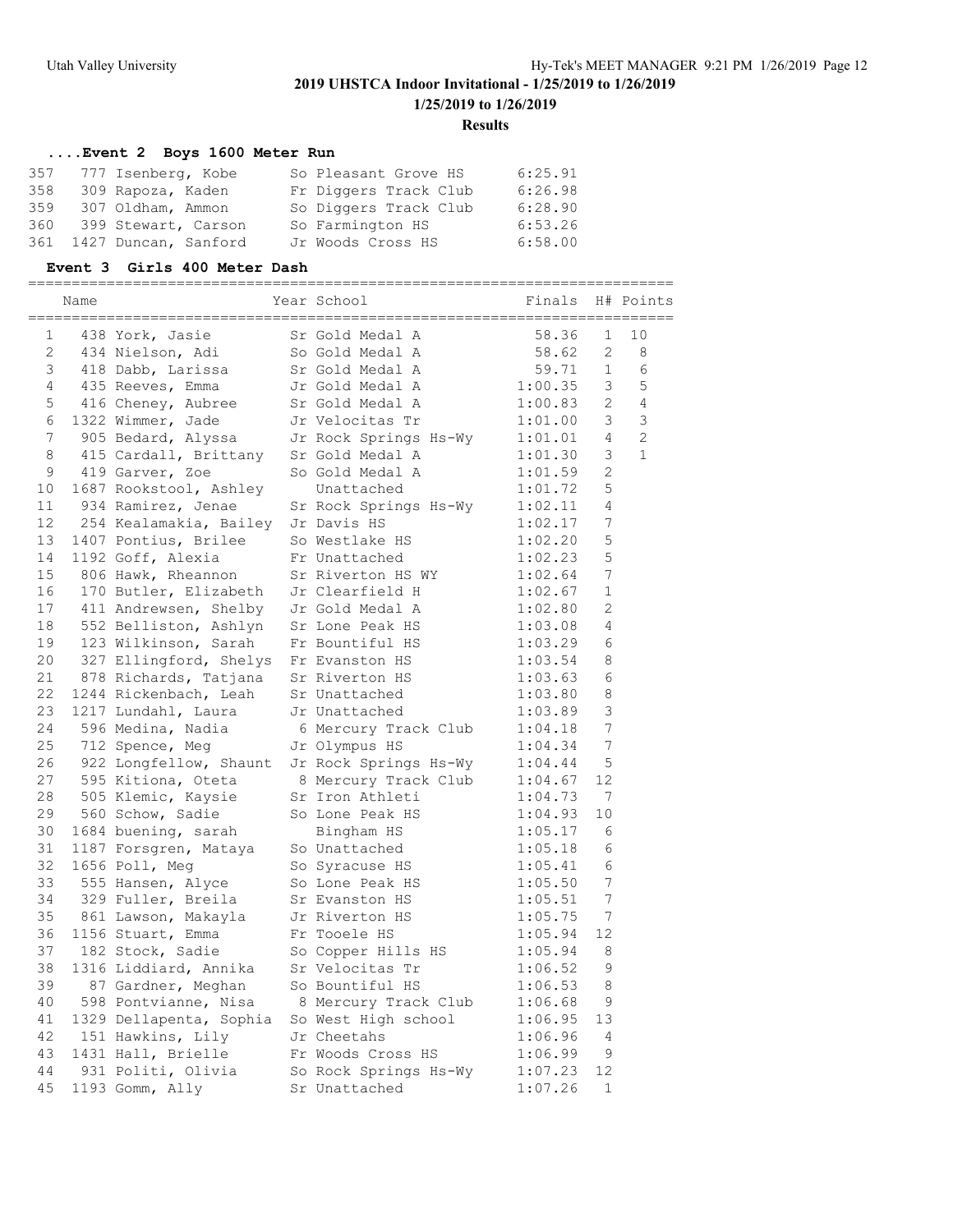## 2019 UHSTCA Indoor Invitational - 1/25/2019 to 1/26/2019

### 1/25/2019 to 1/26/2019

### Results

#### ....Event 2 Boys 1600 Meter Run

| Place | Name | Year School | Finals |
|---|---|---|---|
| 357 | 777 Isenberg, Kobe | So Pleasant Grove HS | 6:25.91 |
| 358 | 309 Rapoza, Kaden | Fr Diggers Track Club | 6:26.98 |
| 359 | 307 Oldham, Ammon | So Diggers Track Club | 6:28.90 |
| 360 | 399 Stewart, Carson | So Farmington HS | 6:53.26 |
| 361 | 1427 Duncan, Sanford | Jr Woods Cross HS | 6:58.00 |

#### Event 3 Girls 400 Meter Dash

| | Name | Year School | Finals | H# | Points |
|---|---|---|---|---|---|
| 1 | 438 York, Jasie | Sr Gold Medal A | 58.36 | 1 | 10 |
| 2 | 434 Nielson, Adi | So Gold Medal A | 58.62 | 2 | 8 |
| 3 | 418 Dabb, Larissa | Sr Gold Medal A | 59.71 | 1 | 6 |
| 4 | 435 Reeves, Emma | Jr Gold Medal A | 1:00.35 | 3 | 5 |
| 5 | 416 Cheney, Aubree | Sr Gold Medal A | 1:00.83 | 2 | 4 |
| 6 | 1322 Wimmer, Jade | Jr Velocitas Tr | 1:01.00 | 3 | 3 |
| 7 | 905 Bedard, Alyssa | Jr Rock Springs Hs-Wy | 1:01.01 | 4 | 2 |
| 8 | 415 Cardall, Brittany | Sr Gold Medal A | 1:01.30 | 3 | 1 |
| 9 | 419 Garver, Zoe | So Gold Medal A | 1:01.59 | 2 | |
| 10 | 1687 Rookstool, Ashley | Unattached | 1:01.72 | 5 | |
| 11 | 934 Ramirez, Jenae | Sr Rock Springs Hs-Wy | 1:02.11 | 4 | |
| 12 | 254 Kealamakia, Bailey | Jr Davis HS | 1:02.17 | 7 | |
| 13 | 1407 Pontius, Brilee | So Westlake HS | 1:02.20 | 5 | |
| 14 | 1192 Goff, Alexia | Fr Unattached | 1:02.23 | 5 | |
| 15 | 806 Hawk, Rheannon | Sr Riverton HS WY | 1:02.64 | 7 | |
| 16 | 170 Butler, Elizabeth | Jr Clearfield H | 1:02.67 | 1 | |
| 17 | 411 Andrewsen, Shelby | Jr Gold Medal A | 1:02.80 | 2 | |
| 18 | 552 Belliston, Ashlyn | Sr Lone Peak HS | 1:03.08 | 4 | |
| 19 | 123 Wilkinson, Sarah | Fr Bountiful HS | 1:03.29 | 6 | |
| 20 | 327 Ellingford, Shelys | Fr Evanston HS | 1:03.54 | 8 | |
| 21 | 878 Richards, Tatjana | Sr Riverton HS | 1:03.63 | 6 | |
| 22 | 1244 Rickenbach, Leah | Sr Unattached | 1:03.80 | 8 | |
| 23 | 1217 Lundahl, Laura | Jr Unattached | 1:03.89 | 3 | |
| 24 | 596 Medina, Nadia | 6 Mercury Track Club | 1:04.18 | 7 | |
| 25 | 712 Spence, Meg | Jr Olympus HS | 1:04.34 | 7 | |
| 26 | 922 Longfellow, Shaunt | Jr Rock Springs Hs-Wy | 1:04.44 | 5 | |
| 27 | 595 Kitiona, Oteta | 8 Mercury Track Club | 1:04.67 | 12 | |
| 28 | 505 Klemic, Kaysie | Sr Iron Athleti | 1:04.73 | 7 | |
| 29 | 560 Schow, Sadie | So Lone Peak HS | 1:04.93 | 10 | |
| 30 | 1684 buening, sarah | Bingham HS | 1:05.17 | 6 | |
| 31 | 1187 Forsgren, Mataya | So Unattached | 1:05.18 | 6 | |
| 32 | 1656 Poll, Meg | So Syracuse HS | 1:05.41 | 6 | |
| 33 | 555 Hansen, Alyce | So Lone Peak HS | 1:05.50 | 7 | |
| 34 | 329 Fuller, Breila | Sr Evanston HS | 1:05.51 | 7 | |
| 35 | 861 Lawson, Makayla | Jr Riverton HS | 1:05.75 | 7 | |
| 36 | 1156 Stuart, Emma | Fr Tooele HS | 1:05.94 | 12 | |
| 37 | 182 Stock, Sadie | So Copper Hills HS | 1:05.94 | 8 | |
| 38 | 1316 Liddiard, Annika | Sr Velocitas Tr | 1:06.52 | 9 | |
| 39 | 87 Gardner, Meghan | So Bountiful HS | 1:06.53 | 8 | |
| 40 | 598 Pontvianne, Nisa | 8 Mercury Track Club | 1:06.68 | 9 | |
| 41 | 1329 Dellapenta, Sophia | So West High school | 1:06.95 | 13 | |
| 42 | 151 Hawkins, Lily | Jr Cheetahs | 1:06.96 | 4 | |
| 43 | 1431 Hall, Brielle | Fr Woods Cross HS | 1:06.99 | 9 | |
| 44 | 931 Politi, Olivia | So Rock Springs Hs-Wy | 1:07.23 | 12 | |
| 45 | 1193 Gomm, Ally | Sr Unattached | 1:07.26 | 1 | |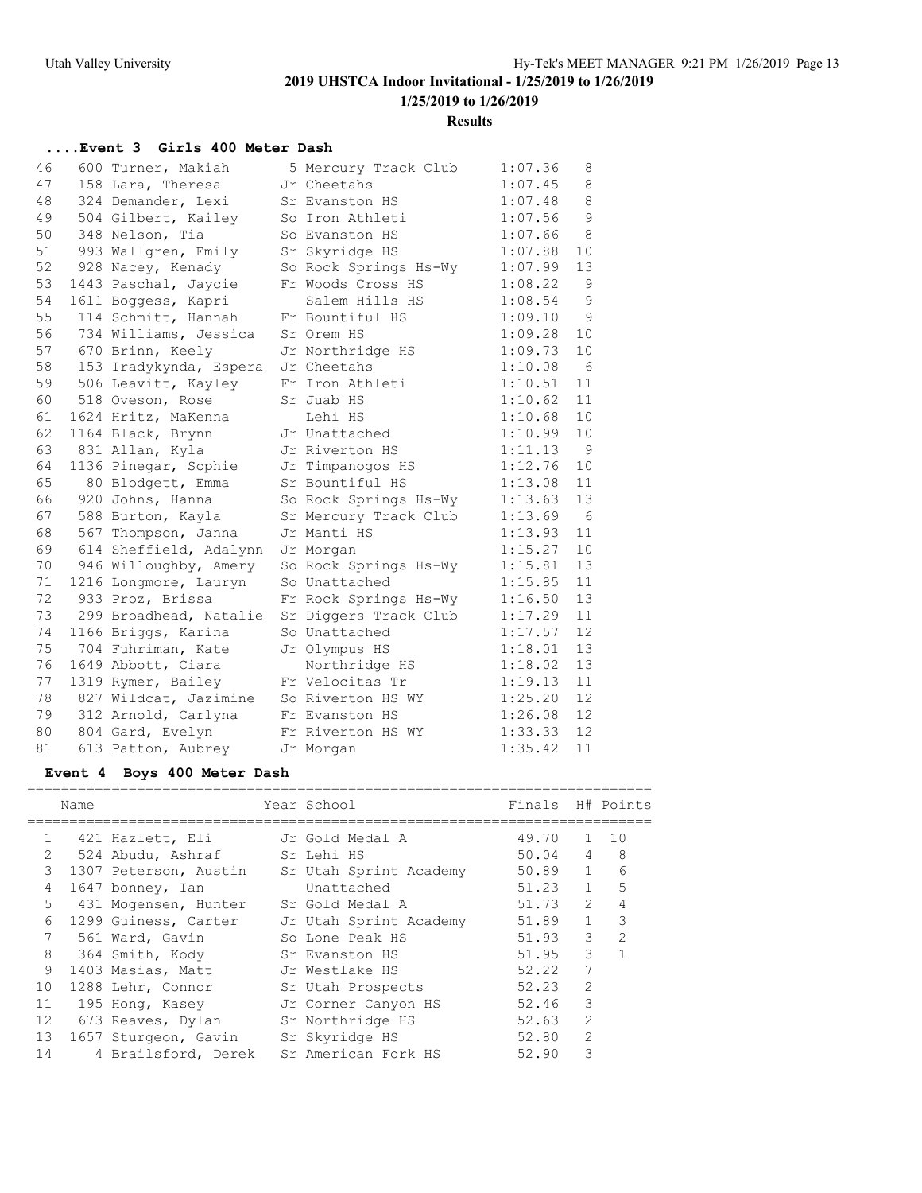# 2019 UHSTCA Indoor Invitational - 1/25/2019 to 1/26/2019

**1/25/2019 to 1/26/2019**

**Results**

### ....Event 3 Girls 400 Meter Dash

| Place | Name | Year School | Finals | H# |
|---|---|---|---|---|
| 46 | 600 Turner, Makiah | 5 Mercury Track Club | 1:07.36 | 8 |
| 47 | 158 Lara, Theresa | Jr Cheetahs | 1:07.45 | 8 |
| 48 | 324 Demander, Lexi | Sr Evanston HS | 1:07.48 | 8 |
| 49 | 504 Gilbert, Kailey | So Iron Athleti | 1:07.56 | 9 |
| 50 | 348 Nelson, Tia | So Evanston HS | 1:07.66 | 8 |
| 51 | 993 Wallgren, Emily | Sr Skyridge HS | 1:07.88 | 10 |
| 52 | 928 Nacey, Kenady | So Rock Springs Hs-Wy | 1:07.99 | 13 |
| 53 | 1443 Paschal, Jaycie | Fr Woods Cross HS | 1:08.22 | 9 |
| 54 | 1611 Boggess, Kapri | Salem Hills HS | 1:08.54 | 9 |
| 55 | 114 Schmitt, Hannah | Fr Bountiful HS | 1:09.10 | 9 |
| 56 | 734 Williams, Jessica | Sr Orem HS | 1:09.28 | 10 |
| 57 | 670 Brinn, Keely | Jr Northridge HS | 1:09.73 | 10 |
| 58 | 153 Iradykynda, Espera | Jr Cheetahs | 1:10.08 | 6 |
| 59 | 506 Leavitt, Kayley | Fr Iron Athleti | 1:10.51 | 11 |
| 60 | 518 Oveson, Rose | Sr Juab HS | 1:10.62 | 11 |
| 61 | 1624 Hritz, MaKenna | Lehi HS | 1:10.68 | 10 |
| 62 | 1164 Black, Brynn | Jr Unattached | 1:10.99 | 10 |
| 63 | 831 Allan, Kyla | Jr Riverton HS | 1:11.13 | 9 |
| 64 | 1136 Pinegar, Sophie | Jr Timpanogos HS | 1:12.76 | 10 |
| 65 | 80 Blodgett, Emma | Sr Bountiful HS | 1:13.08 | 11 |
| 66 | 920 Johns, Hanna | So Rock Springs Hs-Wy | 1:13.63 | 13 |
| 67 | 588 Burton, Kayla | Sr Mercury Track Club | 1:13.69 | 6 |
| 68 | 567 Thompson, Janna | Jr Manti HS | 1:13.93 | 11 |
| 69 | 614 Sheffield, Adalynn | Jr Morgan | 1:15.27 | 10 |
| 70 | 946 Willoughby, Amery | So Rock Springs Hs-Wy | 1:15.81 | 13 |
| 71 | 1216 Longmore, Lauryn | So Unattached | 1:15.85 | 11 |
| 72 | 933 Proz, Brissa | Fr Rock Springs Hs-Wy | 1:16.50 | 13 |
| 73 | 299 Broadhead, Natalie | Sr Diggers Track Club | 1:17.29 | 11 |
| 74 | 1166 Briggs, Karina | So Unattached | 1:17.57 | 12 |
| 75 | 704 Fuhriman, Kate | Jr Olympus HS | 1:18.01 | 13 |
| 76 | 1649 Abbott, Ciara | Northridge HS | 1:18.02 | 13 |
| 77 | 1319 Rymer, Bailey | Fr Velocitas Tr | 1:19.13 | 11 |
| 78 | 827 Wildcat, Jazimine | So Riverton HS WY | 1:25.20 | 12 |
| 79 | 312 Arnold, Carlyna | Fr Evanston HS | 1:26.08 | 12 |
| 80 | 804 Gard, Evelyn | Fr Riverton HS WY | 1:33.33 | 12 |
| 81 | 613 Patton, Aubrey | Jr Morgan | 1:35.42 | 11 |

### Event 4 Boys 400 Meter Dash

| | Name | Year School | Finals | H# | Points |
|---|---|---|---|---|---|
| 1 | 421 Hazlett, Eli | Jr Gold Medal A | 49.70 | 1 | 10 |
| 2 | 524 Abudu, Ashraf | Sr Lehi HS | 50.04 | 4 | 8 |
| 3 | 1307 Peterson, Austin | Sr Utah Sprint Academy | 50.89 | 1 | 6 |
| 4 | 1647 bonney, Ian | Unattached | 51.23 | 1 | 5 |
| 5 | 431 Mogensen, Hunter | Sr Gold Medal A | 51.73 | 2 | 4 |
| 6 | 1299 Guiness, Carter | Jr Utah Sprint Academy | 51.89 | 1 | 3 |
| 7 | 561 Ward, Gavin | So Lone Peak HS | 51.93 | 3 | 2 |
| 8 | 364 Smith, Kody | Sr Evanston HS | 51.95 | 3 | 1 |
| 9 | 1403 Masias, Matt | Jr Westlake HS | 52.22 | 7 | |
| 10 | 1288 Lehr, Connor | Sr Utah Prospects | 52.23 | 2 | |
| 11 | 195 Hong, Kasey | Jr Corner Canyon HS | 52.46 | 3 | |
| 12 | 673 Reaves, Dylan | Sr Northridge HS | 52.63 | 2 | |
| 13 | 1657 Sturgeon, Gavin | Sr Skyridge HS | 52.80 | 2 | |
| 14 | 4 Brailsford, Derek | Sr American Fork HS | 52.90 | 3 | |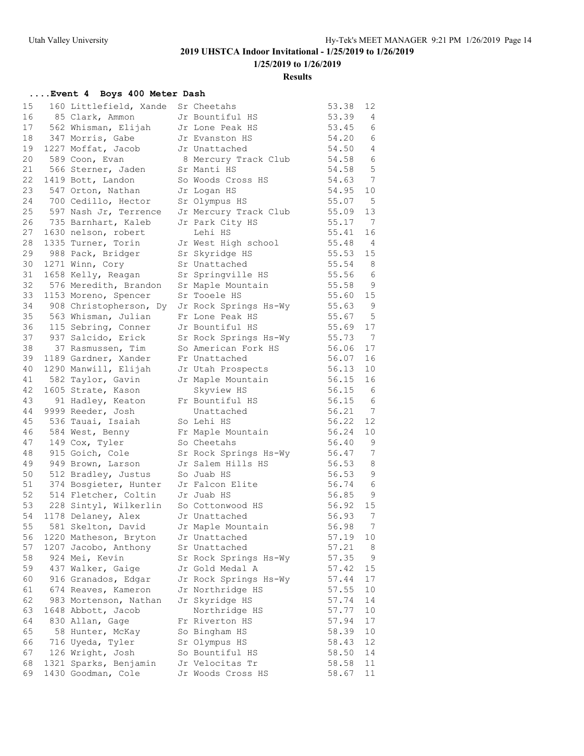## 2019 UHSTCA Indoor Invitational - 1/25/2019 to 1/26/2019

**1/25/2019 to 1/26/2019**

**Results**

### ....Event 4 Boys 400 Meter Dash

| Place | No. | Name | Yr | Team | Time | Heat |
|---|---|---|---|---|---|---|
| 15 | 160 | Littlefield, Xande | Sr | Cheetahs | 53.38 | 12 |
| 16 | 85 | Clark, Ammon | Jr | Bountiful HS | 53.39 | 4 |
| 17 | 562 | Whisman, Elijah | Jr | Lone Peak HS | 53.45 | 6 |
| 18 | 347 | Morris, Gabe | Jr | Evanston HS | 54.20 | 6 |
| 19 | 1227 | Moffat, Jacob | Jr | Unattached | 54.50 | 4 |
| 20 | 589 | Coon, Evan | 8 | Mercury Track Club | 54.58 | 6 |
| 21 | 566 | Sterner, Jaden | Sr | Manti HS | 54.58 | 5 |
| 22 | 1419 | Bott, Landon | So | Woods Cross HS | 54.63 | 7 |
| 23 | 547 | Orton, Nathan | Jr | Logan HS | 54.95 | 10 |
| 24 | 700 | Cedillo, Hector | Sr | Olympus HS | 55.07 | 5 |
| 25 | 597 | Nash Jr, Terrence | Jr | Mercury Track Club | 55.09 | 13 |
| 26 | 735 | Barnhart, Kaleb | Jr | Park City HS | 55.17 | 7 |
| 27 | 1630 | nelson, robert | | Lehi HS | 55.41 | 16 |
| 28 | 1335 | Turner, Torin | Jr | West High school | 55.48 | 4 |
| 29 | 988 | Pack, Bridger | Sr | Skyridge HS | 55.53 | 15 |
| 30 | 1271 | Winn, Cory | Sr | Unattached | 55.54 | 8 |
| 31 | 1658 | Kelly, Reagan | Sr | Springville HS | 55.56 | 6 |
| 32 | 576 | Meredith, Brandon | Sr | Maple Mountain | 55.58 | 9 |
| 33 | 1153 | Moreno, Spencer | Sr | Tooele HS | 55.60 | 15 |
| 34 | 908 | Christopherson, Dy | Jr | Rock Springs Hs-Wy | 55.63 | 9 |
| 35 | 563 | Whisman, Julian | Fr | Lone Peak HS | 55.67 | 5 |
| 36 | 115 | Sebring, Conner | Jr | Bountiful HS | 55.69 | 17 |
| 37 | 937 | Salcido, Erick | Sr | Rock Springs Hs-Wy | 55.73 | 7 |
| 38 | 37 | Rasmussen, Tim | So | American Fork HS | 56.06 | 17 |
| 39 | 1189 | Gardner, Xander | Fr | Unattached | 56.07 | 16 |
| 40 | 1290 | Manwill, Elijah | Jr | Utah Prospects | 56.13 | 10 |
| 41 | 582 | Taylor, Gavin | Jr | Maple Mountain | 56.15 | 16 |
| 42 | 1605 | Strate, Kason | | Skyview HS | 56.15 | 6 |
| 43 | 91 | Hadley, Keaton | Fr | Bountiful HS | 56.15 | 6 |
| 44 | 9999 | Reeder, Josh | | Unattached | 56.21 | 7 |
| 45 | 536 | Tauai, Isaiah | So | Lehi HS | 56.22 | 12 |
| 46 | 584 | West, Benny | Fr | Maple Mountain | 56.24 | 10 |
| 47 | 149 | Cox, Tyler | So | Cheetahs | 56.40 | 9 |
| 48 | 915 | Goich, Cole | Sr | Rock Springs Hs-Wy | 56.47 | 7 |
| 49 | 949 | Brown, Larson | Jr | Salem Hills HS | 56.53 | 8 |
| 50 | 512 | Bradley, Justus | So | Juab HS | 56.53 | 9 |
| 51 | 374 | Bosgieter, Hunter | Jr | Falcon Elite | 56.74 | 6 |
| 52 | 514 | Fletcher, Coltin | Jr | Juab HS | 56.85 | 9 |
| 53 | 228 | Sintyl, Wilkerlin | So | Cottonwood HS | 56.92 | 15 |
| 54 | 1178 | Delaney, Alex | Jr | Unattached | 56.93 | 7 |
| 55 | 581 | Skelton, David | Jr | Maple Mountain | 56.98 | 7 |
| 56 | 1220 | Matheson, Bryton | Jr | Unattached | 57.19 | 10 |
| 57 | 1207 | Jacobo, Anthony | Sr | Unattached | 57.21 | 8 |
| 58 | 924 | Mei, Kevin | Sr | Rock Springs Hs-Wy | 57.35 | 9 |
| 59 | 437 | Walker, Gaige | Jr | Gold Medal A | 57.42 | 15 |
| 60 | 916 | Granados, Edgar | Jr | Rock Springs Hs-Wy | 57.44 | 17 |
| 61 | 674 | Reaves, Kameron | Jr | Northridge HS | 57.55 | 10 |
| 62 | 983 | Mortenson, Nathan | Jr | Skyridge HS | 57.74 | 14 |
| 63 | 1648 | Abbott, Jacob | | Northridge HS | 57.77 | 10 |
| 64 | 830 | Allan, Gage | Fr | Riverton HS | 57.94 | 17 |
| 65 | 58 | Hunter, McKay | So | Bingham HS | 58.39 | 10 |
| 66 | 716 | Uyeda, Tyler | Sr | Olympus HS | 58.43 | 12 |
| 67 | 126 | Wright, Josh | So | Bountiful HS | 58.50 | 14 |
| 68 | 1321 | Sparks, Benjamin | Jr | Velocitas Tr | 58.58 | 11 |
| 69 | 1430 | Goodman, Cole | Jr | Woods Cross HS | 58.67 | 11 |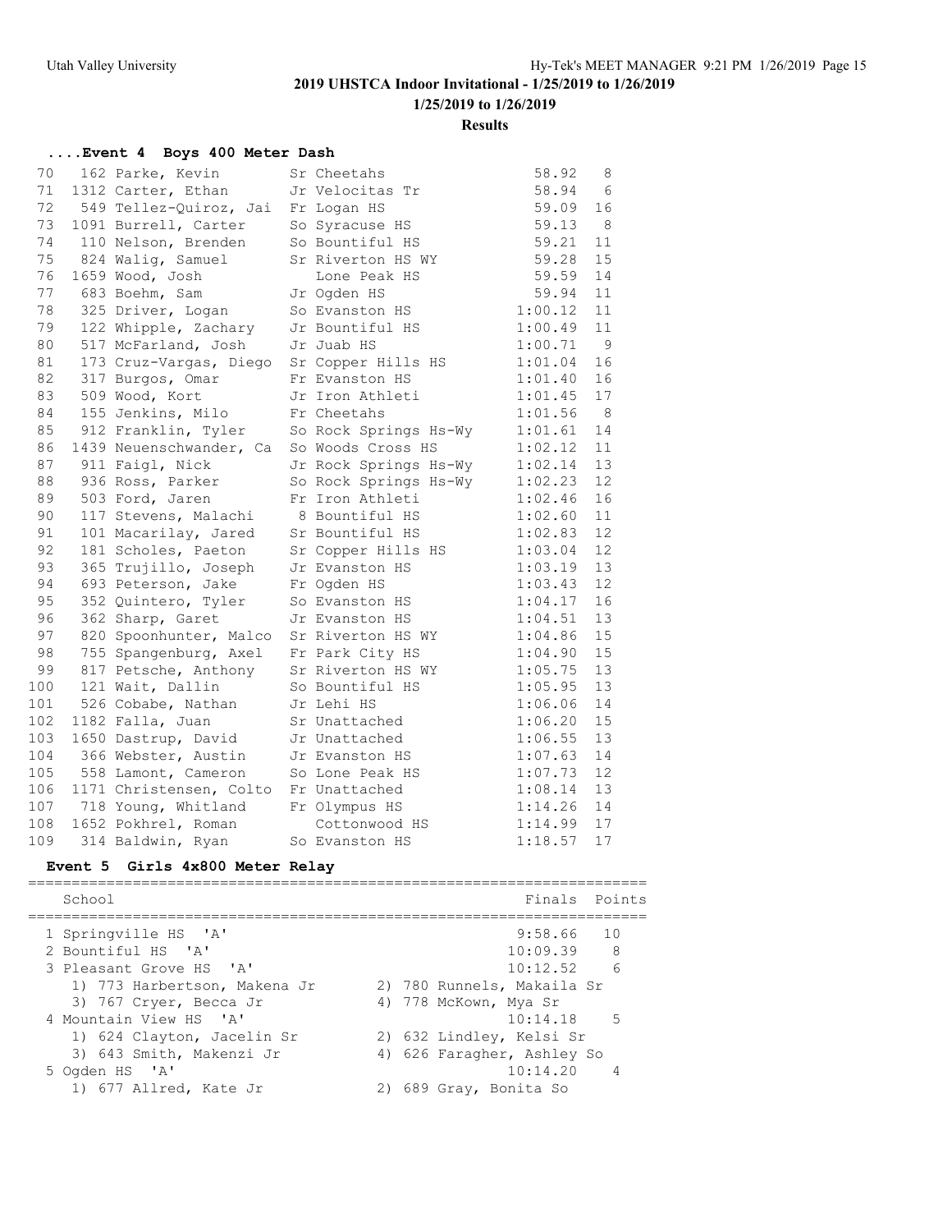## 2019 UHSTCA Indoor Invitational - 1/25/2019 to 1/26/2019

**1/25/2019 to 1/26/2019**

**Results**

### ....Event 4 Boys 400 Meter Dash

| Place | # | Name | Yr | School | Finals | H# |
|---|---|---|---|---|---|---|
| 70 | 162 | Parke, Kevin | Sr | Cheetahs | 58.92 | 8 |
| 71 | 1312 | Carter, Ethan | Jr | Velocitas Tr | 58.94 | 6 |
| 72 | 549 | Tellez-Quiroz, Jai | Fr | Logan HS | 59.09 | 16 |
| 73 | 1091 | Burrell, Carter | So | Syracuse HS | 59.13 | 8 |
| 74 | 110 | Nelson, Brenden | So | Bountiful HS | 59.21 | 11 |
| 75 | 824 | Walig, Samuel | Sr | Riverton HS WY | 59.28 | 15 |
| 76 | 1659 | Wood, Josh | | Lone Peak HS | 59.59 | 14 |
| 77 | 683 | Boehm, Sam | Jr | Ogden HS | 59.94 | 11 |
| 78 | 325 | Driver, Logan | So | Evanston HS | 1:00.12 | 11 |
| 79 | 122 | Whipple, Zachary | Jr | Bountiful HS | 1:00.49 | 11 |
| 80 | 517 | McFarland, Josh | Jr | Juab HS | 1:00.71 | 9 |
| 81 | 173 | Cruz-Vargas, Diego | Sr | Copper Hills HS | 1:01.04 | 16 |
| 82 | 317 | Burgos, Omar | Fr | Evanston HS | 1:01.40 | 16 |
| 83 | 509 | Wood, Kort | Jr | Iron Athleti | 1:01.45 | 17 |
| 84 | 155 | Jenkins, Milo | Fr | Cheetahs | 1:01.56 | 8 |
| 85 | 912 | Franklin, Tyler | So | Rock Springs Hs-Wy | 1:01.61 | 14 |
| 86 | 1439 | Neuenschwander, Ca | So | Woods Cross HS | 1:02.12 | 11 |
| 87 | 911 | Faigl, Nick | Jr | Rock Springs Hs-Wy | 1:02.14 | 13 |
| 88 | 936 | Ross, Parker | So | Rock Springs Hs-Wy | 1:02.23 | 12 |
| 89 | 503 | Ford, Jaren | Fr | Iron Athleti | 1:02.46 | 16 |
| 90 | 117 | Stevens, Malachi | 8 | Bountiful HS | 1:02.60 | 11 |
| 91 | 101 | Macarilay, Jared | Sr | Bountiful HS | 1:02.83 | 12 |
| 92 | 181 | Scholes, Paeton | Sr | Copper Hills HS | 1:03.04 | 12 |
| 93 | 365 | Trujillo, Joseph | Jr | Evanston HS | 1:03.19 | 13 |
| 94 | 693 | Peterson, Jake | Fr | Ogden HS | 1:03.43 | 12 |
| 95 | 352 | Quintero, Tyler | So | Evanston HS | 1:04.17 | 16 |
| 96 | 362 | Sharp, Garet | Jr | Evanston HS | 1:04.51 | 13 |
| 97 | 820 | Spoonhunter, Malco | Sr | Riverton HS WY | 1:04.86 | 15 |
| 98 | 755 | Spangenburg, Axel | Fr | Park City HS | 1:04.90 | 15 |
| 99 | 817 | Petsche, Anthony | Sr | Riverton HS WY | 1:05.75 | 13 |
| 100 | 121 | Wait, Dallin | So | Bountiful HS | 1:05.95 | 13 |
| 101 | 526 | Cobabe, Nathan | Jr | Lehi HS | 1:06.06 | 14 |
| 102 | 1182 | Falla, Juan | Sr | Unattached | 1:06.20 | 15 |
| 103 | 1650 | Dastrup, David | Jr | Unattached | 1:06.55 | 13 |
| 104 | 366 | Webster, Austin | Jr | Evanston HS | 1:07.63 | 14 |
| 105 | 558 | Lamont, Cameron | So | Lone Peak HS | 1:07.73 | 12 |
| 106 | 1171 | Christensen, Colto | Fr | Unattached | 1:08.14 | 13 |
| 107 | 718 | Young, Whitland | Fr | Olympus HS | 1:14.26 | 14 |
| 108 | 1652 | Pokhrel, Roman | | Cottonwood HS | 1:14.99 | 17 |
| 109 | 314 | Baldwin, Ryan | So | Evanston HS | 1:18.57 | 17 |

### Event 5 Girls 4x800 Meter Relay

| School | Finals | Points |
|---|---|---|
| 1 Springville HS 'A' | 9:58.66 | 10 |
| 2 Bountiful HS 'A' | 10:09.39 | 8 |
| 3 Pleasant Grove HS 'A' | 10:12.52 | 6 |
| 1) 773 Harbertson, Makena Jr; 2) 780 Runnels, Makaila Sr; 3) 767 Cryer, Becca Jr; 4) 778 McKown, Mya Sr | | |
| 4 Mountain View HS 'A' | 10:14.18 | 5 |
| 1) 624 Clayton, Jacelin Sr; 2) 632 Lindley, Kelsi Sr; 3) 643 Smith, Makenzi Jr; 4) 626 Faragher, Ashley So | | |
| 5 Ogden HS 'A' | 10:14.20 | 4 |
| 1) 677 Allred, Kate Jr; 2) 689 Gray, Bonita So | | |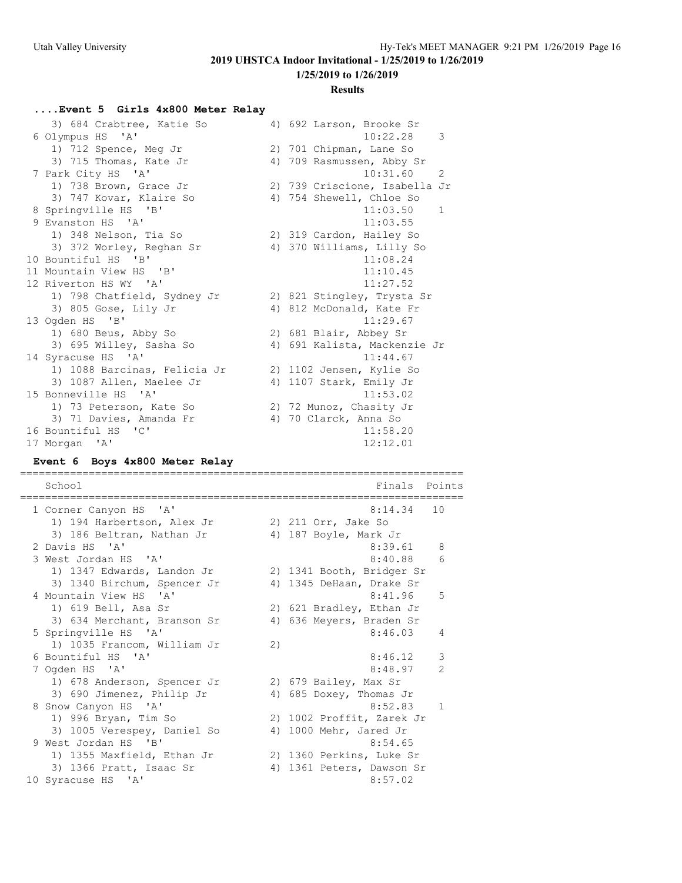## 2019 UHSTCA Indoor Invitational - 1/25/2019 to 1/26/2019

**1/25/2019 to 1/26/2019**

**Results**

### ....Event 5 Girls 4x800 Meter Relay

```
   3) 684 Crabtree, Katie So          4) 692 Larson, Brooke Sr
 6 Olympus HS  'A'                                  10:22.28    3
   1) 712 Spence, Meg Jr              2) 701 Chipman, Lane So
   3) 715 Thomas, Kate Jr             4) 709 Rasmussen, Abby Sr
 7 Park City HS  'A'                                10:31.60    2
   1) 738 Brown, Grace Jr             2) 739 Criscione, Isabella Jr
   3) 747 Kovar, Klaire So            4) 754 Shewell, Chloe So
 8 Springville HS  'B'                              11:03.50    1
 9 Evanston HS  'A'                                 11:03.55
   1) 348 Nelson, Tia So              2) 319 Cardon, Hailey So
   3) 372 Worley, Reghan Sr           4) 370 Williams, Lilly So
10 Bountiful HS  'B'                                11:08.24
11 Mountain View HS  'B'                            11:10.45
12 Riverton HS WY  'A'                              11:27.52
   1) 798 Chatfield, Sydney Jr        2) 821 Stingley, Trysta Sr
   3) 805 Gose, Lily Jr               4) 812 McDonald, Kate Fr
13 Ogden HS  'B'                                    11:29.67
   1) 680 Beus, Abby So               2) 681 Blair, Abbey Sr
   3) 695 Willey, Sasha So            4) 691 Kalista, Mackenzie Jr
14 Syracuse HS  'A'                                 11:44.67
   1) 1088 Barcinas, Felicia Jr       2) 1102 Jensen, Kylie So
   3) 1087 Allen, Maelee Jr           4) 1107 Stark, Emily Jr
15 Bonneville HS  'A'                               11:53.02
   1) 73 Peterson, Kate So            2) 72 Munoz, Chasity Jr
   3) 71 Davies, Amanda Fr            4) 70 Clarck, Anna So
16 Bountiful HS  'C'                                11:58.20
17 Morgan  'A'                                      12:12.01
```

### Event 6 Boys 4x800 Meter Relay

```
=======================================================================
    School                                            Finals  Points
=======================================================================
  1 Corner Canyon HS  'A'                            8:14.34   10
     1) 194 Harbertson, Alex Jr        2) 211 Orr, Jake So
     3) 186 Beltran, Nathan Jr         4) 187 Boyle, Mark Jr
  2 Davis HS  'A'                                    8:39.61    8
  3 West Jordan HS  'A'                              8:40.88    6
     1) 1347 Edwards, Landon Jr        2) 1341 Booth, Bridger Sr
     3) 1340 Birchum, Spencer Jr       4) 1345 DeHaan, Drake Sr
  4 Mountain View HS  'A'                            8:41.96    5
     1) 619 Bell, Asa Sr               2) 621 Bradley, Ethan Jr
     3) 634 Merchant, Branson Sr       4) 636 Meyers, Braden Sr
  5 Springville HS  'A'                              8:46.03    4
     1) 1035 Francom, William Jr       2)
  6 Bountiful HS  'A'                                8:46.12    3
  7 Ogden HS  'A'                                    8:48.97    2
     1) 678 Anderson, Spencer Jr       2) 679 Bailey, Max Sr
     3) 690 Jimenez, Philip Jr         4) 685 Doxey, Thomas Jr
  8 Snow Canyon HS  'A'                              8:52.83    1
     1) 996 Bryan, Tim So              2) 1002 Proffit, Zarek Jr
     3) 1005 Verespey, Daniel So       4) 1000 Mehr, Jared Jr
  9 West Jordan HS  'B'                              8:54.65
     1) 1355 Maxfield, Ethan Jr        2) 1360 Perkins, Luke Sr
     3) 1366 Pratt, Isaac Sr           4) 1361 Peters, Dawson Sr
 10 Syracuse HS  'A'                                 8:57.02
```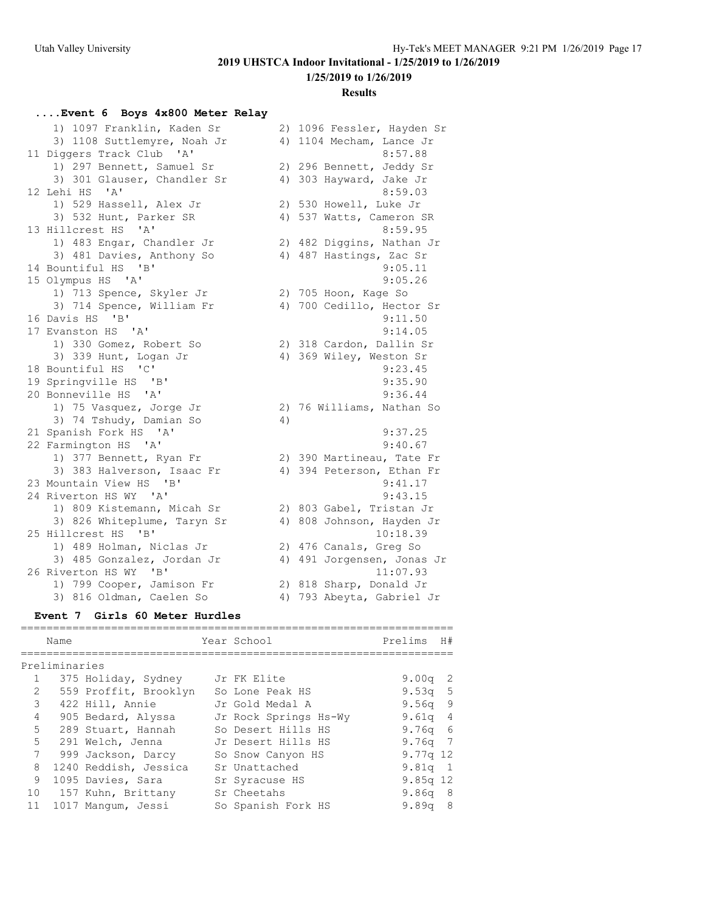## 2019 UHSTCA Indoor Invitational - 1/25/2019 to 1/26/2019

### 1/25/2019 to 1/26/2019

### Results

### ....Event 6 Boys 4x800 Meter Relay

```
    1) 1097 Franklin, Kaden Sr         2) 1096 Fessler, Hayden Sr
    3) 1108 Suttlemyre, Noah Jr        4) 1104 Mecham, Lance Jr
 11 Diggers Track Club  'A'                       8:57.88
    1) 297 Bennett, Samuel Sr          2) 296 Bennett, Jeddy Sr
    3) 301 Glauser, Chandler Sr        4) 303 Hayward, Jake Jr
 12 Lehi HS  'A'                                  8:59.03
    1) 529 Hassell, Alex Jr            2) 530 Howell, Luke Jr
    3) 532 Hunt, Parker SR             4) 537 Watts, Cameron SR
 13 Hillcrest HS  'A'                             8:59.95
    1) 483 Engar, Chandler Jr          2) 482 Diggins, Nathan Jr
    3) 481 Davies, Anthony So          4) 487 Hastings, Zac Sr
 14 Bountiful HS  'B'                             9:05.11
 15 Olympus HS  'A'                               9:05.26
    1) 713 Spence, Skyler Jr           2) 705 Hoon, Kage So
    3) 714 Spence, William Fr          4) 700 Cedillo, Hector Sr
 16 Davis HS  'B'                                 9:11.50
 17 Evanston HS  'A'                              9:14.05
    1) 330 Gomez, Robert So            2) 318 Cardon, Dallin Sr
    3) 339 Hunt, Logan Jr              4) 369 Wiley, Weston Sr
 18 Bountiful HS  'C'                             9:23.45
 19 Springville HS  'B'                           9:35.90
 20 Bonneville HS  'A'                            9:36.44
    1) 75 Vasquez, Jorge Jr            2) 76 Williams, Nathan So
    3) 74 Tshudy, Damian So            4)
 21 Spanish Fork HS  'A'                          9:37.25
 22 Farmington HS  'A'                            9:40.67
    1) 377 Bennett, Ryan Fr            2) 390 Martineau, Tate Fr
    3) 383 Halverson, Isaac Fr         4) 394 Peterson, Ethan Fr
 23 Mountain View HS  'B'                         9:41.17
 24 Riverton HS WY  'A'                           9:43.15
    1) 809 Kistemann, Micah Sr         2) 803 Gabel, Tristan Jr
    3) 826 Whiteplume, Taryn Sr        4) 808 Johnson, Hayden Jr
 25 Hillcrest HS  'B'                            10:18.39
    1) 489 Holman, Niclas Jr           2) 476 Canals, Greg So
    3) 485 Gonzalez, Jordan Jr         4) 491 Jorgensen, Jonas Jr
 26 Riverton HS WY  'B'                          11:07.93
    1) 799 Cooper, Jamison Fr          2) 818 Sharp, Donald Jr
    3) 816 Oldman, Caelen So           4) 793 Abeyta, Gabriel Jr
```

### Event 7 Girls 60 Meter Hurdles

Preliminaries

| | Name | Year | School | Prelims | H# |
|---|---|---|---|---|---|
| 1 | 375 Holiday, Sydney | Jr | FK Elite | 9.00q | 2 |
| 2 | 559 Proffit, Brooklyn | So | Lone Peak HS | 9.53q | 5 |
| 3 | 422 Hill, Annie | Jr | Gold Medal A | 9.56q | 9 |
| 4 | 905 Bedard, Alyssa | Jr | Rock Springs Hs-Wy | 9.61q | 4 |
| 5 | 289 Stuart, Hannah | So | Desert Hills HS | 9.76q | 6 |
| 5 | 291 Welch, Jenna | Jr | Desert Hills HS | 9.76q | 7 |
| 7 | 999 Jackson, Darcy | So | Snow Canyon HS | 9.77q | 12 |
| 8 | 1240 Reddish, Jessica | Sr | Unattached | 9.81q | 1 |
| 9 | 1095 Davies, Sara | Sr | Syracuse HS | 9.85q | 12 |
| 10 | 157 Kuhn, Brittany | Sr | Cheetahs | 9.86q | 8 |
| 11 | 1017 Mangum, Jessi | So | Spanish Fork HS | 9.89q | 8 |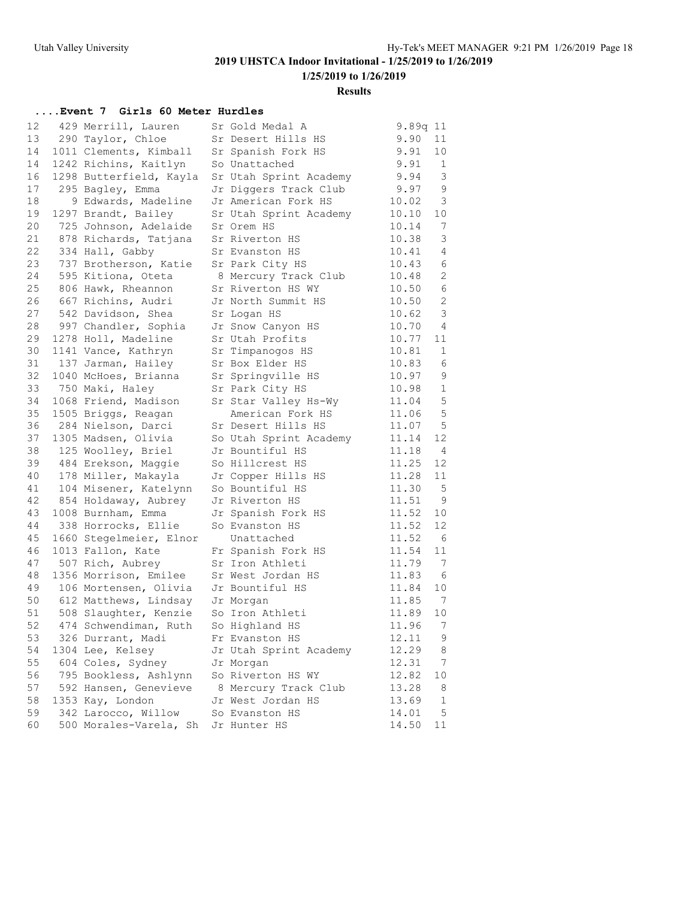## 2019 UHSTCA Indoor Invitational - 1/25/2019 to 1/26/2019

**1/25/2019 to 1/26/2019**

**Results**

### ....Event 7 Girls 60 Meter Hurdles

| Place | Comp# | Name | Year | School | Finals | H# |
|---|---|---|---|---|---|---|
| 12 | 429 | Merrill, Lauren | Sr | Gold Medal A | 9.89q | 11 |
| 13 | 290 | Taylor, Chloe | Sr | Desert Hills HS | 9.90 | 11 |
| 14 | 1011 | Clements, Kimball | Sr | Spanish Fork HS | 9.91 | 10 |
| 14 | 1242 | Richins, Kaitlyn | So | Unattached | 9.91 | 1 |
| 16 | 1298 | Butterfield, Kayla | Sr | Utah Sprint Academy | 9.94 | 3 |
| 17 | 295 | Bagley, Emma | Jr | Diggers Track Club | 9.97 | 9 |
| 18 | 9 | Edwards, Madeline | Jr | American Fork HS | 10.02 | 3 |
| 19 | 1297 | Brandt, Bailey | Sr | Utah Sprint Academy | 10.10 | 10 |
| 20 | 725 | Johnson, Adelaide | Sr | Orem HS | 10.14 | 7 |
| 21 | 878 | Richards, Tatjana | Sr | Riverton HS | 10.38 | 3 |
| 22 | 334 | Hall, Gabby | Sr | Evanston HS | 10.41 | 4 |
| 23 | 737 | Brotherson, Katie | Sr | Park City HS | 10.43 | 6 |
| 24 | 595 | Kitiona, Oteta | 8 | Mercury Track Club | 10.48 | 2 |
| 25 | 806 | Hawk, Rheannon | Sr | Riverton HS WY | 10.50 | 6 |
| 26 | 667 | Richins, Audri | Jr | North Summit HS | 10.50 | 2 |
| 27 | 542 | Davidson, Shea | Sr | Logan HS | 10.62 | 3 |
| 28 | 997 | Chandler, Sophia | Jr | Snow Canyon HS | 10.70 | 4 |
| 29 | 1278 | Holl, Madeline | Sr | Utah Profits | 10.77 | 11 |
| 30 | 1141 | Vance, Kathryn | Sr | Timpanogos HS | 10.81 | 1 |
| 31 | 137 | Jarman, Hailey | Sr | Box Elder HS | 10.83 | 6 |
| 32 | 1040 | McHoes, Brianna | Sr | Springville HS | 10.97 | 9 |
| 33 | 750 | Maki, Haley | Sr | Park City HS | 10.98 | 1 |
| 34 | 1068 | Friend, Madison | Sr | Star Valley Hs-Wy | 11.04 | 5 |
| 35 | 1505 | Briggs, Reagan | | American Fork HS | 11.06 | 5 |
| 36 | 284 | Nielson, Darci | Sr | Desert Hills HS | 11.07 | 5 |
| 37 | 1305 | Madsen, Olivia | So | Utah Sprint Academy | 11.14 | 12 |
| 38 | 125 | Woolley, Briel | Jr | Bountiful HS | 11.18 | 4 |
| 39 | 484 | Erekson, Maggie | So | Hillcrest HS | 11.25 | 12 |
| 40 | 178 | Miller, Makayla | Jr | Copper Hills HS | 11.28 | 11 |
| 41 | 104 | Misener, Katelynn | So | Bountiful HS | 11.30 | 5 |
| 42 | 854 | Holdaway, Aubrey | Jr | Riverton HS | 11.51 | 9 |
| 43 | 1008 | Burnham, Emma | Jr | Spanish Fork HS | 11.52 | 10 |
| 44 | 338 | Horrocks, Ellie | So | Evanston HS | 11.52 | 12 |
| 45 | 1660 | Stegelmeier, Elnor | | Unattached | 11.52 | 6 |
| 46 | 1013 | Fallon, Kate | Fr | Spanish Fork HS | 11.54 | 11 |
| 47 | 507 | Rich, Aubrey | Sr | Iron Athleti | 11.79 | 7 |
| 48 | 1356 | Morrison, Emilee | Sr | West Jordan HS | 11.83 | 6 |
| 49 | 106 | Mortensen, Olivia | Jr | Bountiful HS | 11.84 | 10 |
| 50 | 612 | Matthews, Lindsay | Jr | Morgan | 11.85 | 7 |
| 51 | 508 | Slaughter, Kenzie | So | Iron Athleti | 11.89 | 10 |
| 52 | 474 | Schwendiman, Ruth | So | Highland HS | 11.96 | 7 |
| 53 | 326 | Durrant, Madi | Fr | Evanston HS | 12.11 | 9 |
| 54 | 1304 | Lee, Kelsey | Jr | Utah Sprint Academy | 12.29 | 8 |
| 55 | 604 | Coles, Sydney | Jr | Morgan | 12.31 | 7 |
| 56 | 795 | Bookless, Ashlynn | So | Riverton HS WY | 12.82 | 10 |
| 57 | 592 | Hansen, Genevieve | 8 | Mercury Track Club | 13.28 | 8 |
| 58 | 1353 | Kay, London | Jr | West Jordan HS | 13.69 | 1 |
| 59 | 342 | Larocco, Willow | So | Evanston HS | 14.01 | 5 |
| 60 | 500 | Morales-Varela, Sh | Jr | Hunter HS | 14.50 | 11 |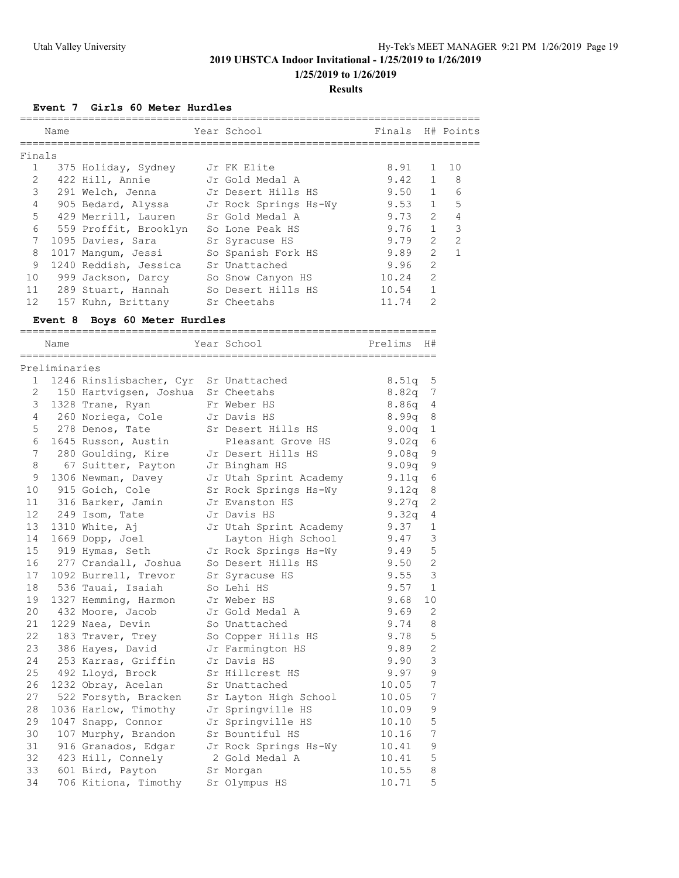**2019 UHSTCA Indoor Invitational - 1/25/2019 to 1/26/2019**

**1/25/2019 to 1/26/2019**

**Results**

### Event 7 Girls 60 Meter Hurdles

| | | Name | Year | School | Finals | H# | Points |
|---|---|---|---|---|---|---|---|
| **Finals** | | | | | | | |
| 1 | 375 | Holiday, Sydney | Jr | FK Elite | 8.91 | 1 | 10 |
| 2 | 422 | Hill, Annie | Jr | Gold Medal A | 9.42 | 1 | 8 |
| 3 | 291 | Welch, Jenna | Jr | Desert Hills HS | 9.50 | 1 | 6 |
| 4 | 905 | Bedard, Alyssa | Jr | Rock Springs Hs-Wy | 9.53 | 1 | 5 |
| 5 | 429 | Merrill, Lauren | Sr | Gold Medal A | 9.73 | 2 | 4 |
| 6 | 559 | Proffit, Brooklyn | So | Lone Peak HS | 9.76 | 1 | 3 |
| 7 | 1095 | Davies, Sara | Sr | Syracuse HS | 9.79 | 2 | 2 |
| 8 | 1017 | Mangum, Jessi | So | Spanish Fork HS | 9.89 | 2 | 1 |
| 9 | 1240 | Reddish, Jessica | Sr | Unattached | 9.96 | 2 | |
| 10 | 999 | Jackson, Darcy | So | Snow Canyon HS | 10.24 | 2 | |
| 11 | 289 | Stuart, Hannah | So | Desert Hills HS | 10.54 | 1 | |
| 12 | 157 | Kuhn, Brittany | Sr | Cheetahs | 11.74 | 2 | |

### Event 8 Boys 60 Meter Hurdles

| | | Name | Year | School | Prelims | H# |
|---|---|---|---|---|---|---|
| **Preliminaries** | | | | | | |
| 1 | 1246 | Rinslisbacher, Cyr | Sr | Unattached | 8.51q | 5 |
| 2 | 150 | Hartvigsen, Joshua | Sr | Cheetahs | 8.82q | 7 |
| 3 | 1328 | Trane, Ryan | Fr | Weber HS | 8.86q | 4 |
| 4 | 260 | Noriega, Cole | Jr | Davis HS | 8.99q | 8 |
| 5 | 278 | Denos, Tate | Sr | Desert Hills HS | 9.00q | 1 |
| 6 | 1645 | Russon, Austin | | Pleasant Grove HS | 9.02q | 6 |
| 7 | 280 | Goulding, Kire | Jr | Desert Hills HS | 9.08q | 9 |
| 8 | 67 | Suitter, Payton | Jr | Bingham HS | 9.09q | 9 |
| 9 | 1306 | Newman, Davey | Jr | Utah Sprint Academy | 9.11q | 6 |
| 10 | 915 | Goich, Cole | Sr | Rock Springs Hs-Wy | 9.12q | 8 |
| 11 | 316 | Barker, Jamin | Jr | Evanston HS | 9.27q | 2 |
| 12 | 249 | Isom, Tate | Jr | Davis HS | 9.32q | 4 |
| 13 | 1310 | White, Aj | Jr | Utah Sprint Academy | 9.37 | 1 |
| 14 | 1669 | Dopp, Joel | | Layton High School | 9.47 | 3 |
| 15 | 919 | Hymas, Seth | Jr | Rock Springs Hs-Wy | 9.49 | 5 |
| 16 | 277 | Crandall, Joshua | So | Desert Hills HS | 9.50 | 2 |
| 17 | 1092 | Burrell, Trevor | Sr | Syracuse HS | 9.55 | 3 |
| 18 | 536 | Tauai, Isaiah | So | Lehi HS | 9.57 | 1 |
| 19 | 1327 | Hemming, Harmon | Jr | Weber HS | 9.68 | 10 |
| 20 | 432 | Moore, Jacob | Jr | Gold Medal A | 9.69 | 2 |
| 21 | 1229 | Naea, Devin | So | Unattached | 9.74 | 8 |
| 22 | 183 | Traver, Trey | So | Copper Hills HS | 9.78 | 5 |
| 23 | 386 | Hayes, David | Jr | Farmington HS | 9.89 | 2 |
| 24 | 253 | Karras, Griffin | Jr | Davis HS | 9.90 | 3 |
| 25 | 492 | Lloyd, Brock | Sr | Hillcrest HS | 9.97 | 9 |
| 26 | 1232 | Obray, Acelan | Sr | Unattached | 10.05 | 7 |
| 27 | 522 | Forsyth, Bracken | Sr | Layton High School | 10.05 | 7 |
| 28 | 1036 | Harlow, Timothy | Jr | Springville HS | 10.09 | 9 |
| 29 | 1047 | Snapp, Connor | Jr | Springville HS | 10.10 | 5 |
| 30 | 107 | Murphy, Brandon | Sr | Bountiful HS | 10.16 | 7 |
| 31 | 916 | Granados, Edgar | Jr | Rock Springs Hs-Wy | 10.41 | 9 |
| 32 | 423 | Hill, Connely | 2 | Gold Medal A | 10.41 | 5 |
| 33 | 601 | Bird, Payton | Sr | Morgan | 10.55 | 8 |
| 34 | 706 | Kitiona, Timothy | Sr | Olympus HS | 10.71 | 5 |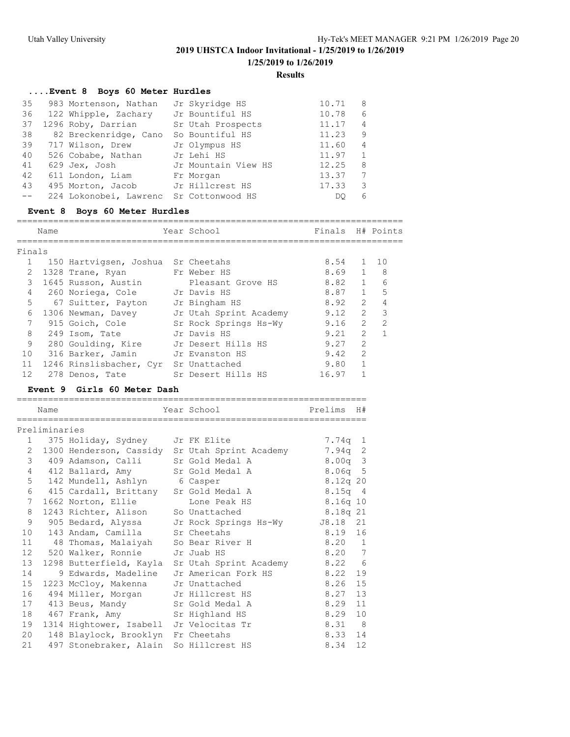## 2019 UHSTCA Indoor Invitational - 1/25/2019 to 1/26/2019

**1/25/2019 to 1/26/2019**

**Results**

### ....Event 8 Boys 60 Meter Hurdles

| | | Name | Year | School | Prelims | H# |
|---|---|---|---|---|---|---|
| 35 | 983 | Mortenson, Nathan | Jr | Skyridge HS | 10.71 | 8 |
| 36 | 122 | Whipple, Zachary | Jr | Bountiful HS | 10.78 | 6 |
| 37 | 1296 | Roby, Darrian | Sr | Utah Prospects | 11.17 | 4 |
| 38 | 82 | Breckenridge, Cano | So | Bountiful HS | 11.23 | 9 |
| 39 | 717 | Wilson, Drew | Jr | Olympus HS | 11.60 | 4 |
| 40 | 526 | Cobabe, Nathan | Jr | Lehi HS | 11.97 | 1 |
| 41 | 629 | Jex, Josh | Jr | Mountain View HS | 12.25 | 8 |
| 42 | 611 | London, Liam | Fr | Morgan | 13.37 | 7 |
| 43 | 495 | Morton, Jacob | Jr | Hillcrest HS | 17.33 | 3 |
| -- | 224 | Lokonobei, Lawrenc | Sr | Cottonwood HS | DQ | 6 |

### Event 8 Boys 60 Meter Hurdles

**Finals**

| | | Name | Year | School | Finals | H# | Points |
|---|---|---|---|---|---|---|---|
| 1 | 150 | Hartvigsen, Joshua | Sr | Cheetahs | 8.54 | 1 | 10 |
| 2 | 1328 | Trane, Ryan | Fr | Weber HS | 8.69 | 1 | 8 |
| 3 | 1645 | Russon, Austin | | Pleasant Grove HS | 8.82 | 1 | 6 |
| 4 | 260 | Noriega, Cole | Jr | Davis HS | 8.87 | 1 | 5 |
| 5 | 67 | Suitter, Payton | Jr | Bingham HS | 8.92 | 2 | 4 |
| 6 | 1306 | Newman, Davey | Jr | Utah Sprint Academy | 9.12 | 2 | 3 |
| 7 | 915 | Goich, Cole | Sr | Rock Springs Hs-Wy | 9.16 | 2 | 2 |
| 8 | 249 | Isom, Tate | Jr | Davis HS | 9.21 | 2 | 1 |
| 9 | 280 | Goulding, Kire | Jr | Desert Hills HS | 9.27 | 2 | |
| 10 | 316 | Barker, Jamin | Jr | Evanston HS | 9.42 | 2 | |
| 11 | 1246 | Rinslisbacher, Cyr | Sr | Unattached | 9.80 | 1 | |
| 12 | 278 | Denos, Tate | Sr | Desert Hills HS | 16.97 | 1 | |

### Event 9 Girls 60 Meter Dash

**Preliminaries**

| | | Name | Year | School | Prelims | H# |
|---|---|---|---|---|---|---|
| 1 | 375 | Holiday, Sydney | Jr | FK Elite | 7.74q | 1 |
| 2 | 1300 | Henderson, Cassidy | Sr | Utah Sprint Academy | 7.94q | 2 |
| 3 | 409 | Adamson, Calli | Sr | Gold Medal A | 8.00q | 3 |
| 4 | 412 | Ballard, Amy | Sr | Gold Medal A | 8.06q | 5 |
| 5 | 142 | Mundell, Ashlyn | 6 | Casper | 8.12q | 20 |
| 6 | 415 | Cardall, Brittany | Sr | Gold Medal A | 8.15q | 4 |
| 7 | 1662 | Norton, Ellie | | Lone Peak HS | 8.16q | 10 |
| 8 | 1243 | Richter, Alison | So | Unattached | 8.18q | 21 |
| 9 | 905 | Bedard, Alyssa | Jr | Rock Springs Hs-Wy | J8.18 | 21 |
| 10 | 143 | Andam, Camilla | Sr | Cheetahs | 8.19 | 16 |
| 11 | 48 | Thomas, Malaiyah | So | Bear River H | 8.20 | 1 |
| 12 | 520 | Walker, Ronnie | Jr | Juab HS | 8.20 | 7 |
| 13 | 1298 | Butterfield, Kayla | Sr | Utah Sprint Academy | 8.22 | 6 |
| 14 | 9 | Edwards, Madeline | Jr | American Fork HS | 8.22 | 19 |
| 15 | 1223 | McCloy, Makenna | Jr | Unattached | 8.26 | 15 |
| 16 | 494 | Miller, Morgan | Jr | Hillcrest HS | 8.27 | 13 |
| 17 | 413 | Beus, Mandy | Sr | Gold Medal A | 8.29 | 11 |
| 18 | 467 | Frank, Amy | Sr | Highland HS | 8.29 | 10 |
| 19 | 1314 | Hightower, Isabell | Jr | Velocitas Tr | 8.31 | 8 |
| 20 | 148 | Blaylock, Brooklyn | Fr | Cheetahs | 8.33 | 14 |
| 21 | 497 | Stonebraker, Alain | So | Hillcrest HS | 8.34 | 12 |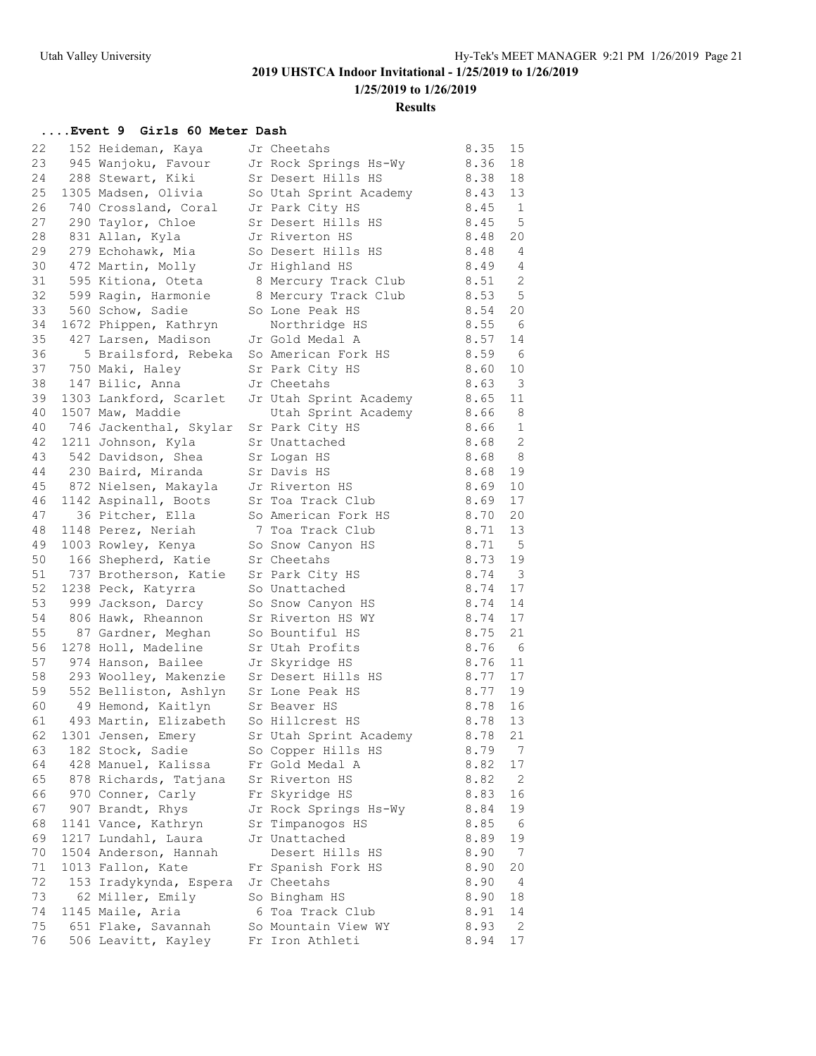## 2019 UHSTCA Indoor Invitational - 1/25/2019 to 1/26/2019

**1/25/2019 to 1/26/2019**

**Results**

### ....Event 9 Girls 60 Meter Dash

| Place | No. | Name | Yr | Team | Time | H |
|---|---|---|---|---|---|---|
| 22 | 152 | Heideman, Kaya | Jr | Cheetahs | 8.35 | 15 |
| 23 | 945 | Wanjoku, Favour | Jr | Rock Springs Hs-Wy | 8.36 | 18 |
| 24 | 288 | Stewart, Kiki | Sr | Desert Hills HS | 8.38 | 18 |
| 25 | 1305 | Madsen, Olivia | So | Utah Sprint Academy | 8.43 | 13 |
| 26 | 740 | Crossland, Coral | Jr | Park City HS | 8.45 | 1 |
| 27 | 290 | Taylor, Chloe | Sr | Desert Hills HS | 8.45 | 5 |
| 28 | 831 | Allan, Kyla | Jr | Riverton HS | 8.48 | 20 |
| 29 | 279 | Echohawk, Mia | So | Desert Hills HS | 8.48 | 4 |
| 30 | 472 | Martin, Molly | Jr | Highland HS | 8.49 | 4 |
| 31 | 595 | Kitiona, Oteta | 8 | Mercury Track Club | 8.51 | 2 |
| 32 | 599 | Ragin, Harmonie | 8 | Mercury Track Club | 8.53 | 5 |
| 33 | 560 | Schow, Sadie | So | Lone Peak HS | 8.54 | 20 |
| 34 | 1672 | Phippen, Kathryn | | Northridge HS | 8.55 | 6 |
| 35 | 427 | Larsen, Madison | Jr | Gold Medal A | 8.57 | 14 |
| 36 | 5 | Brailsford, Rebeka | So | American Fork HS | 8.59 | 6 |
| 37 | 750 | Maki, Haley | Sr | Park City HS | 8.60 | 10 |
| 38 | 147 | Bilic, Anna | Jr | Cheetahs | 8.63 | 3 |
| 39 | 1303 | Lankford, Scarlet | Jr | Utah Sprint Academy | 8.65 | 11 |
| 40 | 1507 | Maw, Maddie | | Utah Sprint Academy | 8.66 | 8 |
| 40 | 746 | Jackenthal, Skylar | Sr | Park City HS | 8.66 | 1 |
| 42 | 1211 | Johnson, Kyla | Sr | Unattached | 8.68 | 2 |
| 43 | 542 | Davidson, Shea | Sr | Logan HS | 8.68 | 8 |
| 44 | 230 | Baird, Miranda | Sr | Davis HS | 8.68 | 19 |
| 45 | 872 | Nielsen, Makayla | Jr | Riverton HS | 8.69 | 10 |
| 46 | 1142 | Aspinall, Boots | Sr | Toa Track Club | 8.69 | 17 |
| 47 | 36 | Pitcher, Ella | So | American Fork HS | 8.70 | 20 |
| 48 | 1148 | Perez, Neriah | 7 | Toa Track Club | 8.71 | 13 |
| 49 | 1003 | Rowley, Kenya | So | Snow Canyon HS | 8.71 | 5 |
| 50 | 166 | Shepherd, Katie | Sr | Cheetahs | 8.73 | 19 |
| 51 | 737 | Brotherson, Katie | Sr | Park City HS | 8.74 | 3 |
| 52 | 1238 | Peck, Katyrra | So | Unattached | 8.74 | 17 |
| 53 | 999 | Jackson, Darcy | So | Snow Canyon HS | 8.74 | 14 |
| 54 | 806 | Hawk, Rheannon | Sr | Riverton HS WY | 8.74 | 17 |
| 55 | 87 | Gardner, Meghan | So | Bountiful HS | 8.75 | 21 |
| 56 | 1278 | Holl, Madeline | Sr | Utah Profits | 8.76 | 6 |
| 57 | 974 | Hanson, Bailee | Jr | Skyridge HS | 8.76 | 11 |
| 58 | 293 | Woolley, Makenzie | Sr | Desert Hills HS | 8.77 | 17 |
| 59 | 552 | Belliston, Ashlyn | Sr | Lone Peak HS | 8.77 | 19 |
| 60 | 49 | Hemond, Kaitlyn | Sr | Beaver HS | 8.78 | 16 |
| 61 | 493 | Martin, Elizabeth | So | Hillcrest HS | 8.78 | 13 |
| 62 | 1301 | Jensen, Emery | Sr | Utah Sprint Academy | 8.78 | 21 |
| 63 | 182 | Stock, Sadie | So | Copper Hills HS | 8.79 | 7 |
| 64 | 428 | Manuel, Kalissa | Fr | Gold Medal A | 8.82 | 17 |
| 65 | 878 | Richards, Tatjana | Sr | Riverton HS | 8.82 | 2 |
| 66 | 970 | Conner, Carly | Fr | Skyridge HS | 8.83 | 16 |
| 67 | 907 | Brandt, Rhys | Jr | Rock Springs Hs-Wy | 8.84 | 19 |
| 68 | 1141 | Vance, Kathryn | Sr | Timpanogos HS | 8.85 | 6 |
| 69 | 1217 | Lundahl, Laura | Jr | Unattached | 8.89 | 19 |
| 70 | 1504 | Anderson, Hannah | | Desert Hills HS | 8.90 | 7 |
| 71 | 1013 | Fallon, Kate | Fr | Spanish Fork HS | 8.90 | 20 |
| 72 | 153 | Iradykynda, Espera | Jr | Cheetahs | 8.90 | 4 |
| 73 | 62 | Miller, Emily | So | Bingham HS | 8.90 | 18 |
| 74 | 1145 | Maile, Aria | 6 | Toa Track Club | 8.91 | 14 |
| 75 | 651 | Flake, Savannah | So | Mountain View WY | 8.93 | 2 |
| 76 | 506 | Leavitt, Kayley | Fr | Iron Athleti | 8.94 | 17 |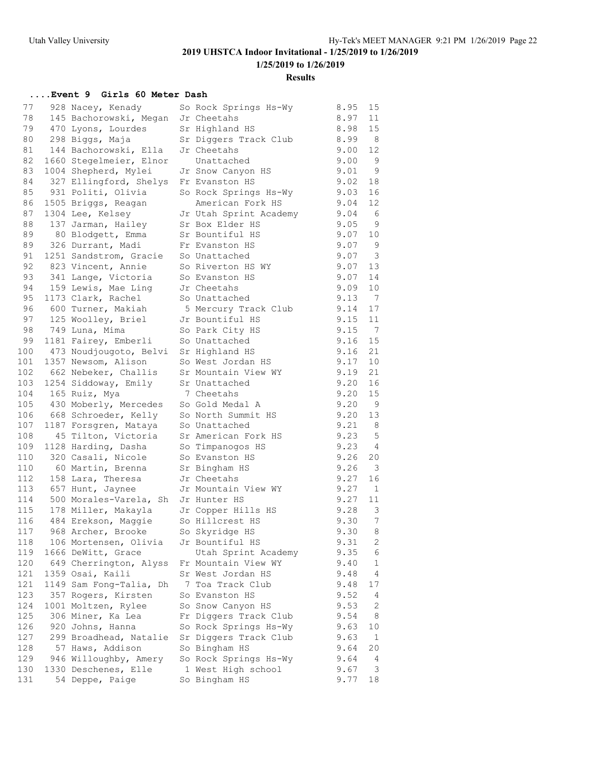## 2019 UHSTCA Indoor Invitational - 1/25/2019 to 1/26/2019

**1/25/2019 to 1/26/2019**

**Results**

### ....Event 9 Girls 60 Meter Dash

| Place | No. | Name | Yr | Team | Time | Heat |
|---|---|---|---|---|---|---|
| 77 | 928 | Nacey, Kenady | So | Rock Springs Hs-Wy | 8.95 | 15 |
| 78 | 145 | Bachorowski, Megan | Jr | Cheetahs | 8.97 | 11 |
| 79 | 470 | Lyons, Lourdes | Sr | Highland HS | 8.98 | 15 |
| 80 | 298 | Biggs, Maja | Sr | Diggers Track Club | 8.99 | 8 |
| 81 | 144 | Bachorowski, Ella | Jr | Cheetahs | 9.00 | 12 |
| 82 | 1660 | Stegelmeier, Elnor | | Unattached | 9.00 | 9 |
| 83 | 1004 | Shepherd, Mylei | Jr | Snow Canyon HS | 9.01 | 9 |
| 84 | 327 | Ellingford, Shelys | Fr | Evanston HS | 9.02 | 18 |
| 85 | 931 | Politi, Olivia | So | Rock Springs Hs-Wy | 9.03 | 16 |
| 86 | 1505 | Briggs, Reagan | | American Fork HS | 9.04 | 12 |
| 87 | 1304 | Lee, Kelsey | Jr | Utah Sprint Academy | 9.04 | 6 |
| 88 | 137 | Jarman, Hailey | Sr | Box Elder HS | 9.05 | 9 |
| 89 | 80 | Blodgett, Emma | Sr | Bountiful HS | 9.07 | 10 |
| 89 | 326 | Durrant, Madi | Fr | Evanston HS | 9.07 | 9 |
| 91 | 1251 | Sandstrom, Gracie | So | Unattached | 9.07 | 3 |
| 92 | 823 | Vincent, Annie | So | Riverton HS WY | 9.07 | 13 |
| 93 | 341 | Lange, Victoria | So | Evanston HS | 9.07 | 14 |
| 94 | 159 | Lewis, Mae Ling | Jr | Cheetahs | 9.09 | 10 |
| 95 | 1173 | Clark, Rachel | So | Unattached | 9.13 | 7 |
| 96 | 600 | Turner, Makiah | 5 | Mercury Track Club | 9.14 | 17 |
| 97 | 125 | Woolley, Briel | Jr | Bountiful HS | 9.15 | 11 |
| 98 | 749 | Luna, Mima | So | Park City HS | 9.15 | 7 |
| 99 | 1181 | Fairey, Emberli | So | Unattached | 9.16 | 15 |
| 100 | 473 | Noudjougoto, Belvi | Sr | Highland HS | 9.16 | 21 |
| 101 | 1357 | Newsom, Alison | So | West Jordan HS | 9.17 | 10 |
| 102 | 662 | Nebeker, Challis | Sr | Mountain View WY | 9.19 | 21 |
| 103 | 1254 | Siddoway, Emily | Sr | Unattached | 9.20 | 16 |
| 104 | 165 | Ruiz, Mya | 7 | Cheetahs | 9.20 | 15 |
| 105 | 430 | Moberly, Mercedes | So | Gold Medal A | 9.20 | 9 |
| 106 | 668 | Schroeder, Kelly | So | North Summit HS | 9.20 | 13 |
| 107 | 1187 | Forsgren, Mataya | So | Unattached | 9.21 | 8 |
| 108 | 45 | Tilton, Victoria | Sr | American Fork HS | 9.23 | 5 |
| 109 | 1128 | Harding, Dasha | So | Timpanogos HS | 9.23 | 4 |
| 110 | 320 | Casali, Nicole | So | Evanston HS | 9.26 | 20 |
| 110 | 60 | Martin, Brenna | Sr | Bingham HS | 9.26 | 3 |
| 112 | 158 | Lara, Theresa | Jr | Cheetahs | 9.27 | 16 |
| 113 | 657 | Hunt, Jaynee | Jr | Mountain View WY | 9.27 | 1 |
| 114 | 500 | Morales-Varela, Sh | Jr | Hunter HS | 9.27 | 11 |
| 115 | 178 | Miller, Makayla | Jr | Copper Hills HS | 9.28 | 3 |
| 116 | 484 | Erekson, Maggie | So | Hillcrest HS | 9.30 | 7 |
| 117 | 968 | Archer, Brooke | So | Skyridge HS | 9.30 | 8 |
| 118 | 106 | Mortensen, Olivia | Jr | Bountiful HS | 9.31 | 2 |
| 119 | 1666 | DeWitt, Grace | | Utah Sprint Academy | 9.35 | 6 |
| 120 | 649 | Cherrington, Alyss | Fr | Mountain View WY | 9.40 | 1 |
| 121 | 1359 | Osai, Kaili | Sr | West Jordan HS | 9.48 | 4 |
| 121 | 1149 | Sam Fong-Talia, Dh | 7 | Toa Track Club | 9.48 | 17 |
| 123 | 357 | Rogers, Kirsten | So | Evanston HS | 9.52 | 4 |
| 124 | 1001 | Moltzen, Rylee | So | Snow Canyon HS | 9.53 | 2 |
| 125 | 306 | Miner, Ka Lea | Fr | Diggers Track Club | 9.54 | 8 |
| 126 | 920 | Johns, Hanna | So | Rock Springs Hs-Wy | 9.63 | 10 |
| 127 | 299 | Broadhead, Natalie | Sr | Diggers Track Club | 9.63 | 1 |
| 128 | 57 | Haws, Addison | So | Bingham HS | 9.64 | 20 |
| 129 | 946 | Willoughby, Amery | So | Rock Springs Hs-Wy | 9.64 | 4 |
| 130 | 1330 | Deschenes, Elle | 1 | West High school | 9.67 | 3 |
| 131 | 54 | Deppe, Paige | So | Bingham HS | 9.77 | 18 |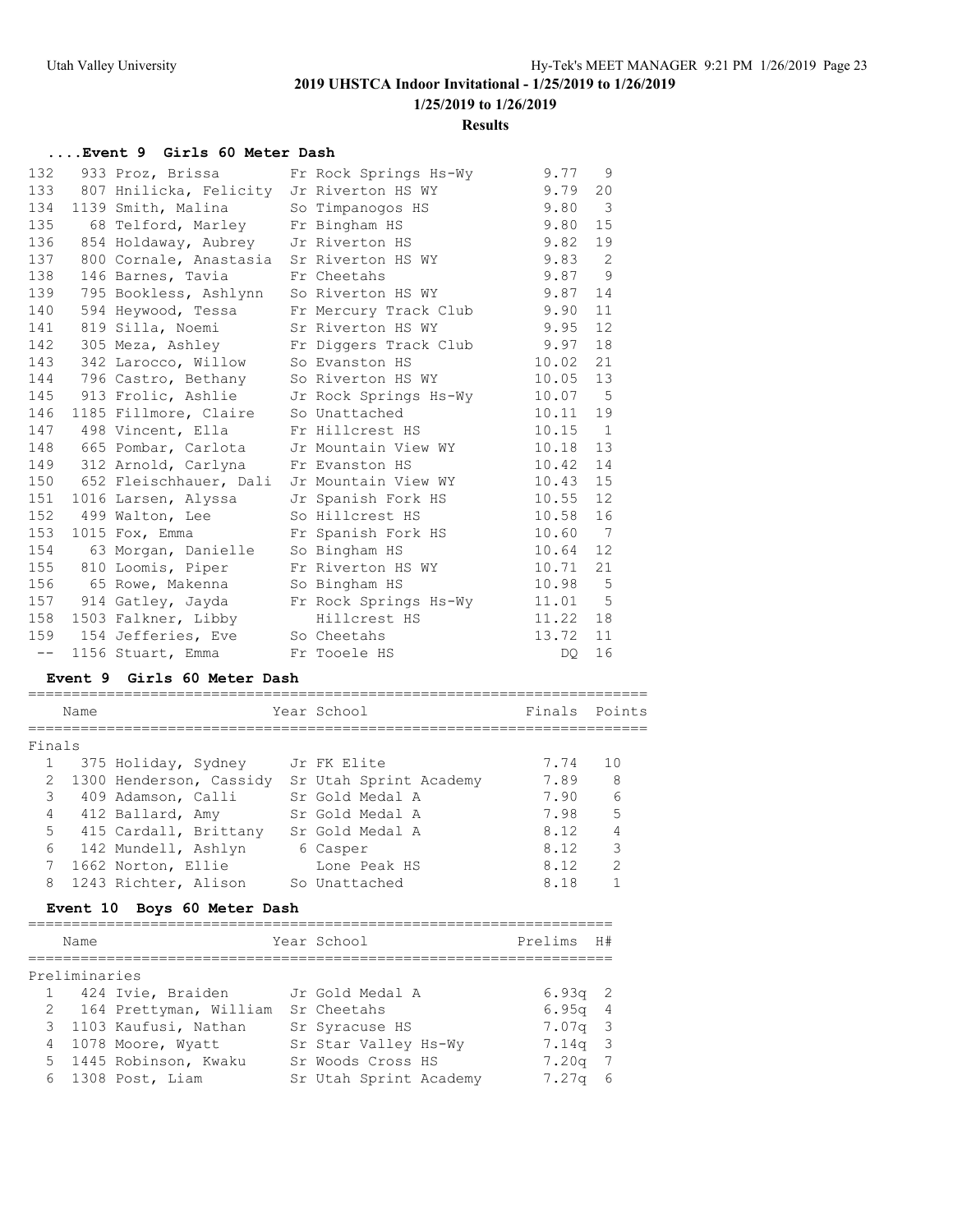## 2019 UHSTCA Indoor Invitational - 1/25/2019 to 1/26/2019

**1/25/2019 to 1/26/2019**

**Results**

### ....Event 9 Girls 60 Meter Dash

| Place | # | Name | Year | School | Prelims | H# |
|---|---|---|---|---|---|---|
| 132 | 933 | Proz, Brissa | Fr | Rock Springs Hs-Wy | 9.77 | 9 |
| 133 | 807 | Hnilicka, Felicity | Jr | Riverton HS WY | 9.79 | 20 |
| 134 | 1139 | Smith, Malina | So | Timpanogos HS | 9.80 | 3 |
| 135 | 68 | Telford, Marley | Fr | Bingham HS | 9.80 | 15 |
| 136 | 854 | Holdaway, Aubrey | Jr | Riverton HS | 9.82 | 19 |
| 137 | 800 | Cornale, Anastasia | Sr | Riverton HS WY | 9.83 | 2 |
| 138 | 146 | Barnes, Tavia | Fr | Cheetahs | 9.87 | 9 |
| 139 | 795 | Bookless, Ashlynn | So | Riverton HS WY | 9.87 | 14 |
| 140 | 594 | Heywood, Tessa | Fr | Mercury Track Club | 9.90 | 11 |
| 141 | 819 | Silla, Noemi | Sr | Riverton HS WY | 9.95 | 12 |
| 142 | 305 | Meza, Ashley | Fr | Diggers Track Club | 9.97 | 18 |
| 143 | 342 | Larocco, Willow | So | Evanston HS | 10.02 | 21 |
| 144 | 796 | Castro, Bethany | So | Riverton HS WY | 10.05 | 13 |
| 145 | 913 | Frolic, Ashlie | Jr | Rock Springs Hs-Wy | 10.07 | 5 |
| 146 | 1185 | Fillmore, Claire | So | Unattached | 10.11 | 19 |
| 147 | 498 | Vincent, Ella | Fr | Hillcrest HS | 10.15 | 1 |
| 148 | 665 | Pombar, Carlota | Jr | Mountain View WY | 10.18 | 13 |
| 149 | 312 | Arnold, Carlyna | Fr | Evanston HS | 10.42 | 14 |
| 150 | 652 | Fleischhauer, Dali | Jr | Mountain View WY | 10.43 | 15 |
| 151 | 1016 | Larsen, Alyssa | Jr | Spanish Fork HS | 10.55 | 12 |
| 152 | 499 | Walton, Lee | So | Hillcrest HS | 10.58 | 16 |
| 153 | 1015 | Fox, Emma | Fr | Spanish Fork HS | 10.60 | 7 |
| 154 | 63 | Morgan, Danielle | So | Bingham HS | 10.64 | 12 |
| 155 | 810 | Loomis, Piper | Fr | Riverton HS WY | 10.71 | 21 |
| 156 | 65 | Rowe, Makenna | So | Bingham HS | 10.98 | 5 |
| 157 | 914 | Gatley, Jayda | Fr | Rock Springs Hs-Wy | 11.01 | 5 |
| 158 | 1503 | Falkner, Libby | | Hillcrest HS | 11.22 | 18 |
| 159 | 154 | Jefferies, Eve | So | Cheetahs | 13.72 | 11 |
| -- | 1156 | Stuart, Emma | Fr | Tooele HS | DQ | 16 |

### Event 9 Girls 60 Meter Dash

**Finals**

| Place | # | Name | Year | School | Finals | Points |
|---|---|---|---|---|---|---|
| 1 | 375 | Holiday, Sydney | Jr | FK Elite | 7.74 | 10 |
| 2 | 1300 | Henderson, Cassidy | Sr | Utah Sprint Academy | 7.89 | 8 |
| 3 | 409 | Adamson, Calli | Sr | Gold Medal A | 7.90 | 6 |
| 4 | 412 | Ballard, Amy | Sr | Gold Medal A | 7.98 | 5 |
| 5 | 415 | Cardall, Brittany | Sr | Gold Medal A | 8.12 | 4 |
| 6 | 142 | Mundell, Ashlyn | 6 | Casper | 8.12 | 3 |
| 7 | 1662 | Norton, Ellie | | Lone Peak HS | 8.12 | 2 |
| 8 | 1243 | Richter, Alison | So | Unattached | 8.18 | 1 |

### Event 10 Boys 60 Meter Dash

**Preliminaries**

| Place | # | Name | Year | School | Prelims | H# |
|---|---|---|---|---|---|---|
| 1 | 424 | Ivie, Braiden | Jr | Gold Medal A | 6.93q | 2 |
| 2 | 164 | Prettyman, William | Sr | Cheetahs | 6.95q | 4 |
| 3 | 1103 | Kaufusi, Nathan | Sr | Syracuse HS | 7.07q | 3 |
| 4 | 1078 | Moore, Wyatt | Sr | Star Valley Hs-Wy | 7.14q | 3 |
| 5 | 1445 | Robinson, Kwaku | Sr | Woods Cross HS | 7.20q | 7 |
| 6 | 1308 | Post, Liam | Sr | Utah Sprint Academy | 7.27q | 6 |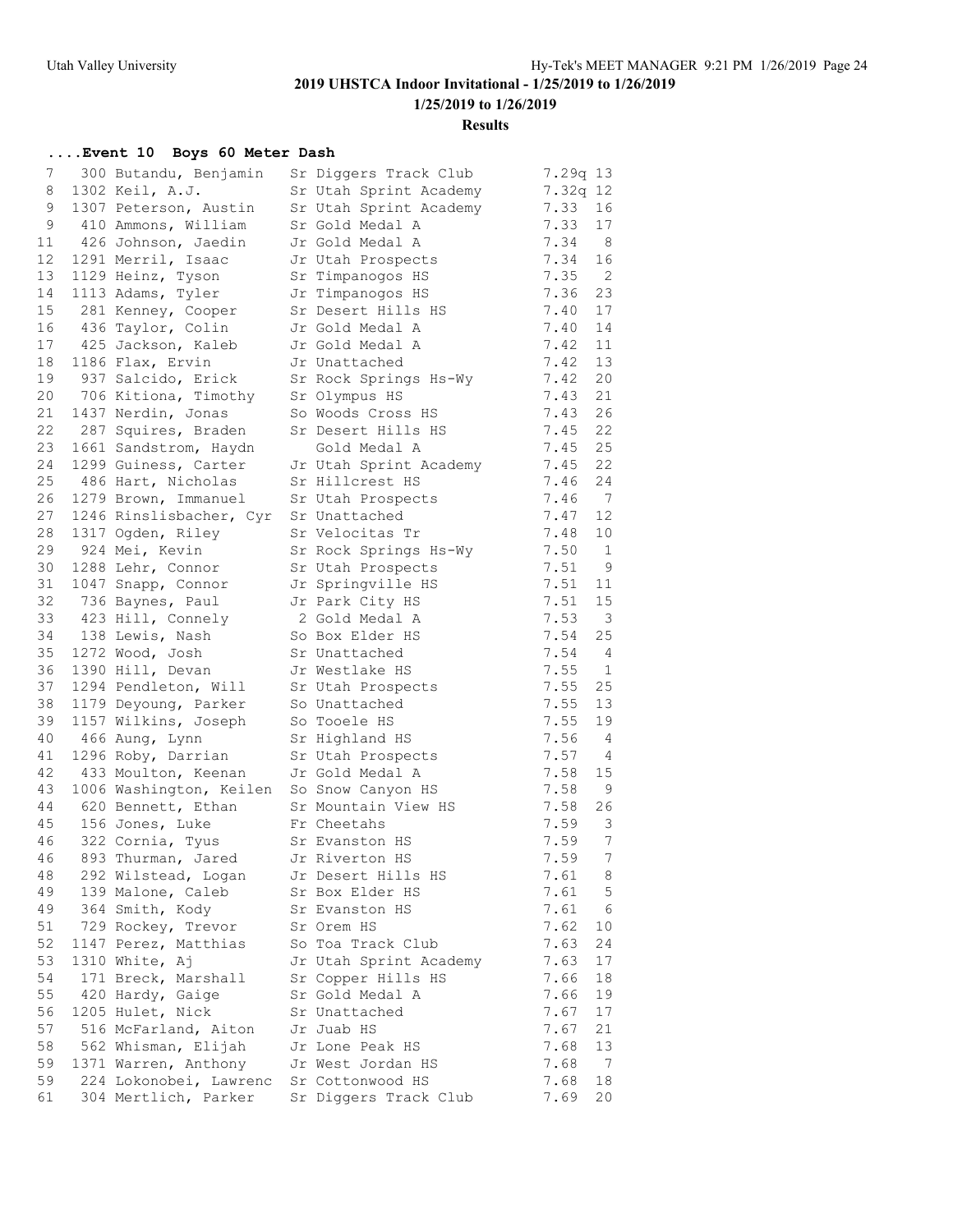## 2019 UHSTCA Indoor Invitational - 1/25/2019 to 1/26/2019

### 1/25/2019 to 1/26/2019

### Results

#### ....Event 10 Boys 60 Meter Dash

| Place | No. | Name | Yr | Team | Time | Heat |
|---|---|---|---|---|---|---|
| 7 | 300 | Butandu, Benjamin | Sr | Diggers Track Club | 7.29q | 13 |
| 8 | 1302 | Keil, A.J. | Sr | Utah Sprint Academy | 7.32q | 12 |
| 9 | 1307 | Peterson, Austin | Sr | Utah Sprint Academy | 7.33 | 16 |
| 9 | 410 | Ammons, William | Sr | Gold Medal A | 7.33 | 17 |
| 11 | 426 | Johnson, Jaedin | Jr | Gold Medal A | 7.34 | 8 |
| 12 | 1291 | Merril, Isaac | Jr | Utah Prospects | 7.34 | 16 |
| 13 | 1129 | Heinz, Tyson | Sr | Timpanogos HS | 7.35 | 2 |
| 14 | 1113 | Adams, Tyler | Jr | Timpanogos HS | 7.36 | 23 |
| 15 | 281 | Kenney, Cooper | Sr | Desert Hills HS | 7.40 | 17 |
| 16 | 436 | Taylor, Colin | Jr | Gold Medal A | 7.40 | 14 |
| 17 | 425 | Jackson, Kaleb | Jr | Gold Medal A | 7.42 | 11 |
| 18 | 1186 | Flax, Ervin | Jr | Unattached | 7.42 | 13 |
| 19 | 937 | Salcido, Erick | Sr | Rock Springs Hs-Wy | 7.42 | 20 |
| 20 | 706 | Kitiona, Timothy | Sr | Olympus HS | 7.43 | 21 |
| 21 | 1437 | Nerdin, Jonas | So | Woods Cross HS | 7.43 | 26 |
| 22 | 287 | Squires, Braden | Sr | Desert Hills HS | 7.45 | 22 |
| 23 | 1661 | Sandstrom, Haydn | | Gold Medal A | 7.45 | 25 |
| 24 | 1299 | Guiness, Carter | Jr | Utah Sprint Academy | 7.45 | 22 |
| 25 | 486 | Hart, Nicholas | Sr | Hillcrest HS | 7.46 | 24 |
| 26 | 1279 | Brown, Immanuel | Sr | Utah Prospects | 7.46 | 7 |
| 27 | 1246 | Rinslisbacher, Cyr | Sr | Unattached | 7.47 | 12 |
| 28 | 1317 | Ogden, Riley | Sr | Velocitas Tr | 7.48 | 10 |
| 29 | 924 | Mei, Kevin | Sr | Rock Springs Hs-Wy | 7.50 | 1 |
| 30 | 1288 | Lehr, Connor | Sr | Utah Prospects | 7.51 | 9 |
| 31 | 1047 | Snapp, Connor | Jr | Springville HS | 7.51 | 11 |
| 32 | 736 | Baynes, Paul | Jr | Park City HS | 7.51 | 15 |
| 33 | 423 | Hill, Connely | 2 | Gold Medal A | 7.53 | 3 |
| 34 | 138 | Lewis, Nash | So | Box Elder HS | 7.54 | 25 |
| 35 | 1272 | Wood, Josh | Sr | Unattached | 7.54 | 4 |
| 36 | 1390 | Hill, Devan | Jr | Westlake HS | 7.55 | 1 |
| 37 | 1294 | Pendleton, Will | Sr | Utah Prospects | 7.55 | 25 |
| 38 | 1179 | Deyoung, Parker | So | Unattached | 7.55 | 13 |
| 39 | 1157 | Wilkins, Joseph | So | Tooele HS | 7.55 | 19 |
| 40 | 466 | Aung, Lynn | Sr | Highland HS | 7.56 | 4 |
| 41 | 1296 | Roby, Darrian | Sr | Utah Prospects | 7.57 | 4 |
| 42 | 433 | Moulton, Keenan | Jr | Gold Medal A | 7.58 | 15 |
| 43 | 1006 | Washington, Keilen | So | Snow Canyon HS | 7.58 | 9 |
| 44 | 620 | Bennett, Ethan | Sr | Mountain View HS | 7.58 | 26 |
| 45 | 156 | Jones, Luke | Fr | Cheetahs | 7.59 | 3 |
| 46 | 322 | Cornia, Tyus | Sr | Evanston HS | 7.59 | 7 |
| 46 | 893 | Thurman, Jared | Jr | Riverton HS | 7.59 | 7 |
| 48 | 292 | Wilstead, Logan | Jr | Desert Hills HS | 7.61 | 8 |
| 49 | 139 | Malone, Caleb | Sr | Box Elder HS | 7.61 | 5 |
| 49 | 364 | Smith, Kody | Sr | Evanston HS | 7.61 | 6 |
| 51 | 729 | Rockey, Trevor | Sr | Orem HS | 7.62 | 10 |
| 52 | 1147 | Perez, Matthias | So | Toa Track Club | 7.63 | 24 |
| 53 | 1310 | White, Aj | Jr | Utah Sprint Academy | 7.63 | 17 |
| 54 | 171 | Breck, Marshall | Sr | Copper Hills HS | 7.66 | 18 |
| 55 | 420 | Hardy, Gaige | Sr | Gold Medal A | 7.66 | 19 |
| 56 | 1205 | Hulet, Nick | Sr | Unattached | 7.67 | 17 |
| 57 | 516 | McFarland, Aiton | Jr | Juab HS | 7.67 | 21 |
| 58 | 562 | Whisman, Elijah | Jr | Lone Peak HS | 7.68 | 13 |
| 59 | 1371 | Warren, Anthony | Jr | West Jordan HS | 7.68 | 7 |
| 59 | 224 | Lokonobei, Lawrenc | Sr | Cottonwood HS | 7.68 | 18 |
| 61 | 304 | Mertlich, Parker | Sr | Diggers Track Club | 7.69 | 20 |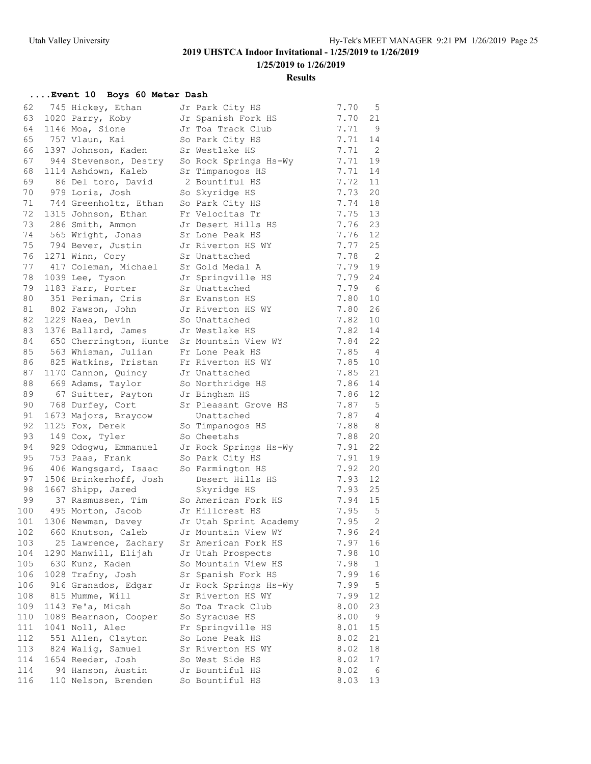## 2019 UHSTCA Indoor Invitational - 1/25/2019 to 1/26/2019

### 1/25/2019 to 1/26/2019

### Results

#### ....Event 10 Boys 60 Meter Dash

| Place | # | Name | Yr | School | Time | Heat |
|---|---|---|---|---|---|---|
| 62 | 745 | Hickey, Ethan | Jr | Park City HS | 7.70 | 5 |
| 63 | 1020 | Parry, Koby | Jr | Spanish Fork HS | 7.70 | 21 |
| 64 | 1146 | Moa, Sione | Jr | Toa Track Club | 7.71 | 9 |
| 65 | 757 | Vlaun, Kai | So | Park City HS | 7.71 | 14 |
| 66 | 1397 | Johnson, Kaden | Sr | Westlake HS | 7.71 | 2 |
| 67 | 944 | Stevenson, Destry | So | Rock Springs Hs-Wy | 7.71 | 19 |
| 68 | 1114 | Ashdown, Kaleb | Sr | Timpanogos HS | 7.71 | 14 |
| 69 | 86 | Del toro, David | 2 | Bountiful HS | 7.72 | 11 |
| 70 | 979 | Loria, Josh | So | Skyridge HS | 7.73 | 20 |
| 71 | 744 | Greenholtz, Ethan | So | Park City HS | 7.74 | 18 |
| 72 | 1315 | Johnson, Ethan | Fr | Velocitas Tr | 7.75 | 13 |
| 73 | 286 | Smith, Ammon | Jr | Desert Hills HS | 7.76 | 23 |
| 74 | 565 | Wright, Jonas | Sr | Lone Peak HS | 7.76 | 12 |
| 75 | 794 | Bever, Justin | Jr | Riverton HS WY | 7.77 | 25 |
| 76 | 1271 | Winn, Cory | Sr | Unattached | 7.78 | 2 |
| 77 | 417 | Coleman, Michael | Sr | Gold Medal A | 7.79 | 19 |
| 78 | 1039 | Lee, Tyson | Jr | Springville HS | 7.79 | 24 |
| 79 | 1183 | Farr, Porter | Sr | Unattached | 7.79 | 6 |
| 80 | 351 | Periman, Cris | Sr | Evanston HS | 7.80 | 10 |
| 81 | 802 | Fawson, John | Jr | Riverton HS WY | 7.80 | 26 |
| 82 | 1229 | Naea, Devin | So | Unattached | 7.82 | 10 |
| 83 | 1376 | Ballard, James | Jr | Westlake HS | 7.82 | 14 |
| 84 | 650 | Cherrington, Hunte | Sr | Mountain View WY | 7.84 | 22 |
| 85 | 563 | Whisman, Julian | Fr | Lone Peak HS | 7.85 | 4 |
| 86 | 825 | Watkins, Tristan | Fr | Riverton HS WY | 7.85 | 10 |
| 87 | 1170 | Cannon, Quincy | Jr | Unattached | 7.85 | 21 |
| 88 | 669 | Adams, Taylor | So | Northridge HS | 7.86 | 14 |
| 89 | 67 | Suitter, Payton | Jr | Bingham HS | 7.86 | 12 |
| 90 | 768 | Durfey, Cort | Sr | Pleasant Grove HS | 7.87 | 5 |
| 91 | 1673 | Majors, Braycow | | Unattached | 7.87 | 4 |
| 92 | 1125 | Fox, Derek | So | Timpanogos HS | 7.88 | 8 |
| 93 | 149 | Cox, Tyler | So | Cheetahs | 7.88 | 20 |
| 94 | 929 | Odogwu, Emmanuel | Jr | Rock Springs Hs-Wy | 7.91 | 22 |
| 95 | 753 | Paas, Frank | So | Park City HS | 7.91 | 19 |
| 96 | 406 | Wangsgard, Isaac | So | Farmington HS | 7.92 | 20 |
| 97 | 1506 | Brinkerhoff, Josh | | Desert Hills HS | 7.93 | 12 |
| 98 | 1667 | Shipp, Jared | | Skyridge HS | 7.93 | 25 |
| 99 | 37 | Rasmussen, Tim | So | American Fork HS | 7.94 | 15 |
| 100 | 495 | Morton, Jacob | Jr | Hillcrest HS | 7.95 | 5 |
| 101 | 1306 | Newman, Davey | Jr | Utah Sprint Academy | 7.95 | 2 |
| 102 | 660 | Knutson, Caleb | Jr | Mountain View WY | 7.96 | 24 |
| 103 | 25 | Lawrence, Zachary | Sr | American Fork HS | 7.97 | 16 |
| 104 | 1290 | Manwill, Elijah | Jr | Utah Prospects | 7.98 | 10 |
| 105 | 630 | Kunz, Kaden | So | Mountain View HS | 7.98 | 1 |
| 106 | 1028 | Trafny, Josh | Sr | Spanish Fork HS | 7.99 | 16 |
| 106 | 916 | Granados, Edgar | Jr | Rock Springs Hs-Wy | 7.99 | 5 |
| 108 | 815 | Mumme, Will | Sr | Riverton HS WY | 7.99 | 12 |
| 109 | 1143 | Fe'a, Micah | So | Toa Track Club | 8.00 | 23 |
| 110 | 1089 | Bearnson, Cooper | So | Syracuse HS | 8.00 | 9 |
| 111 | 1041 | Noll, Alec | Fr | Springville HS | 8.01 | 15 |
| 112 | 551 | Allen, Clayton | So | Lone Peak HS | 8.02 | 21 |
| 113 | 824 | Walig, Samuel | Sr | Riverton HS WY | 8.02 | 18 |
| 114 | 1654 | Reeder, Josh | So | West Side HS | 8.02 | 17 |
| 114 | 94 | Hanson, Austin | Jr | Bountiful HS | 8.02 | 6 |
| 116 | 110 | Nelson, Brenden | So | Bountiful HS | 8.03 | 13 |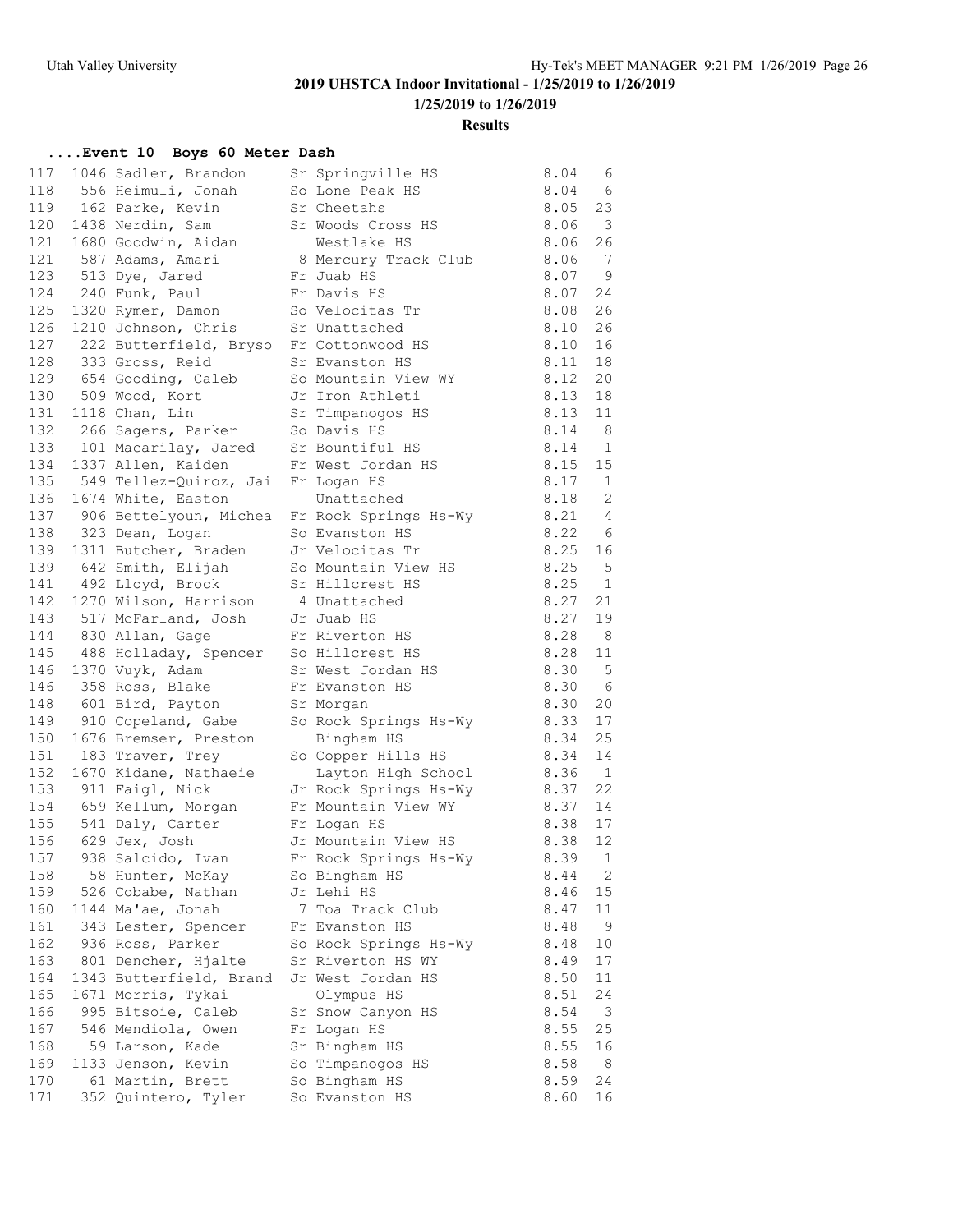## 2019 UHSTCA Indoor Invitational - 1/25/2019 to 1/26/2019

**1/25/2019 to 1/26/2019**

**Results**

### ....Event 10 Boys 60 Meter Dash

| Place | # | Name | Yr | Team | Time | H |
|---|---|---|---|---|---|---|
| 117 | 1046 | Sadler, Brandon | Sr | Springville HS | 8.04 | 6 |
| 118 | 556 | Heimuli, Jonah | So | Lone Peak HS | 8.04 | 6 |
| 119 | 162 | Parke, Kevin | Sr | Cheetahs | 8.05 | 23 |
| 120 | 1438 | Nerdin, Sam | Sr | Woods Cross HS | 8.06 | 3 |
| 121 | 1680 | Goodwin, Aidan | | Westlake HS | 8.06 | 26 |
| 121 | 587 | Adams, Amari | 8 | Mercury Track Club | 8.06 | 7 |
| 123 | 513 | Dye, Jared | Fr | Juab HS | 8.07 | 9 |
| 124 | 240 | Funk, Paul | Fr | Davis HS | 8.07 | 24 |
| 125 | 1320 | Rymer, Damon | So | Velocitas Tr | 8.08 | 26 |
| 126 | 1210 | Johnson, Chris | Sr | Unattached | 8.10 | 26 |
| 127 | 222 | Butterfield, Bryso | Fr | Cottonwood HS | 8.10 | 16 |
| 128 | 333 | Gross, Reid | Sr | Evanston HS | 8.11 | 18 |
| 129 | 654 | Gooding, Caleb | So | Mountain View WY | 8.12 | 20 |
| 130 | 509 | Wood, Kort | Jr | Iron Athleti | 8.13 | 18 |
| 131 | 1118 | Chan, Lin | Sr | Timpanogos HS | 8.13 | 11 |
| 132 | 266 | Sagers, Parker | So | Davis HS | 8.14 | 8 |
| 133 | 101 | Macarilay, Jared | Sr | Bountiful HS | 8.14 | 1 |
| 134 | 1337 | Allen, Kaiden | Fr | West Jordan HS | 8.15 | 15 |
| 135 | 549 | Tellez-Quiroz, Jai | Fr | Logan HS | 8.17 | 1 |
| 136 | 1674 | White, Easton | | Unattached | 8.18 | 2 |
| 137 | 906 | Bettelyoun, Michea | Fr | Rock Springs Hs-Wy | 8.21 | 4 |
| 138 | 323 | Dean, Logan | So | Evanston HS | 8.22 | 6 |
| 139 | 1311 | Butcher, Braden | Jr | Velocitas Tr | 8.25 | 16 |
| 139 | 642 | Smith, Elijah | So | Mountain View HS | 8.25 | 5 |
| 141 | 492 | Lloyd, Brock | Sr | Hillcrest HS | 8.25 | 1 |
| 142 | 1270 | Wilson, Harrison | 4 | Unattached | 8.27 | 21 |
| 143 | 517 | McFarland, Josh | Jr | Juab HS | 8.27 | 19 |
| 144 | 830 | Allan, Gage | Fr | Riverton HS | 8.28 | 8 |
| 145 | 488 | Holladay, Spencer | So | Hillcrest HS | 8.28 | 11 |
| 146 | 1370 | Vuyk, Adam | Sr | West Jordan HS | 8.30 | 5 |
| 146 | 358 | Ross, Blake | Fr | Evanston HS | 8.30 | 6 |
| 148 | 601 | Bird, Payton | Sr | Morgan | 8.30 | 20 |
| 149 | 910 | Copeland, Gabe | So | Rock Springs Hs-Wy | 8.33 | 17 |
| 150 | 1676 | Bremser, Preston | | Bingham HS | 8.34 | 25 |
| 151 | 183 | Traver, Trey | So | Copper Hills HS | 8.34 | 14 |
| 152 | 1670 | Kidane, Nathaeie | | Layton High School | 8.36 | 1 |
| 153 | 911 | Faigl, Nick | Jr | Rock Springs Hs-Wy | 8.37 | 22 |
| 154 | 659 | Kellum, Morgan | Fr | Mountain View WY | 8.37 | 14 |
| 155 | 541 | Daly, Carter | Fr | Logan HS | 8.38 | 17 |
| 156 | 629 | Jex, Josh | Jr | Mountain View HS | 8.38 | 12 |
| 157 | 938 | Salcido, Ivan | Fr | Rock Springs Hs-Wy | 8.39 | 1 |
| 158 | 58 | Hunter, McKay | So | Bingham HS | 8.44 | 2 |
| 159 | 526 | Cobabe, Nathan | Jr | Lehi HS | 8.46 | 15 |
| 160 | 1144 | Ma'ae, Jonah | 7 | Toa Track Club | 8.47 | 11 |
| 161 | 343 | Lester, Spencer | Fr | Evanston HS | 8.48 | 9 |
| 162 | 936 | Ross, Parker | So | Rock Springs Hs-Wy | 8.48 | 10 |
| 163 | 801 | Dencher, Hjalte | Sr | Riverton HS WY | 8.49 | 17 |
| 164 | 1343 | Butterfield, Brand | Jr | West Jordan HS | 8.50 | 11 |
| 165 | 1671 | Morris, Tykai | | Olympus HS | 8.51 | 24 |
| 166 | 995 | Bitsoie, Caleb | Sr | Snow Canyon HS | 8.54 | 3 |
| 167 | 546 | Mendiola, Owen | Fr | Logan HS | 8.55 | 25 |
| 168 | 59 | Larson, Kade | Sr | Bingham HS | 8.55 | 16 |
| 169 | 1133 | Jenson, Kevin | So | Timpanogos HS | 8.58 | 8 |
| 170 | 61 | Martin, Brett | So | Bingham HS | 8.59 | 24 |
| 171 | 352 | Quintero, Tyler | So | Evanston HS | 8.60 | 16 |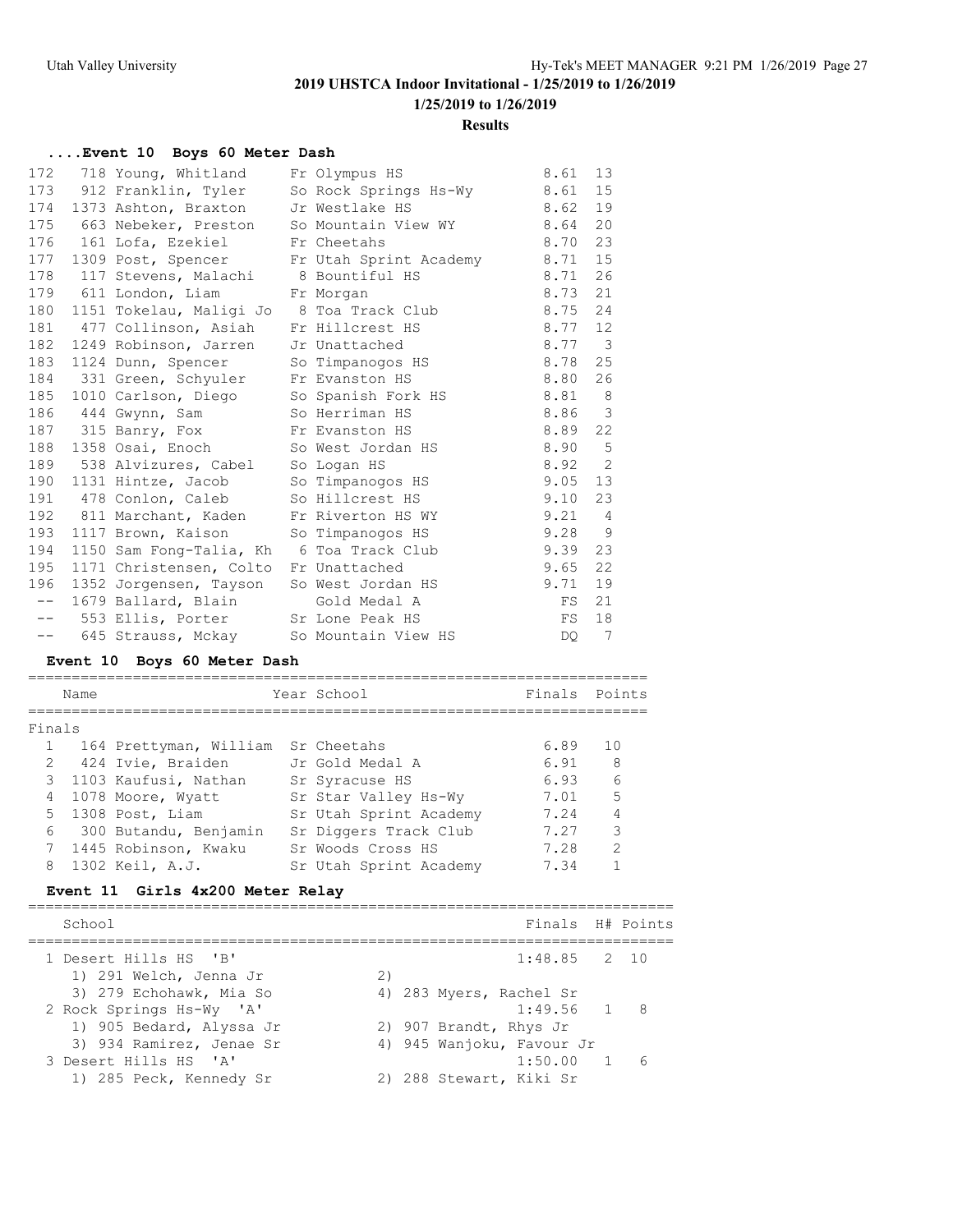# 2019 UHSTCA Indoor Invitational - 1/25/2019 to 1/26/2019

**1/25/2019 to 1/26/2019**

**Results**

### ....Event 10 Boys 60 Meter Dash

| Place | Name | Year | School | Finals | H# |
|---|---|---|---|---|---|
| 172 | 718 Young, Whitland | Fr | Olympus HS | 8.61 | 13 |
| 173 | 912 Franklin, Tyler | So | Rock Springs Hs-Wy | 8.61 | 15 |
| 174 | 1373 Ashton, Braxton | Jr | Westlake HS | 8.62 | 19 |
| 175 | 663 Nebeker, Preston | So | Mountain View WY | 8.64 | 20 |
| 176 | 161 Lofa, Ezekiel | Fr | Cheetahs | 8.70 | 23 |
| 177 | 1309 Post, Spencer | Fr | Utah Sprint Academy | 8.71 | 15 |
| 178 | 117 Stevens, Malachi | 8 | Bountiful HS | 8.71 | 26 |
| 179 | 611 London, Liam | Fr | Morgan | 8.73 | 21 |
| 180 | 1151 Tokelau, Maligi Jo | 8 | Toa Track Club | 8.75 | 24 |
| 181 | 477 Collinson, Asiah | Fr | Hillcrest HS | 8.77 | 12 |
| 182 | 1249 Robinson, Jarren | Jr | Unattached | 8.77 | 3 |
| 183 | 1124 Dunn, Spencer | So | Timpanogos HS | 8.78 | 25 |
| 184 | 331 Green, Schyuler | Fr | Evanston HS | 8.80 | 26 |
| 185 | 1010 Carlson, Diego | So | Spanish Fork HS | 8.81 | 8 |
| 186 | 444 Gwynn, Sam | So | Herriman HS | 8.86 | 3 |
| 187 | 315 Banry, Fox | Fr | Evanston HS | 8.89 | 22 |
| 188 | 1358 Osai, Enoch | So | West Jordan HS | 8.90 | 5 |
| 189 | 538 Alvizures, Cabel | So | Logan HS | 8.92 | 2 |
| 190 | 1131 Hintze, Jacob | So | Timpanogos HS | 9.05 | 13 |
| 191 | 478 Conlon, Caleb | So | Hillcrest HS | 9.10 | 23 |
| 192 | 811 Marchant, Kaden | Fr | Riverton HS WY | 9.21 | 4 |
| 193 | 1117 Brown, Kaison | So | Timpanogos HS | 9.28 | 9 |
| 194 | 1150 Sam Fong-Talia, Kh | 6 | Toa Track Club | 9.39 | 23 |
| 195 | 1171 Christensen, Colto | Fr | Unattached | 9.65 | 22 |
| 196 | 1352 Jorgensen, Tayson | So | West Jordan HS | 9.71 | 19 |
| -- | 1679 Ballard, Blain | | Gold Medal A | FS | 21 |
| -- | 553 Ellis, Porter | Sr | Lone Peak HS | FS | 18 |
| -- | 645 Strauss, Mckay | So | Mountain View HS | DQ | 7 |

### Event 10 Boys 60 Meter Dash

Finals

| Place | Name | Year | School | Finals | Points |
|---|---|---|---|---|---|
| 1 | 164 Prettyman, William | Sr | Cheetahs | 6.89 | 10 |
| 2 | 424 Ivie, Braiden | Jr | Gold Medal A | 6.91 | 8 |
| 3 | 1103 Kaufusi, Nathan | Sr | Syracuse HS | 6.93 | 6 |
| 4 | 1078 Moore, Wyatt | Sr | Star Valley Hs-Wy | 7.01 | 5 |
| 5 | 1308 Post, Liam | Sr | Utah Sprint Academy | 7.24 | 4 |
| 6 | 300 Butandu, Benjamin | Sr | Diggers Track Club | 7.27 | 3 |
| 7 | 1445 Robinson, Kwaku | Sr | Woods Cross HS | 7.28 | 2 |
| 8 | 1302 Keil, A.J. | Sr | Utah Sprint Academy | 7.34 | 1 |

### Event 11 Girls 4x200 Meter Relay

| Place | School | Finals | H# | Points |
|---|---|---|---|---|
| 1 | Desert Hills HS 'B' | 1:48.85 | 2 | 10 |
| | 1) 291 Welch, Jenna Jr; 2) ; 3) 279 Echohawk, Mia So; 4) 283 Myers, Rachel Sr | | | |
| 2 | Rock Springs Hs-Wy 'A' | 1:49.56 | 1 | 8 |
| | 1) 905 Bedard, Alyssa Jr; 2) 907 Brandt, Rhys Jr; 3) 934 Ramirez, Jenae Sr; 4) 945 Wanjoku, Favour Jr | | | |
| 3 | Desert Hills HS 'A' | 1:50.00 | 1 | 6 |
| | 1) 285 Peck, Kennedy Sr; 2) 288 Stewart, Kiki Sr | | | |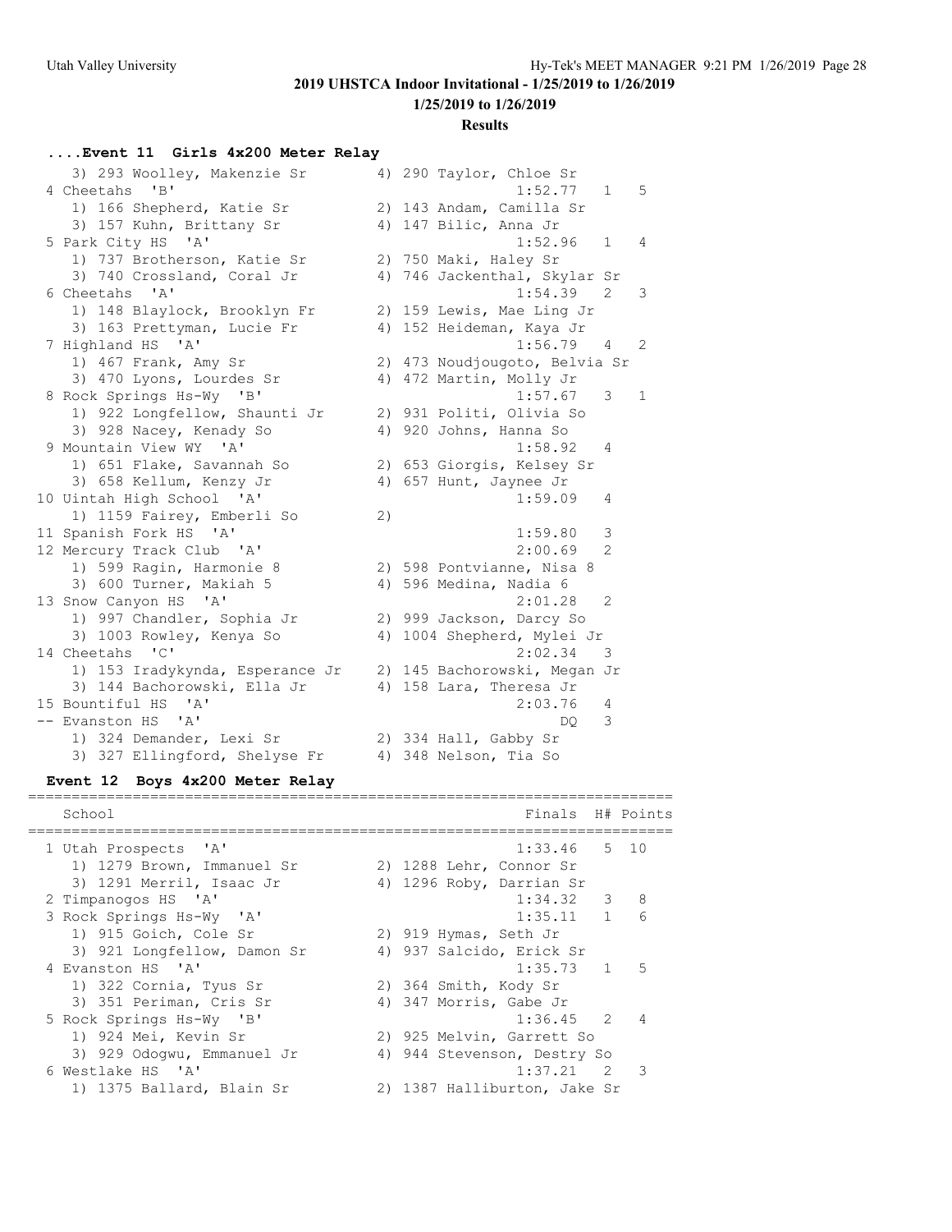2019 UHSTCA Indoor Invitational - 1/25/2019 to 1/26/2019

1/25/2019 to 1/26/2019

**Results**

### ....Event 11 Girls 4x200 Meter Relay

```
   3) 293 Woolley, Makenzie Sr        4) 290 Taylor, Chloe Sr
 4 Cheetahs  'B'                                   1:52.77   1    5
    1) 166 Shepherd, Katie Sr          2) 143 Andam, Camilla Sr
    3) 157 Kuhn, Brittany Sr           4) 147 Bilic, Anna Jr
 5 Park City HS  'A'                               1:52.96   1    4
    1) 737 Brotherson, Katie Sr        2) 750 Maki, Haley Sr
    3) 740 Crossland, Coral Jr         4) 746 Jackenthal, Skylar Sr
 6 Cheetahs  'A'                                   1:54.39   2    3
    1) 148 Blaylock, Brooklyn Fr       2) 159 Lewis, Mae Ling Jr
    3) 163 Prettyman, Lucie Fr         4) 152 Heideman, Kaya Jr
 7 Highland HS  'A'                                1:56.79   4    2
    1) 467 Frank, Amy Sr               2) 473 Noudjougoto, Belvia Sr
    3) 470 Lyons, Lourdes Sr           4) 472 Martin, Molly Jr
 8 Rock Springs Hs-Wy  'B'                         1:57.67   3    1
    1) 922 Longfellow, Shaunti Jr      2) 931 Politi, Olivia So
    3) 928 Nacey, Kenady So            4) 920 Johns, Hanna So
 9 Mountain View WY  'A'                           1:58.92   4
    1) 651 Flake, Savannah So          2) 653 Giorgis, Kelsey Sr
    3) 658 Kellum, Kenzy Jr            4) 657 Hunt, Jaynee Jr
10 Uintah High School  'A'                         1:59.09   4
    1) 1159 Fairey, Emberli So         2)
11 Spanish Fork HS  'A'                            1:59.80   3
12 Mercury Track Club  'A'                         2:00.69   2
    1) 599 Ragin, Harmonie 8           2) 598 Pontvianne, Nisa 8
    3) 600 Turner, Makiah 5            4) 596 Medina, Nadia 6
13 Snow Canyon HS  'A'                             2:01.28   2
    1) 997 Chandler, Sophia Jr         2) 999 Jackson, Darcy So
    3) 1003 Rowley, Kenya So           4) 1004 Shepherd, Mylei Jr
14 Cheetahs  'C'                                   2:02.34   3
    1) 153 Iradykynda, Esperance Jr    2) 145 Bachorowski, Megan Jr
    3) 144 Bachorowski, Ella Jr        4) 158 Lara, Theresa Jr
15 Bountiful HS  'A'                               2:03.76   4
-- Evanston HS  'A'                                     DQ   3
    1) 324 Demander, Lexi Sr           2) 334 Hall, Gabby Sr
    3) 327 Ellingford, Shelyse Fr      4) 348 Nelson, Tia So
```

### Event 12 Boys 4x200 Meter Relay

```
=========================================================================
    School                                         Finals  H# Points
=========================================================================
  1 Utah Prospects  'A'                           1:33.46   5  10
     1) 1279 Brown, Immanuel Sr        2) 1288 Lehr, Connor Sr
     3) 1291 Merril, Isaac Jr          4) 1296 Roby, Darrian Sr
  2 Timpanogos HS  'A'                            1:34.32   3   8
  3 Rock Springs Hs-Wy  'A'                       1:35.11   1   6
     1) 915 Goich, Cole Sr             2) 919 Hymas, Seth Jr
     3) 921 Longfellow, Damon Sr       4) 937 Salcido, Erick Sr
  4 Evanston HS  'A'                              1:35.73   1   5
     1) 322 Cornia, Tyus Sr            2) 364 Smith, Kody Sr
     3) 351 Periman, Cris Sr           4) 347 Morris, Gabe Jr
  5 Rock Springs Hs-Wy  'B'                       1:36.45   2   4
     1) 924 Mei, Kevin Sr              2) 925 Melvin, Garrett So
     3) 929 Odogwu, Emmanuel Jr        4) 944 Stevenson, Destry So
  6 Westlake HS  'A'                              1:37.21   2   3
     1) 1375 Ballard, Blain Sr         2) 1387 Halliburton, Jake Sr
```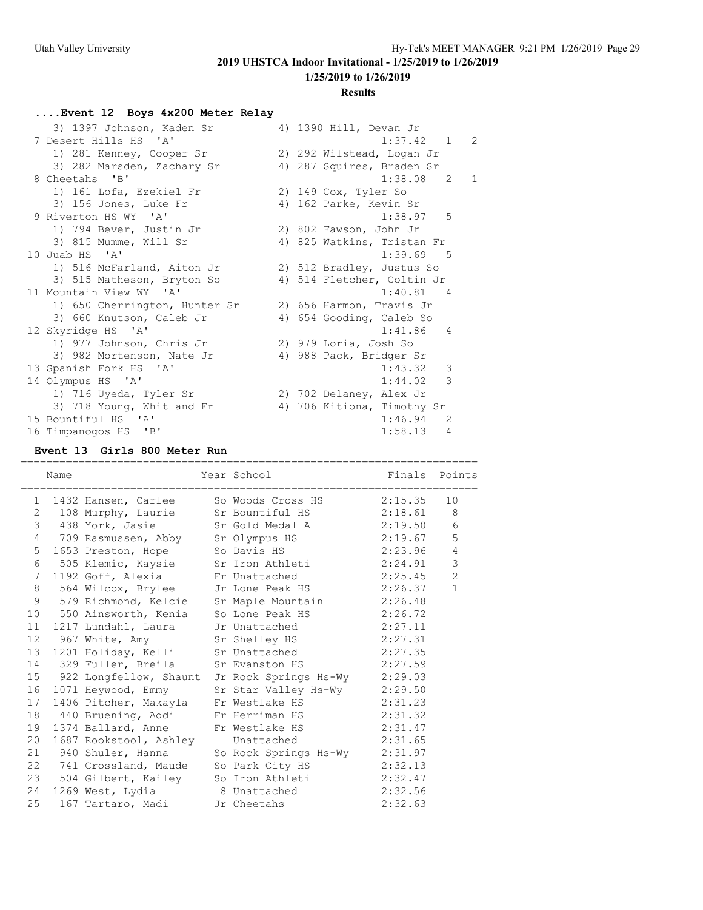## ....Event 12 Boys 4x200 Meter Relay

```
   3) 1397 Johnson, Kaden Sr          4) 1390 Hill, Devan Jr
 7 Desert Hills HS  'A'                            1:37.42   1    2
   1) 281 Kenney, Cooper Sr           2) 292 Wilstead, Logan Jr
   3) 282 Marsden, Zachary Sr         4) 287 Squires, Braden Sr
 8 Cheetahs  'B'                                   1:38.08   2    1
   1) 161 Lofa, Ezekiel Fr            2) 149 Cox, Tyler So
   3) 156 Jones, Luke Fr              4) 162 Parke, Kevin Sr
 9 Riverton HS WY  'A'                             1:38.97   5
   1) 794 Bever, Justin Jr            2) 802 Fawson, John Jr
   3) 815 Mumme, Will Sr              4) 825 Watkins, Tristan Fr
10 Juab HS  'A'                                    1:39.69   5
   1) 516 McFarland, Aiton Jr         2) 512 Bradley, Justus So
   3) 515 Matheson, Bryton So         4) 514 Fletcher, Coltin Jr
11 Mountain View WY  'A'                           1:40.81   4
   1) 650 Cherrington, Hunter Sr      2) 656 Harmon, Travis Jr
   3) 660 Knutson, Caleb Jr           4) 654 Gooding, Caleb So
12 Skyridge HS  'A'                                1:41.86   4
   1) 977 Johnson, Chris Jr           2) 979 Loria, Josh So
   3) 982 Mortenson, Nate Jr          4) 988 Pack, Bridger Sr
13 Spanish Fork HS  'A'                            1:43.32   3
14 Olympus HS  'A'                                 1:44.02   3
   1) 716 Uyeda, Tyler Sr             2) 702 Delaney, Alex Jr
   3) 718 Young, Whitland Fr          4) 706 Kitiona, Timothy Sr
15 Bountiful HS  'A'                               1:46.94   2
16 Timpanogos HS  'B'                              1:58.13   4
```

## Event 13 Girls 800 Meter Run

| | Name | Year | School | Finals | Points |
|---|---|---|---|---|---|
| 1 | 1432 Hansen, Carlee | So | Woods Cross HS | 2:15.35 | 10 |
| 2 | 108 Murphy, Laurie | Sr | Bountiful HS | 2:18.61 | 8 |
| 3 | 438 York, Jasie | Sr | Gold Medal A | 2:19.50 | 6 |
| 4 | 709 Rasmussen, Abby | Sr | Olympus HS | 2:19.67 | 5 |
| 5 | 1653 Preston, Hope | So | Davis HS | 2:23.96 | 4 |
| 6 | 505 Klemic, Kaysie | Sr | Iron Athleti | 2:24.91 | 3 |
| 7 | 1192 Goff, Alexia | Fr | Unattached | 2:25.45 | 2 |
| 8 | 564 Wilcox, Brylee | Jr | Lone Peak HS | 2:26.37 | 1 |
| 9 | 579 Richmond, Kelcie | Sr | Maple Mountain | 2:26.48 | |
| 10 | 550 Ainsworth, Kenia | So | Lone Peak HS | 2:26.72 | |
| 11 | 1217 Lundahl, Laura | Jr | Unattached | 2:27.11 | |
| 12 | 967 White, Amy | Sr | Shelley HS | 2:27.31 | |
| 13 | 1201 Holiday, Kelli | Sr | Unattached | 2:27.35 | |
| 14 | 329 Fuller, Breila | Sr | Evanston HS | 2:27.59 | |
| 15 | 922 Longfellow, Shaunt | Jr | Rock Springs Hs-Wy | 2:29.03 | |
| 16 | 1071 Heywood, Emmy | Sr | Star Valley Hs-Wy | 2:29.50 | |
| 17 | 1406 Pitcher, Makayla | Fr | Westlake HS | 2:31.23 | |
| 18 | 440 Bruening, Addi | Fr | Herriman HS | 2:31.32 | |
| 19 | 1374 Ballard, Anne | Fr | Westlake HS | 2:31.47 | |
| 20 | 1687 Rookstool, Ashley | | Unattached | 2:31.65 | |
| 21 | 940 Shuler, Hanna | So | Rock Springs Hs-Wy | 2:31.97 | |
| 22 | 741 Crossland, Maude | So | Park City HS | 2:32.13 | |
| 23 | 504 Gilbert, Kailey | So | Iron Athleti | 2:32.47 | |
| 24 | 1269 West, Lydia | 8 | Unattached | 2:32.56 | |
| 25 | 167 Tartaro, Madi | Jr | Cheetahs | 2:32.63 | |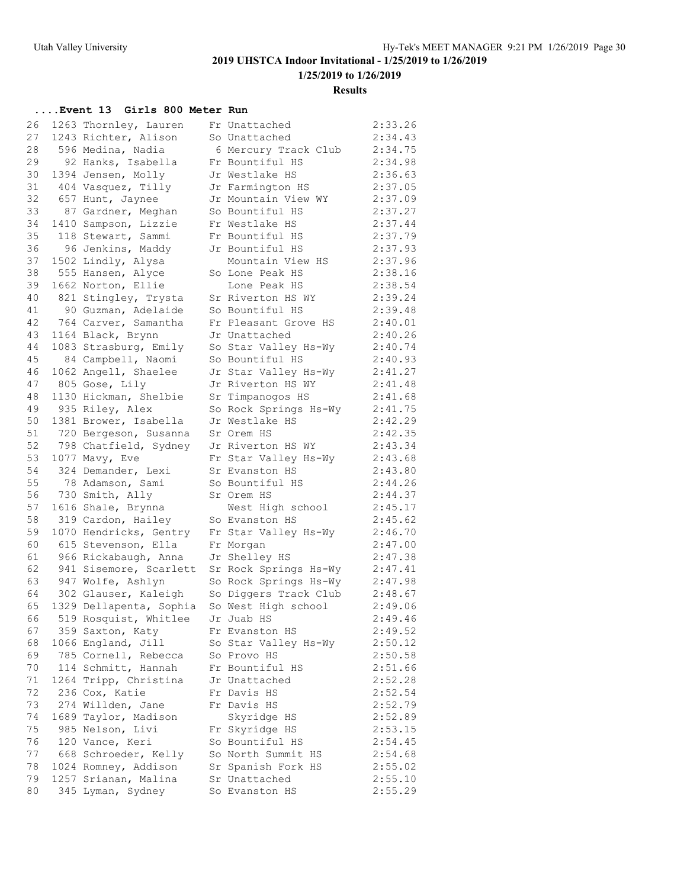## 2019 UHSTCA Indoor Invitational - 1/25/2019 to 1/26/2019

**1/25/2019 to 1/26/2019**

**Results**

### ....Event 13 Girls 800 Meter Run

| Place | # | Name | Yr | Team | Time |
|---|---|---|---|---|---|
| 26 | 1263 | Thornley, Lauren | Fr | Unattached | 2:33.26 |
| 27 | 1243 | Richter, Alison | So | Unattached | 2:34.43 |
| 28 | 596 | Medina, Nadia | 6 | Mercury Track Club | 2:34.75 |
| 29 | 92 | Hanks, Isabella | Fr | Bountiful HS | 2:34.98 |
| 30 | 1394 | Jensen, Molly | Jr | Westlake HS | 2:36.63 |
| 31 | 404 | Vasquez, Tilly | Jr | Farmington HS | 2:37.05 |
| 32 | 657 | Hunt, Jaynee | Jr | Mountain View WY | 2:37.09 |
| 33 | 87 | Gardner, Meghan | So | Bountiful HS | 2:37.27 |
| 34 | 1410 | Sampson, Lizzie | Fr | Westlake HS | 2:37.44 |
| 35 | 118 | Stewart, Sammi | Fr | Bountiful HS | 2:37.79 |
| 36 | 96 | Jenkins, Maddy | Jr | Bountiful HS | 2:37.93 |
| 37 | 1502 | Lindly, Alysa | | Mountain View HS | 2:37.96 |
| 38 | 555 | Hansen, Alyce | So | Lone Peak HS | 2:38.16 |
| 39 | 1662 | Norton, Ellie | | Lone Peak HS | 2:38.54 |
| 40 | 821 | Stingley, Trysta | Sr | Riverton HS WY | 2:39.24 |
| 41 | 90 | Guzman, Adelaide | So | Bountiful HS | 2:39.48 |
| 42 | 764 | Carver, Samantha | Fr | Pleasant Grove HS | 2:40.01 |
| 43 | 1164 | Black, Brynn | Jr | Unattached | 2:40.26 |
| 44 | 1083 | Strasburg, Emily | So | Star Valley Hs-Wy | 2:40.74 |
| 45 | 84 | Campbell, Naomi | So | Bountiful HS | 2:40.93 |
| 46 | 1062 | Angell, Shaelee | Jr | Star Valley Hs-Wy | 2:41.27 |
| 47 | 805 | Gose, Lily | Jr | Riverton HS WY | 2:41.48 |
| 48 | 1130 | Hickman, Shelbie | Sr | Timpanogos HS | 2:41.68 |
| 49 | 935 | Riley, Alex | So | Rock Springs Hs-Wy | 2:41.75 |
| 50 | 1381 | Brower, Isabella | Jr | Westlake HS | 2:42.29 |
| 51 | 720 | Bergeson, Susanna | Sr | Orem HS | 2:42.35 |
| 52 | 798 | Chatfield, Sydney | Jr | Riverton HS WY | 2:43.34 |
| 53 | 1077 | Mavy, Eve | Fr | Star Valley Hs-Wy | 2:43.68 |
| 54 | 324 | Demander, Lexi | Sr | Evanston HS | 2:43.80 |
| 55 | 78 | Adamson, Sami | So | Bountiful HS | 2:44.26 |
| 56 | 730 | Smith, Ally | Sr | Orem HS | 2:44.37 |
| 57 | 1616 | Shale, Brynna | | West High school | 2:45.17 |
| 58 | 319 | Cardon, Hailey | So | Evanston HS | 2:45.62 |
| 59 | 1070 | Hendricks, Gentry | Fr | Star Valley Hs-Wy | 2:46.70 |
| 60 | 615 | Stevenson, Ella | Fr | Morgan | 2:47.00 |
| 61 | 966 | Rickabaugh, Anna | Jr | Shelley HS | 2:47.38 |
| 62 | 941 | Sisemore, Scarlett | Sr | Rock Springs Hs-Wy | 2:47.41 |
| 63 | 947 | Wolfe, Ashlyn | So | Rock Springs Hs-Wy | 2:47.98 |
| 64 | 302 | Glauser, Kaleigh | So | Diggers Track Club | 2:48.67 |
| 65 | 1329 | Dellapenta, Sophia | So | West High school | 2:49.06 |
| 66 | 519 | Rosquist, Whitlee | Jr | Juab HS | 2:49.46 |
| 67 | 359 | Saxton, Katy | Fr | Evanston HS | 2:49.52 |
| 68 | 1066 | England, Jill | So | Star Valley Hs-Wy | 2:50.12 |
| 69 | 785 | Cornell, Rebecca | So | Provo HS | 2:50.58 |
| 70 | 114 | Schmitt, Hannah | Fr | Bountiful HS | 2:51.66 |
| 71 | 1264 | Tripp, Christina | Jr | Unattached | 2:52.28 |
| 72 | 236 | Cox, Katie | Fr | Davis HS | 2:52.54 |
| 73 | 274 | Willden, Jane | Fr | Davis HS | 2:52.79 |
| 74 | 1689 | Taylor, Madison | | Skyridge HS | 2:52.89 |
| 75 | 985 | Nelson, Livi | Fr | Skyridge HS | 2:53.15 |
| 76 | 120 | Vance, Keri | So | Bountiful HS | 2:54.45 |
| 77 | 668 | Schroeder, Kelly | So | North Summit HS | 2:54.68 |
| 78 | 1024 | Romney, Addison | Sr | Spanish Fork HS | 2:55.02 |
| 79 | 1257 | Srianan, Malina | Sr | Unattached | 2:55.10 |
| 80 | 345 | Lyman, Sydney | So | Evanston HS | 2:55.29 |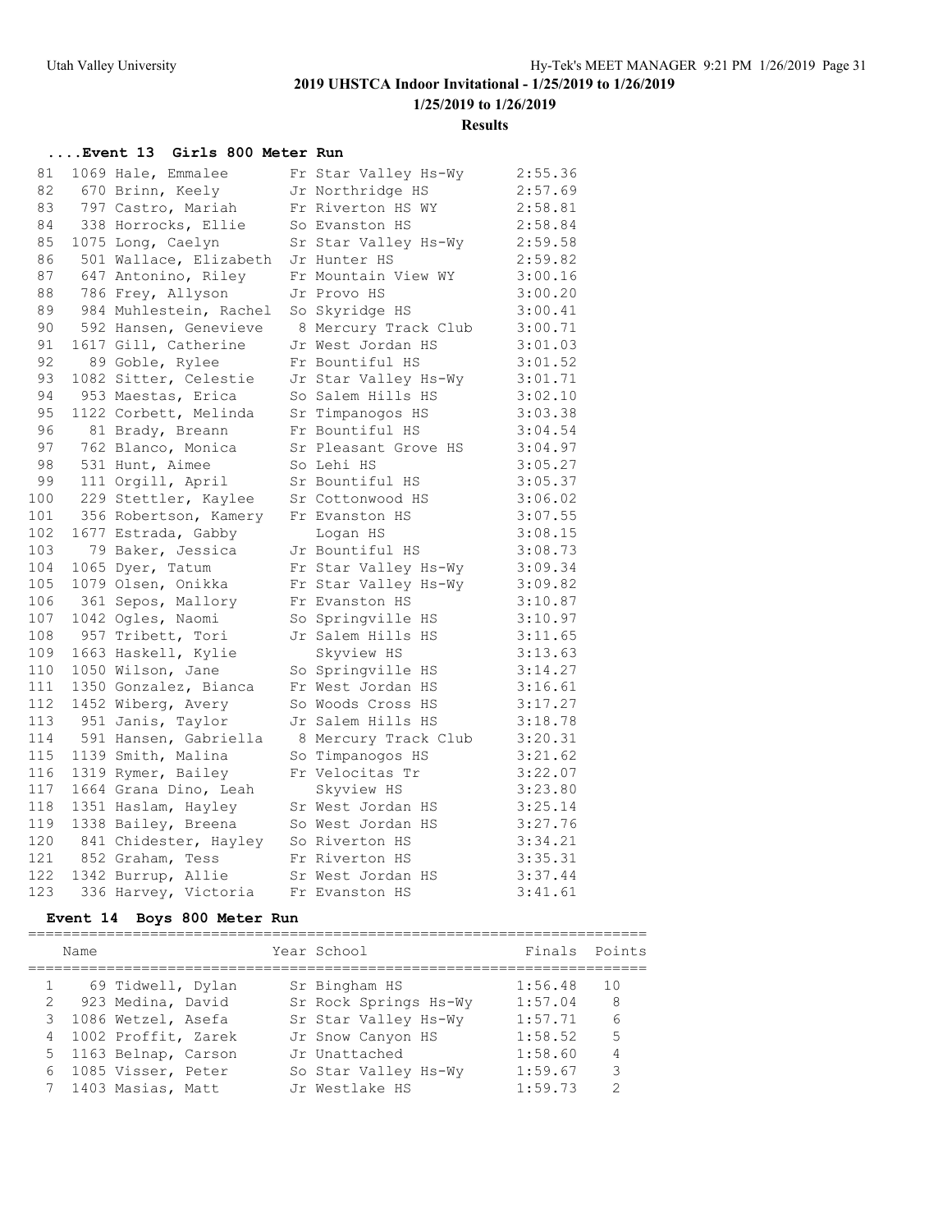# 2019 UHSTCA Indoor Invitational - 1/25/2019 to 1/26/2019

**1/25/2019 to 1/26/2019**

**Results**

### ....Event 13 Girls 800 Meter Run

| Place | Bib | Name | Year | School | Finals |
|---|---|---|---|---|---|
| 81 | 1069 | Hale, Emmalee | Fr | Star Valley Hs-Wy | 2:55.36 |
| 82 | 670 | Brinn, Keely | Jr | Northridge HS | 2:57.69 |
| 83 | 797 | Castro, Mariah | Fr | Riverton HS WY | 2:58.81 |
| 84 | 338 | Horrocks, Ellie | So | Evanston HS | 2:58.84 |
| 85 | 1075 | Long, Caelyn | Sr | Star Valley Hs-Wy | 2:59.58 |
| 86 | 501 | Wallace, Elizabeth | Jr | Hunter HS | 2:59.82 |
| 87 | 647 | Antonino, Riley | Fr | Mountain View WY | 3:00.16 |
| 88 | 786 | Frey, Allyson | Jr | Provo HS | 3:00.20 |
| 89 | 984 | Muhlestein, Rachel | So | Skyridge HS | 3:00.41 |
| 90 | 592 | Hansen, Genevieve | 8 | Mercury Track Club | 3:00.71 |
| 91 | 1617 | Gill, Catherine | Jr | West Jordan HS | 3:01.03 |
| 92 | 89 | Goble, Rylee | Fr | Bountiful HS | 3:01.52 |
| 93 | 1082 | Sitter, Celestie | Jr | Star Valley Hs-Wy | 3:01.71 |
| 94 | 953 | Maestas, Erica | So | Salem Hills HS | 3:02.10 |
| 95 | 1122 | Corbett, Melinda | Sr | Timpanogos HS | 3:03.38 |
| 96 | 81 | Brady, Breann | Fr | Bountiful HS | 3:04.54 |
| 97 | 762 | Blanco, Monica | Sr | Pleasant Grove HS | 3:04.97 |
| 98 | 531 | Hunt, Aimee | So | Lehi HS | 3:05.27 |
| 99 | 111 | Orgill, April | Sr | Bountiful HS | 3:05.37 |
| 100 | 229 | Stettler, Kaylee | Sr | Cottonwood HS | 3:06.02 |
| 101 | 356 | Robertson, Kamery | Fr | Evanston HS | 3:07.55 |
| 102 | 1677 | Estrada, Gabby | | Logan HS | 3:08.15 |
| 103 | 79 | Baker, Jessica | Jr | Bountiful HS | 3:08.73 |
| 104 | 1065 | Dyer, Tatum | Fr | Star Valley Hs-Wy | 3:09.34 |
| 105 | 1079 | Olsen, Onikka | Fr | Star Valley Hs-Wy | 3:09.82 |
| 106 | 361 | Sepos, Mallory | Fr | Evanston HS | 3:10.87 |
| 107 | 1042 | Ogles, Naomi | So | Springville HS | 3:10.97 |
| 108 | 957 | Tribett, Tori | Jr | Salem Hills HS | 3:11.65 |
| 109 | 1663 | Haskell, Kylie | | Skyview HS | 3:13.63 |
| 110 | 1050 | Wilson, Jane | So | Springville HS | 3:14.27 |
| 111 | 1350 | Gonzalez, Bianca | Fr | West Jordan HS | 3:16.61 |
| 112 | 1452 | Wiberg, Avery | So | Woods Cross HS | 3:17.27 |
| 113 | 951 | Janis, Taylor | Jr | Salem Hills HS | 3:18.78 |
| 114 | 591 | Hansen, Gabriella | 8 | Mercury Track Club | 3:20.31 |
| 115 | 1139 | Smith, Malina | So | Timpanogos HS | 3:21.62 |
| 116 | 1319 | Rymer, Bailey | Fr | Velocitas Tr | 3:22.07 |
| 117 | 1664 | Grana Dino, Leah | | Skyview HS | 3:23.80 |
| 118 | 1351 | Haslam, Hayley | Sr | West Jordan HS | 3:25.14 |
| 119 | 1338 | Bailey, Breena | So | West Jordan HS | 3:27.76 |
| 120 | 841 | Chidester, Hayley | So | Riverton HS | 3:34.21 |
| 121 | 852 | Graham, Tess | Fr | Riverton HS | 3:35.31 |
| 122 | 1342 | Burrup, Allie | Sr | West Jordan HS | 3:37.44 |
| 123 | 336 | Harvey, Victoria | Fr | Evanston HS | 3:41.61 |

### Event 14 Boys 800 Meter Run

| Place | Bib | Name | Year | School | Finals | Points |
|---|---|---|---|---|---|---|
| 1 | 69 | Tidwell, Dylan | Sr | Bingham HS | 1:56.48 | 10 |
| 2 | 923 | Medina, David | Sr | Rock Springs Hs-Wy | 1:57.04 | 8 |
| 3 | 1086 | Wetzel, Asefa | Sr | Star Valley Hs-Wy | 1:57.71 | 6 |
| 4 | 1002 | Proffit, Zarek | Jr | Snow Canyon HS | 1:58.52 | 5 |
| 5 | 1163 | Belnap, Carson | Jr | Unattached | 1:58.60 | 4 |
| 6 | 1085 | Visser, Peter | So | Star Valley Hs-Wy | 1:59.67 | 3 |
| 7 | 1403 | Masias, Matt | Jr | Westlake HS | 1:59.73 | 2 |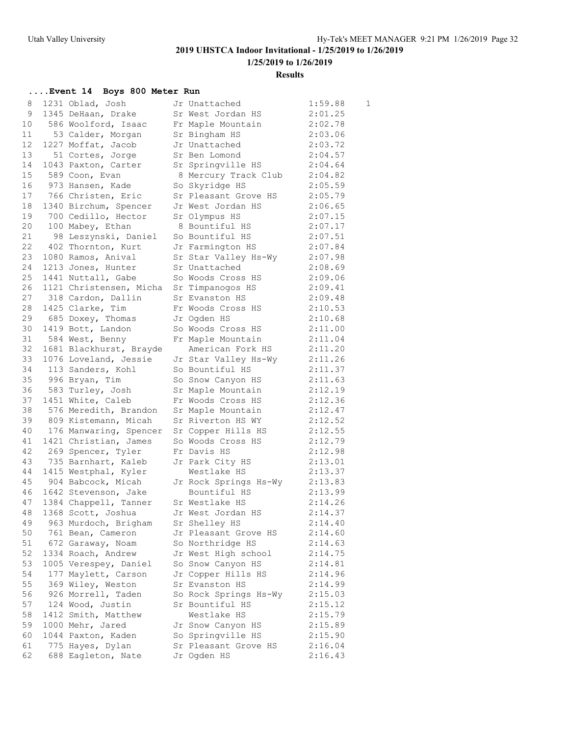## 2019 UHSTCA Indoor Invitational - 1/25/2019 to 1/26/2019

**1/25/2019 to 1/26/2019**

**Results**

### ....Event 14 Boys 800 Meter Run

| Place | # | Name | Yr | School | Time | Heat |
|---|---|---|---|---|---|---|
| 8 | 1231 | Oblad, Josh | Jr | Unattached | 1:59.88 | 1 |
| 9 | 1345 | DeHaan, Drake | Sr | West Jordan HS | 2:01.25 | |
| 10 | 586 | Woolford, Isaac | Fr | Maple Mountain | 2:02.78 | |
| 11 | 53 | Calder, Morgan | Sr | Bingham HS | 2:03.06 | |
| 12 | 1227 | Moffat, Jacob | Jr | Unattached | 2:03.72 | |
| 13 | 51 | Cortes, Jorge | Sr | Ben Lomond | 2:04.57 | |
| 14 | 1043 | Paxton, Carter | Sr | Springville HS | 2:04.64 | |
| 15 | 589 | Coon, Evan | 8 | Mercury Track Club | 2:04.82 | |
| 16 | 973 | Hansen, Kade | So | Skyridge HS | 2:05.59 | |
| 17 | 766 | Christen, Eric | Sr | Pleasant Grove HS | 2:05.79 | |
| 18 | 1340 | Birchum, Spencer | Jr | West Jordan HS | 2:06.65 | |
| 19 | 700 | Cedillo, Hector | Sr | Olympus HS | 2:07.15 | |
| 20 | 100 | Mabey, Ethan | 8 | Bountiful HS | 2:07.17 | |
| 21 | 98 | Leszynski, Daniel | So | Bountiful HS | 2:07.51 | |
| 22 | 402 | Thornton, Kurt | Jr | Farmington HS | 2:07.84 | |
| 23 | 1080 | Ramos, Anival | Sr | Star Valley Hs-Wy | 2:07.98 | |
| 24 | 1213 | Jones, Hunter | Sr | Unattached | 2:08.69 | |
| 25 | 1441 | Nuttall, Gabe | So | Woods Cross HS | 2:09.06 | |
| 26 | 1121 | Christensen, Micha | Sr | Timpanogos HS | 2:09.41 | |
| 27 | 318 | Cardon, Dallin | Sr | Evanston HS | 2:09.48 | |
| 28 | 1425 | Clarke, Tim | Fr | Woods Cross HS | 2:10.53 | |
| 29 | 685 | Doxey, Thomas | Jr | Ogden HS | 2:10.68 | |
| 30 | 1419 | Bott, Landon | So | Woods Cross HS | 2:11.00 | |
| 31 | 584 | West, Benny | Fr | Maple Mountain | 2:11.04 | |
| 32 | 1681 | Blackhurst, Brayde | | American Fork HS | 2:11.20 | |
| 33 | 1076 | Loveland, Jessie | Jr | Star Valley Hs-Wy | 2:11.26 | |
| 34 | 113 | Sanders, Kohl | So | Bountiful HS | 2:11.37 | |
| 35 | 996 | Bryan, Tim | So | Snow Canyon HS | 2:11.63 | |
| 36 | 583 | Turley, Josh | Sr | Maple Mountain | 2:12.19 | |
| 37 | 1451 | White, Caleb | Fr | Woods Cross HS | 2:12.36 | |
| 38 | 576 | Meredith, Brandon | Sr | Maple Mountain | 2:12.47 | |
| 39 | 809 | Kistemann, Micah | Sr | Riverton HS WY | 2:12.52 | |
| 40 | 176 | Manwaring, Spencer | Sr | Copper Hills HS | 2:12.55 | |
| 41 | 1421 | Christian, James | So | Woods Cross HS | 2:12.79 | |
| 42 | 269 | Spencer, Tyler | Fr | Davis HS | 2:12.98 | |
| 43 | 735 | Barnhart, Kaleb | Jr | Park City HS | 2:13.01 | |
| 44 | 1415 | Westphal, Kyler | | Westlake HS | 2:13.37 | |
| 45 | 904 | Babcock, Micah | Jr | Rock Springs Hs-Wy | 2:13.83 | |
| 46 | 1642 | Stevenson, Jake | | Bountiful HS | 2:13.99 | |
| 47 | 1384 | Chappell, Tanner | Sr | Westlake HS | 2:14.26 | |
| 48 | 1368 | Scott, Joshua | Jr | West Jordan HS | 2:14.37 | |
| 49 | 963 | Murdoch, Brigham | Sr | Shelley HS | 2:14.40 | |
| 50 | 761 | Bean, Cameron | Jr | Pleasant Grove HS | 2:14.60 | |
| 51 | 672 | Garaway, Noam | So | Northridge HS | 2:14.63 | |
| 52 | 1334 | Roach, Andrew | Jr | West High school | 2:14.75 | |
| 53 | 1005 | Verespey, Daniel | So | Snow Canyon HS | 2:14.81 | |
| 54 | 177 | Maylett, Carson | Jr | Copper Hills HS | 2:14.96 | |
| 55 | 369 | Wiley, Weston | Sr | Evanston HS | 2:14.99 | |
| 56 | 926 | Morrell, Taden | So | Rock Springs Hs-Wy | 2:15.03 | |
| 57 | 124 | Wood, Justin | Sr | Bountiful HS | 2:15.12 | |
| 58 | 1412 | Smith, Matthew | | Westlake HS | 2:15.79 | |
| 59 | 1000 | Mehr, Jared | Jr | Snow Canyon HS | 2:15.89 | |
| 60 | 1044 | Paxton, Kaden | So | Springville HS | 2:15.90 | |
| 61 | 775 | Hayes, Dylan | Sr | Pleasant Grove HS | 2:16.04 | |
| 62 | 688 | Eagleton, Nate | Jr | Ogden HS | 2:16.43 | |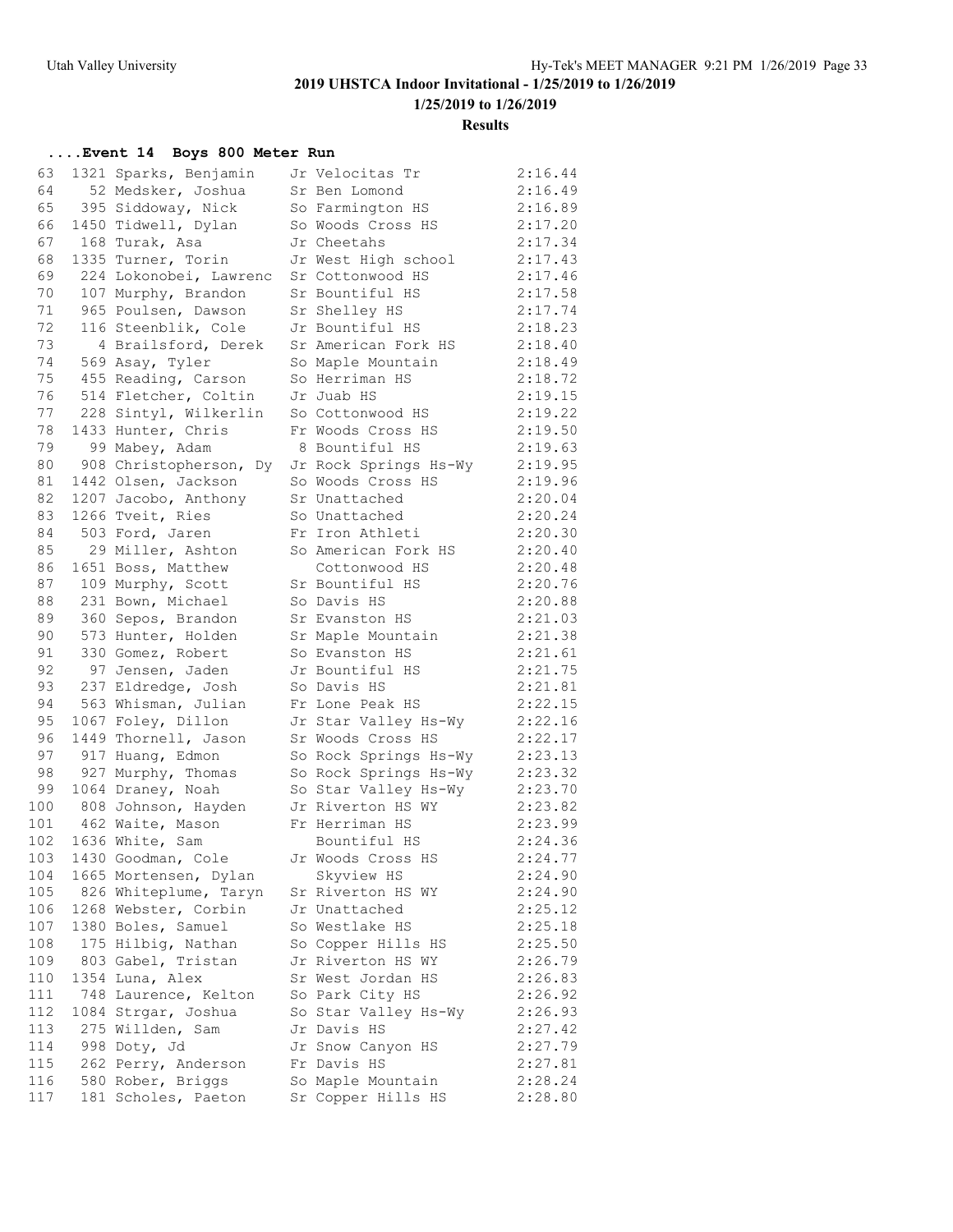## 2019 UHSTCA Indoor Invitational - 1/25/2019 to 1/26/2019

**1/25/2019 to 1/26/2019**

**Results**

### ....Event 14 Boys 800 Meter Run

| Place | # | Name | Yr | Team | Time |
|---|---|---|---|---|---|
| 63 | 1321 | Sparks, Benjamin | Jr | Velocitas Tr | 2:16.44 |
| 64 | 52 | Medsker, Joshua | Sr | Ben Lomond | 2:16.49 |
| 65 | 395 | Siddoway, Nick | So | Farmington HS | 2:16.89 |
| 66 | 1450 | Tidwell, Dylan | So | Woods Cross HS | 2:17.20 |
| 67 | 168 | Turak, Asa | Jr | Cheetahs | 2:17.34 |
| 68 | 1335 | Turner, Torin | Jr | West High school | 2:17.43 |
| 69 | 224 | Lokonobei, Lawrenc | Sr | Cottonwood HS | 2:17.46 |
| 70 | 107 | Murphy, Brandon | Sr | Bountiful HS | 2:17.58 |
| 71 | 965 | Poulsen, Dawson | Sr | Shelley HS | 2:17.74 |
| 72 | 116 | Steenblik, Cole | Jr | Bountiful HS | 2:18.23 |
| 73 | 4 | Brailsford, Derek | Sr | American Fork HS | 2:18.40 |
| 74 | 569 | Asay, Tyler | So | Maple Mountain | 2:18.49 |
| 75 | 455 | Reading, Carson | So | Herriman HS | 2:18.72 |
| 76 | 514 | Fletcher, Coltin | Jr | Juab HS | 2:19.15 |
| 77 | 228 | Sintyl, Wilkerlin | So | Cottonwood HS | 2:19.22 |
| 78 | 1433 | Hunter, Chris | Fr | Woods Cross HS | 2:19.50 |
| 79 | 99 | Mabey, Adam | 8 | Bountiful HS | 2:19.63 |
| 80 | 908 | Christopherson, Dy | Jr | Rock Springs Hs-Wy | 2:19.95 |
| 81 | 1442 | Olsen, Jackson | So | Woods Cross HS | 2:19.96 |
| 82 | 1207 | Jacobo, Anthony | Sr | Unattached | 2:20.04 |
| 83 | 1266 | Tveit, Ries | So | Unattached | 2:20.24 |
| 84 | 503 | Ford, Jaren | Fr | Iron Athleti | 2:20.30 |
| 85 | 29 | Miller, Ashton | So | American Fork HS | 2:20.40 |
| 86 | 1651 | Boss, Matthew | | Cottonwood HS | 2:20.48 |
| 87 | 109 | Murphy, Scott | Sr | Bountiful HS | 2:20.76 |
| 88 | 231 | Bown, Michael | So | Davis HS | 2:20.88 |
| 89 | 360 | Sepos, Brandon | Sr | Evanston HS | 2:21.03 |
| 90 | 573 | Hunter, Holden | Sr | Maple Mountain | 2:21.38 |
| 91 | 330 | Gomez, Robert | So | Evanston HS | 2:21.61 |
| 92 | 97 | Jensen, Jaden | Jr | Bountiful HS | 2:21.75 |
| 93 | 237 | Eldredge, Josh | So | Davis HS | 2:21.81 |
| 94 | 563 | Whisman, Julian | Fr | Lone Peak HS | 2:22.15 |
| 95 | 1067 | Foley, Dillon | Jr | Star Valley Hs-Wy | 2:22.16 |
| 96 | 1449 | Thornell, Jason | Sr | Woods Cross HS | 2:22.17 |
| 97 | 917 | Huang, Edmon | So | Rock Springs Hs-Wy | 2:23.13 |
| 98 | 927 | Murphy, Thomas | So | Rock Springs Hs-Wy | 2:23.32 |
| 99 | 1064 | Draney, Noah | So | Star Valley Hs-Wy | 2:23.70 |
| 100 | 808 | Johnson, Hayden | Jr | Riverton HS WY | 2:23.82 |
| 101 | 462 | Waite, Mason | Fr | Herriman HS | 2:23.99 |
| 102 | 1636 | White, Sam | | Bountiful HS | 2:24.36 |
| 103 | 1430 | Goodman, Cole | Jr | Woods Cross HS | 2:24.77 |
| 104 | 1665 | Mortensen, Dylan | | Skyview HS | 2:24.90 |
| 105 | 826 | Whiteplume, Taryn | Sr | Riverton HS WY | 2:24.90 |
| 106 | 1268 | Webster, Corbin | Jr | Unattached | 2:25.12 |
| 107 | 1380 | Boles, Samuel | So | Westlake HS | 2:25.18 |
| 108 | 175 | Hilbig, Nathan | So | Copper Hills HS | 2:25.50 |
| 109 | 803 | Gabel, Tristan | Jr | Riverton HS WY | 2:26.79 |
| 110 | 1354 | Luna, Alex | Sr | West Jordan HS | 2:26.83 |
| 111 | 748 | Laurence, Kelton | So | Park City HS | 2:26.92 |
| 112 | 1084 | Strgar, Joshua | So | Star Valley Hs-Wy | 2:26.93 |
| 113 | 275 | Willden, Sam | Jr | Davis HS | 2:27.42 |
| 114 | 998 | Doty, Jd | Jr | Snow Canyon HS | 2:27.79 |
| 115 | 262 | Perry, Anderson | Fr | Davis HS | 2:27.81 |
| 116 | 580 | Rober, Briggs | So | Maple Mountain | 2:28.24 |
| 117 | 181 | Scholes, Paeton | Sr | Copper Hills HS | 2:28.80 |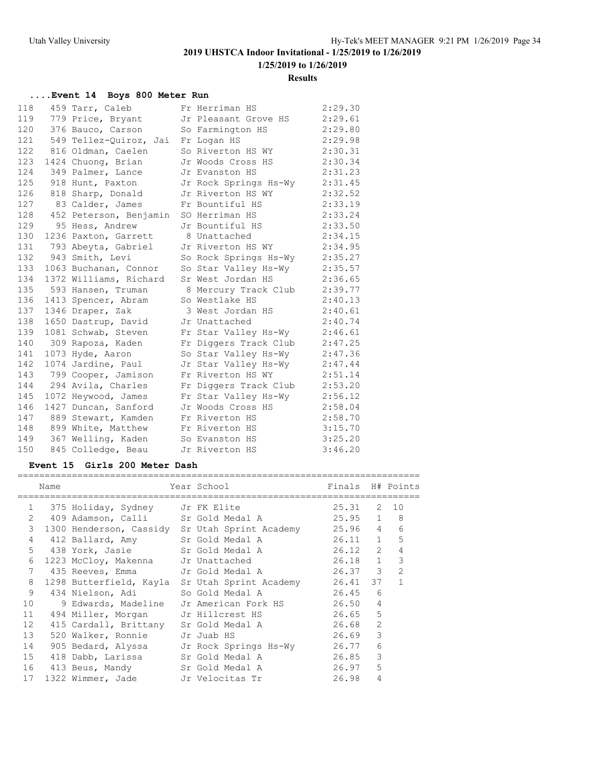## 2019 UHSTCA Indoor Invitational - 1/25/2019 to 1/26/2019

**1/25/2019 to 1/26/2019**

**Results**

### ....Event 14 Boys 800 Meter Run

| Place | # | Name | Year | School | Finals |
|---|---|---|---|---|---|
| 118 | 459 | Tarr, Caleb | Fr | Herriman HS | 2:29.30 |
| 119 | 779 | Price, Bryant | Jr | Pleasant Grove HS | 2:29.61 |
| 120 | 376 | Bauco, Carson | So | Farmington HS | 2:29.80 |
| 121 | 549 | Tellez-Quiroz, Jai | Fr | Logan HS | 2:29.98 |
| 122 | 816 | Oldman, Caelen | So | Riverton HS WY | 2:30.31 |
| 123 | 1424 | Chuong, Brian | Jr | Woods Cross HS | 2:30.34 |
| 124 | 349 | Palmer, Lance | Jr | Evanston HS | 2:31.23 |
| 125 | 918 | Hunt, Paxton | Jr | Rock Springs Hs-Wy | 2:31.45 |
| 126 | 818 | Sharp, Donald | Jr | Riverton HS WY | 2:32.52 |
| 127 | 83 | Calder, James | Fr | Bountiful HS | 2:33.19 |
| 128 | 452 | Peterson, Benjamin | SO | Herriman HS | 2:33.24 |
| 129 | 95 | Hess, Andrew | Jr | Bountiful HS | 2:33.50 |
| 130 | 1236 | Paxton, Garrett | 8 | Unattached | 2:34.15 |
| 131 | 793 | Abeyta, Gabriel | Jr | Riverton HS WY | 2:34.95 |
| 132 | 943 | Smith, Levi | So | Rock Springs Hs-Wy | 2:35.27 |
| 133 | 1063 | Buchanan, Connor | So | Star Valley Hs-Wy | 2:35.57 |
| 134 | 1372 | Williams, Richard | Sr | West Jordan HS | 2:36.65 |
| 135 | 593 | Hansen, Truman | 8 | Mercury Track Club | 2:39.77 |
| 136 | 1413 | Spencer, Abram | So | Westlake HS | 2:40.13 |
| 137 | 1346 | Draper, Zak | 3 | West Jordan HS | 2:40.61 |
| 138 | 1650 | Dastrup, David | Jr | Unattached | 2:40.74 |
| 139 | 1081 | Schwab, Steven | Fr | Star Valley Hs-Wy | 2:46.61 |
| 140 | 309 | Rapoza, Kaden | Fr | Diggers Track Club | 2:47.25 |
| 141 | 1073 | Hyde, Aaron | So | Star Valley Hs-Wy | 2:47.36 |
| 142 | 1074 | Jardine, Paul | Jr | Star Valley Hs-Wy | 2:47.44 |
| 143 | 799 | Cooper, Jamison | Fr | Riverton HS WY | 2:51.14 |
| 144 | 294 | Avila, Charles | Fr | Diggers Track Club | 2:53.20 |
| 145 | 1072 | Heywood, James | Fr | Star Valley Hs-Wy | 2:56.12 |
| 146 | 1427 | Duncan, Sanford | Jr | Woods Cross HS | 2:58.04 |
| 147 | 889 | Stewart, Kamden | Fr | Riverton HS | 2:58.70 |
| 148 | 899 | White, Matthew | Fr | Riverton HS | 3:15.70 |
| 149 | 367 | Welling, Kaden | So | Evanston HS | 3:25.20 |
| 150 | 845 | Colledge, Beau | Jr | Riverton HS | 3:46.20 |

### Event 15 Girls 200 Meter Dash

| Place | # | Name | Year | School | Finals | H# | Points |
|---|---|---|---|---|---|---|---|
| 1 | 375 | Holiday, Sydney | Jr | FK Elite | 25.31 | 2 | 10 |
| 2 | 409 | Adamson, Calli | Sr | Gold Medal A | 25.95 | 1 | 8 |
| 3 | 1300 | Henderson, Cassidy | Sr | Utah Sprint Academy | 25.96 | 4 | 6 |
| 4 | 412 | Ballard, Amy | Sr | Gold Medal A | 26.11 | 1 | 5 |
| 5 | 438 | York, Jasie | Sr | Gold Medal A | 26.12 | 2 | 4 |
| 6 | 1223 | McCloy, Makenna | Jr | Unattached | 26.18 | 1 | 3 |
| 7 | 435 | Reeves, Emma | Jr | Gold Medal A | 26.37 | 3 | 2 |
| 8 | 1298 | Butterfield, Kayla | Sr | Utah Sprint Academy | 26.41 | 37 | 1 |
| 9 | 434 | Nielson, Adi | So | Gold Medal A | 26.45 | 6 | |
| 10 | 9 | Edwards, Madeline | Jr | American Fork HS | 26.50 | 4 | |
| 11 | 494 | Miller, Morgan | Jr | Hillcrest HS | 26.65 | 5 | |
| 12 | 415 | Cardall, Brittany | Sr | Gold Medal A | 26.68 | 2 | |
| 13 | 520 | Walker, Ronnie | Jr | Juab HS | 26.69 | 3 | |
| 14 | 905 | Bedard, Alyssa | Jr | Rock Springs Hs-Wy | 26.77 | 6 | |
| 15 | 418 | Dabb, Larissa | Sr | Gold Medal A | 26.85 | 3 | |
| 16 | 413 | Beus, Mandy | Sr | Gold Medal A | 26.97 | 5 | |
| 17 | 1322 | Wimmer, Jade | Jr | Velocitas Tr | 26.98 | 4 | |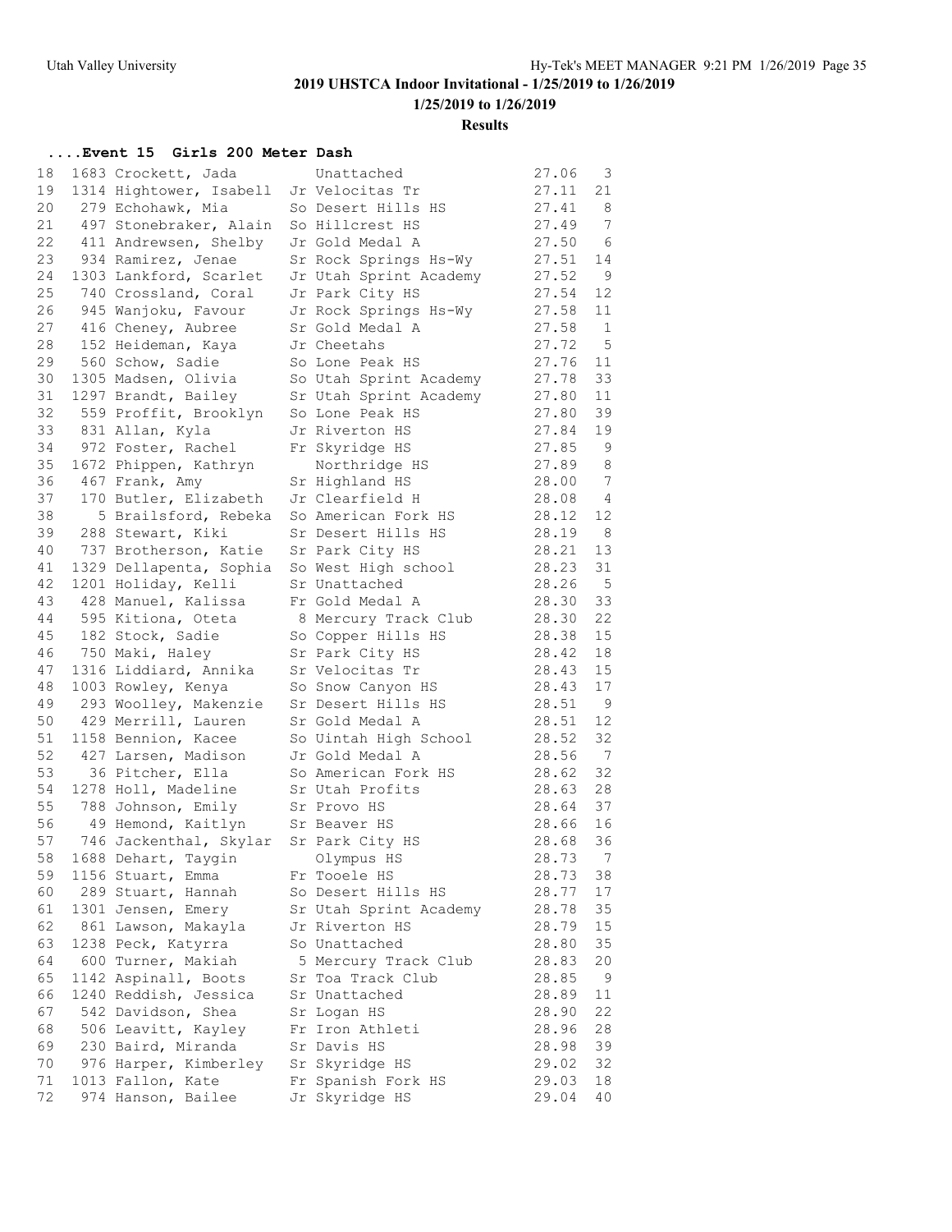## 2019 UHSTCA Indoor Invitational - 1/25/2019 to 1/26/2019

### 1/25/2019 to 1/26/2019

### Results

#### ....Event 15 Girls 200 Meter Dash

| Place | # | Name | Yr | Team | Time | H |
|---|---|---|---|---|---|---|
| 18 | 1683 | Crockett, Jada | | Unattached | 27.06 | 3 |
| 19 | 1314 | Hightower, Isabell | Jr | Velocitas Tr | 27.11 | 21 |
| 20 | 279 | Echohawk, Mia | So | Desert Hills HS | 27.41 | 8 |
| 21 | 497 | Stonebraker, Alain | So | Hillcrest HS | 27.49 | 7 |
| 22 | 411 | Andrewsen, Shelby | Jr | Gold Medal A | 27.50 | 6 |
| 23 | 934 | Ramirez, Jenae | Sr | Rock Springs Hs-Wy | 27.51 | 14 |
| 24 | 1303 | Lankford, Scarlet | Jr | Utah Sprint Academy | 27.52 | 9 |
| 25 | 740 | Crossland, Coral | Jr | Park City HS | 27.54 | 12 |
| 26 | 945 | Wanjoku, Favour | Jr | Rock Springs Hs-Wy | 27.58 | 11 |
| 27 | 416 | Cheney, Aubree | Sr | Gold Medal A | 27.58 | 1 |
| 28 | 152 | Heideman, Kaya | Jr | Cheetahs | 27.72 | 5 |
| 29 | 560 | Schow, Sadie | So | Lone Peak HS | 27.76 | 11 |
| 30 | 1305 | Madsen, Olivia | So | Utah Sprint Academy | 27.78 | 33 |
| 31 | 1297 | Brandt, Bailey | Sr | Utah Sprint Academy | 27.80 | 11 |
| 32 | 559 | Proffit, Brooklyn | So | Lone Peak HS | 27.80 | 39 |
| 33 | 831 | Allan, Kyla | Jr | Riverton HS | 27.84 | 19 |
| 34 | 972 | Foster, Rachel | Fr | Skyridge HS | 27.85 | 9 |
| 35 | 1672 | Phippen, Kathryn | | Northridge HS | 27.89 | 8 |
| 36 | 467 | Frank, Amy | Sr | Highland HS | 28.00 | 7 |
| 37 | 170 | Butler, Elizabeth | Jr | Clearfield H | 28.08 | 4 |
| 38 | 5 | Brailsford, Rebeka | So | American Fork HS | 28.12 | 12 |
| 39 | 288 | Stewart, Kiki | Sr | Desert Hills HS | 28.19 | 8 |
| 40 | 737 | Brotherson, Katie | Sr | Park City HS | 28.21 | 13 |
| 41 | 1329 | Dellapenta, Sophia | So | West High school | 28.23 | 31 |
| 42 | 1201 | Holiday, Kelli | Sr | Unattached | 28.26 | 5 |
| 43 | 428 | Manuel, Kalissa | Fr | Gold Medal A | 28.30 | 33 |
| 44 | 595 | Kitiona, Oteta | 8 | Mercury Track Club | 28.30 | 22 |
| 45 | 182 | Stock, Sadie | So | Copper Hills HS | 28.38 | 15 |
| 46 | 750 | Maki, Haley | Sr | Park City HS | 28.42 | 18 |
| 47 | 1316 | Liddiard, Annika | Sr | Velocitas Tr | 28.43 | 15 |
| 48 | 1003 | Rowley, Kenya | So | Snow Canyon HS | 28.43 | 17 |
| 49 | 293 | Woolley, Makenzie | Sr | Desert Hills HS | 28.51 | 9 |
| 50 | 429 | Merrill, Lauren | Sr | Gold Medal A | 28.51 | 12 |
| 51 | 1158 | Bennion, Kacee | So | Uintah High School | 28.52 | 32 |
| 52 | 427 | Larsen, Madison | Jr | Gold Medal A | 28.56 | 7 |
| 53 | 36 | Pitcher, Ella | So | American Fork HS | 28.62 | 32 |
| 54 | 1278 | Holl, Madeline | Sr | Utah Profits | 28.63 | 28 |
| 55 | 788 | Johnson, Emily | Sr | Provo HS | 28.64 | 37 |
| 56 | 49 | Hemond, Kaitlyn | Sr | Beaver HS | 28.66 | 16 |
| 57 | 746 | Jackenthal, Skylar | Sr | Park City HS | 28.68 | 36 |
| 58 | 1688 | Dehart, Taygin | | Olympus HS | 28.73 | 7 |
| 59 | 1156 | Stuart, Emma | Fr | Tooele HS | 28.73 | 38 |
| 60 | 289 | Stuart, Hannah | So | Desert Hills HS | 28.77 | 17 |
| 61 | 1301 | Jensen, Emery | Sr | Utah Sprint Academy | 28.78 | 35 |
| 62 | 861 | Lawson, Makayla | Jr | Riverton HS | 28.79 | 15 |
| 63 | 1238 | Peck, Katyrra | So | Unattached | 28.80 | 35 |
| 64 | 600 | Turner, Makiah | 5 | Mercury Track Club | 28.83 | 20 |
| 65 | 1142 | Aspinall, Boots | Sr | Toa Track Club | 28.85 | 9 |
| 66 | 1240 | Reddish, Jessica | Sr | Unattached | 28.89 | 11 |
| 67 | 542 | Davidson, Shea | Sr | Logan HS | 28.90 | 22 |
| 68 | 506 | Leavitt, Kayley | Fr | Iron Athleti | 28.96 | 28 |
| 69 | 230 | Baird, Miranda | Sr | Davis HS | 28.98 | 39 |
| 70 | 976 | Harper, Kimberley | Sr | Skyridge HS | 29.02 | 32 |
| 71 | 1013 | Fallon, Kate | Fr | Spanish Fork HS | 29.03 | 18 |
| 72 | 974 | Hanson, Bailee | Jr | Skyridge HS | 29.04 | 40 |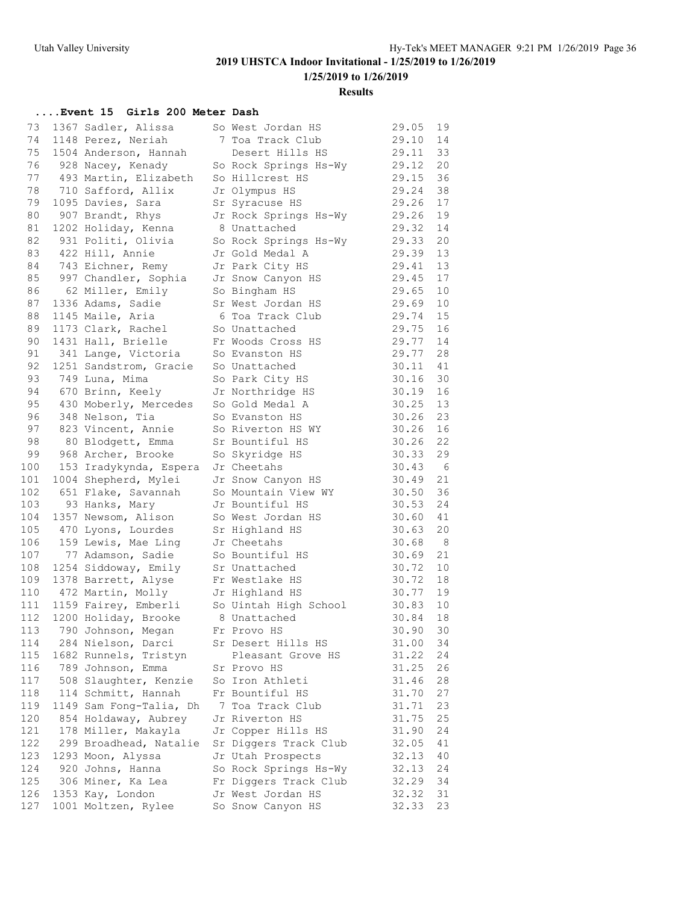# 2019 UHSTCA Indoor Invitational - 1/25/2019 to 1/26/2019

## 1/25/2019 to 1/26/2019

### Results

#### ....Event 15 Girls 200 Meter Dash

| Place | Comp# | Name | Year | School | Time | H |
|---|---|---|---|---|---|---|
| 73 | 1367 | Sadler, Alissa | So | West Jordan HS | 29.05 | 19 |
| 74 | 1148 | Perez, Neriah | 7 | Toa Track Club | 29.10 | 14 |
| 75 | 1504 | Anderson, Hannah | | Desert Hills HS | 29.11 | 33 |
| 76 | 928 | Nacey, Kenady | So | Rock Springs Hs-Wy | 29.12 | 20 |
| 77 | 493 | Martin, Elizabeth | So | Hillcrest HS | 29.15 | 36 |
| 78 | 710 | Safford, Allix | Jr | Olympus HS | 29.24 | 38 |
| 79 | 1095 | Davies, Sara | Sr | Syracuse HS | 29.26 | 17 |
| 80 | 907 | Brandt, Rhys | Jr | Rock Springs Hs-Wy | 29.26 | 19 |
| 81 | 1202 | Holiday, Kenna | 8 | Unattached | 29.32 | 14 |
| 82 | 931 | Politi, Olivia | So | Rock Springs Hs-Wy | 29.33 | 20 |
| 83 | 422 | Hill, Annie | Jr | Gold Medal A | 29.39 | 13 |
| 84 | 743 | Eichner, Remy | Jr | Park City HS | 29.41 | 13 |
| 85 | 997 | Chandler, Sophia | Jr | Snow Canyon HS | 29.45 | 17 |
| 86 | 62 | Miller, Emily | So | Bingham HS | 29.65 | 10 |
| 87 | 1336 | Adams, Sadie | Sr | West Jordan HS | 29.69 | 10 |
| 88 | 1145 | Maile, Aria | 6 | Toa Track Club | 29.74 | 15 |
| 89 | 1173 | Clark, Rachel | So | Unattached | 29.75 | 16 |
| 90 | 1431 | Hall, Brielle | Fr | Woods Cross HS | 29.77 | 14 |
| 91 | 341 | Lange, Victoria | So | Evanston HS | 29.77 | 28 |
| 92 | 1251 | Sandstrom, Gracie | So | Unattached | 30.11 | 41 |
| 93 | 749 | Luna, Mima | So | Park City HS | 30.16 | 30 |
| 94 | 670 | Brinn, Keely | Jr | Northridge HS | 30.19 | 16 |
| 95 | 430 | Moberly, Mercedes | So | Gold Medal A | 30.25 | 13 |
| 96 | 348 | Nelson, Tia | So | Evanston HS | 30.26 | 23 |
| 97 | 823 | Vincent, Annie | So | Riverton HS WY | 30.26 | 16 |
| 98 | 80 | Blodgett, Emma | Sr | Bountiful HS | 30.26 | 22 |
| 99 | 968 | Archer, Brooke | So | Skyridge HS | 30.33 | 29 |
| 100 | 153 | Iradykynda, Espera | Jr | Cheetahs | 30.43 | 6 |
| 101 | 1004 | Shepherd, Mylei | Jr | Snow Canyon HS | 30.49 | 21 |
| 102 | 651 | Flake, Savannah | So | Mountain View WY | 30.50 | 36 |
| 103 | 93 | Hanks, Mary | Jr | Bountiful HS | 30.53 | 24 |
| 104 | 1357 | Newsom, Alison | So | West Jordan HS | 30.60 | 41 |
| 105 | 470 | Lyons, Lourdes | Sr | Highland HS | 30.63 | 20 |
| 106 | 159 | Lewis, Mae Ling | Jr | Cheetahs | 30.68 | 8 |
| 107 | 77 | Adamson, Sadie | So | Bountiful HS | 30.69 | 21 |
| 108 | 1254 | Siddoway, Emily | Sr | Unattached | 30.72 | 10 |
| 109 | 1378 | Barrett, Alyse | Fr | Westlake HS | 30.72 | 18 |
| 110 | 472 | Martin, Molly | Jr | Highland HS | 30.77 | 19 |
| 111 | 1159 | Fairey, Emberli | So | Uintah High School | 30.83 | 10 |
| 112 | 1200 | Holiday, Brooke | 8 | Unattached | 30.84 | 18 |
| 113 | 790 | Johnson, Megan | Fr | Provo HS | 30.90 | 30 |
| 114 | 284 | Nielson, Darci | Sr | Desert Hills HS | 31.00 | 34 |
| 115 | 1682 | Runnels, Tristyn | | Pleasant Grove HS | 31.22 | 24 |
| 116 | 789 | Johnson, Emma | Sr | Provo HS | 31.25 | 26 |
| 117 | 508 | Slaughter, Kenzie | So | Iron Athleti | 31.46 | 28 |
| 118 | 114 | Schmitt, Hannah | Fr | Bountiful HS | 31.70 | 27 |
| 119 | 1149 | Sam Fong-Talia, Dh | 7 | Toa Track Club | 31.71 | 23 |
| 120 | 854 | Holdaway, Aubrey | Jr | Riverton HS | 31.75 | 25 |
| 121 | 178 | Miller, Makayla | Jr | Copper Hills HS | 31.90 | 24 |
| 122 | 299 | Broadhead, Natalie | Sr | Diggers Track Club | 32.05 | 41 |
| 123 | 1293 | Moon, Alyssa | Jr | Utah Prospects | 32.13 | 40 |
| 124 | 920 | Johns, Hanna | So | Rock Springs Hs-Wy | 32.13 | 24 |
| 125 | 306 | Miner, Ka Lea | Fr | Diggers Track Club | 32.29 | 34 |
| 126 | 1353 | Kay, London | Jr | West Jordan HS | 32.32 | 31 |
| 127 | 1001 | Moltzen, Rylee | So | Snow Canyon HS | 32.33 | 23 |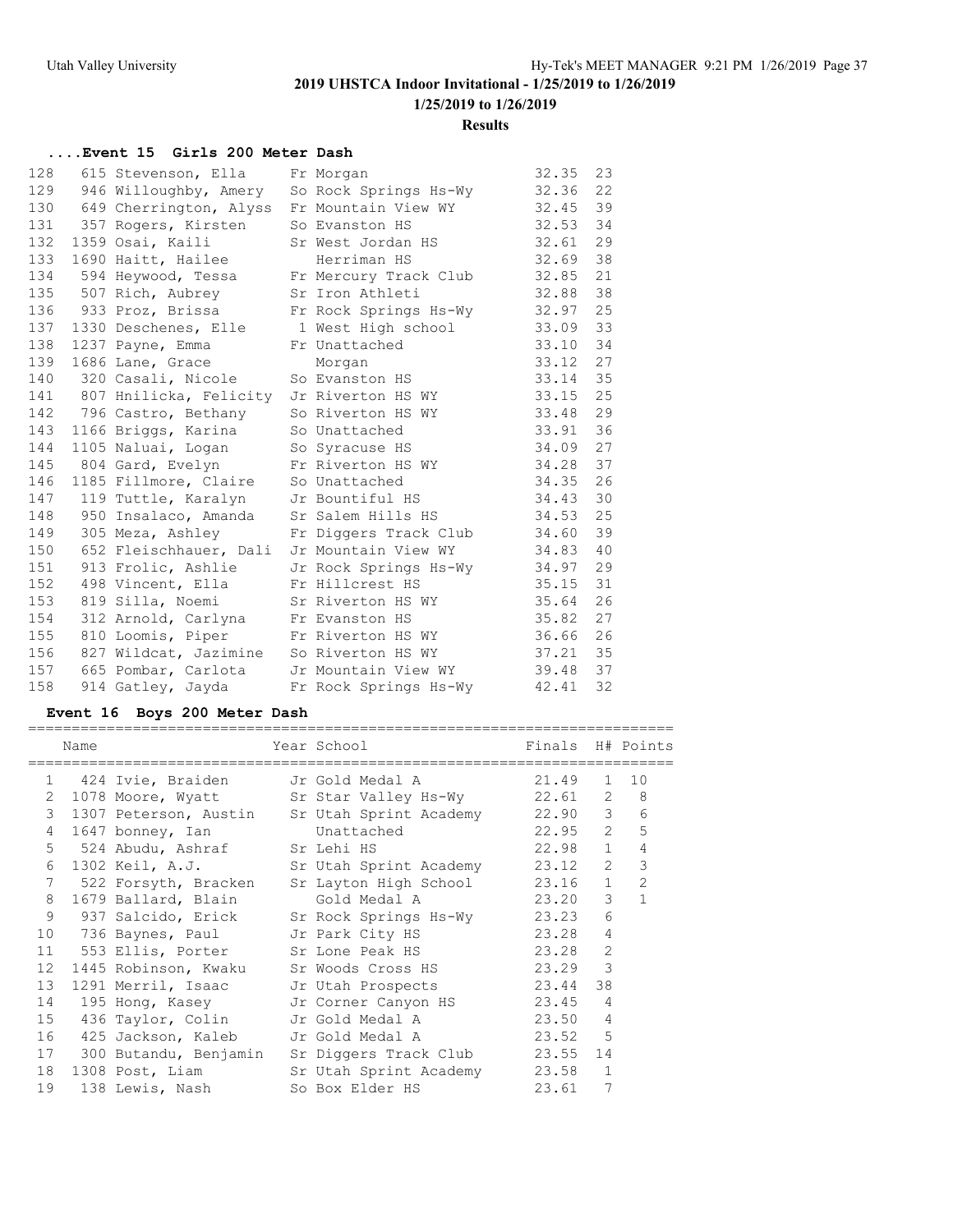# 2019 UHSTCA Indoor Invitational - 1/25/2019 to 1/26/2019

**1/25/2019 to 1/26/2019**

**Results**

### ....Event 15 Girls 200 Meter Dash

| Place | # | Name | Year | School | Finals | H# |
|---|---|---|---|---|---|---|
| 128 | 615 | Stevenson, Ella | Fr | Morgan | 32.35 | 23 |
| 129 | 946 | Willoughby, Amery | So | Rock Springs Hs-Wy | 32.36 | 22 |
| 130 | 649 | Cherrington, Alyss | Fr | Mountain View WY | 32.45 | 39 |
| 131 | 357 | Rogers, Kirsten | So | Evanston HS | 32.53 | 34 |
| 132 | 1359 | Osai, Kaili | Sr | West Jordan HS | 32.61 | 29 |
| 133 | 1690 | Haitt, Hailee | | Herriman HS | 32.69 | 38 |
| 134 | 594 | Heywood, Tessa | Fr | Mercury Track Club | 32.85 | 21 |
| 135 | 507 | Rich, Aubrey | Sr | Iron Athleti | 32.88 | 38 |
| 136 | 933 | Proz, Brissa | Fr | Rock Springs Hs-Wy | 32.97 | 25 |
| 137 | 1330 | Deschenes, Elle | 1 | West High school | 33.09 | 33 |
| 138 | 1237 | Payne, Emma | Fr | Unattached | 33.10 | 34 |
| 139 | 1686 | Lane, Grace | | Morgan | 33.12 | 27 |
| 140 | 320 | Casali, Nicole | So | Evanston HS | 33.14 | 35 |
| 141 | 807 | Hnilicka, Felicity | Jr | Riverton HS WY | 33.15 | 25 |
| 142 | 796 | Castro, Bethany | So | Riverton HS WY | 33.48 | 29 |
| 143 | 1166 | Briggs, Karina | So | Unattached | 33.91 | 36 |
| 144 | 1105 | Naluai, Logan | So | Syracuse HS | 34.09 | 27 |
| 145 | 804 | Gard, Evelyn | Fr | Riverton HS WY | 34.28 | 37 |
| 146 | 1185 | Fillmore, Claire | So | Unattached | 34.35 | 26 |
| 147 | 119 | Tuttle, Karalyn | Jr | Bountiful HS | 34.43 | 30 |
| 148 | 950 | Insalaco, Amanda | Sr | Salem Hills HS | 34.53 | 25 |
| 149 | 305 | Meza, Ashley | Fr | Diggers Track Club | 34.60 | 39 |
| 150 | 652 | Fleischhauer, Dali | Jr | Mountain View WY | 34.83 | 40 |
| 151 | 913 | Frolic, Ashlie | Jr | Rock Springs Hs-Wy | 34.97 | 29 |
| 152 | 498 | Vincent, Ella | Fr | Hillcrest HS | 35.15 | 31 |
| 153 | 819 | Silla, Noemi | Sr | Riverton HS WY | 35.64 | 26 |
| 154 | 312 | Arnold, Carlyna | Fr | Evanston HS | 35.82 | 27 |
| 155 | 810 | Loomis, Piper | Fr | Riverton HS WY | 36.66 | 26 |
| 156 | 827 | Wildcat, Jazimine | So | Riverton HS WY | 37.21 | 35 |
| 157 | 665 | Pombar, Carlota | Jr | Mountain View WY | 39.48 | 37 |
| 158 | 914 | Gatley, Jayda | Fr | Rock Springs Hs-Wy | 42.41 | 32 |

### Event 16 Boys 200 Meter Dash

| Place | # | Name | Year | School | Finals | H# | Points |
|---|---|---|---|---|---|---|---|
| 1 | 424 | Ivie, Braiden | Jr | Gold Medal A | 21.49 | 1 | 10 |
| 2 | 1078 | Moore, Wyatt | Sr | Star Valley Hs-Wy | 22.61 | 2 | 8 |
| 3 | 1307 | Peterson, Austin | Sr | Utah Sprint Academy | 22.90 | 3 | 6 |
| 4 | 1647 | bonney, Ian | | Unattached | 22.95 | 2 | 5 |
| 5 | 524 | Abudu, Ashraf | Sr | Lehi HS | 22.98 | 1 | 4 |
| 6 | 1302 | Keil, A.J. | Sr | Utah Sprint Academy | 23.12 | 2 | 3 |
| 7 | 522 | Forsyth, Bracken | Sr | Layton High School | 23.16 | 1 | 2 |
| 8 | 1679 | Ballard, Blain | | Gold Medal A | 23.20 | 3 | 1 |
| 9 | 937 | Salcido, Erick | Sr | Rock Springs Hs-Wy | 23.23 | 6 | |
| 10 | 736 | Baynes, Paul | Jr | Park City HS | 23.28 | 4 | |
| 11 | 553 | Ellis, Porter | Sr | Lone Peak HS | 23.28 | 2 | |
| 12 | 1445 | Robinson, Kwaku | Sr | Woods Cross HS | 23.29 | 3 | |
| 13 | 1291 | Merril, Isaac | Jr | Utah Prospects | 23.44 | 38 | |
| 14 | 195 | Hong, Kasey | Jr | Corner Canyon HS | 23.45 | 4 | |
| 15 | 436 | Taylor, Colin | Jr | Gold Medal A | 23.50 | 4 | |
| 16 | 425 | Jackson, Kaleb | Jr | Gold Medal A | 23.52 | 5 | |
| 17 | 300 | Butandu, Benjamin | Sr | Diggers Track Club | 23.55 | 14 | |
| 18 | 1308 | Post, Liam | Sr | Utah Sprint Academy | 23.58 | 1 | |
| 19 | 138 | Lewis, Nash | So | Box Elder HS | 23.61 | 7 | |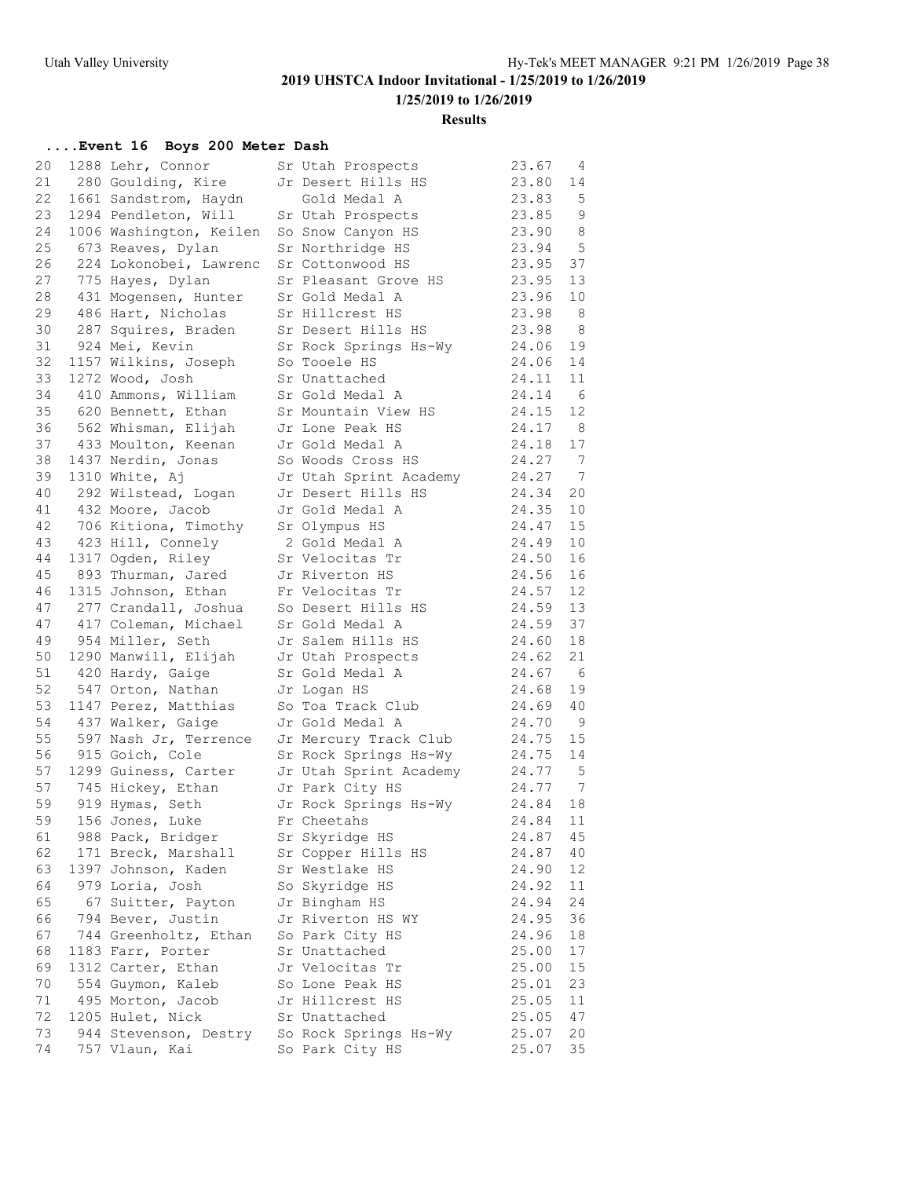**2019 UHSTCA Indoor Invitational - 1/25/2019 to 1/26/2019**

**1/25/2019 to 1/26/2019**

**Results**

### ....Event 16 Boys 200 Meter Dash

| Place | # | Name | Yr | Team | Time | H |
|---|---|---|---|---|---|---|
| 20 | 1288 | Lehr, Connor | Sr | Utah Prospects | 23.67 | 4 |
| 21 | 280 | Goulding, Kire | Jr | Desert Hills HS | 23.80 | 14 |
| 22 | 1661 | Sandstrom, Haydn | | Gold Medal A | 23.83 | 5 |
| 23 | 1294 | Pendleton, Will | Sr | Utah Prospects | 23.85 | 9 |
| 24 | 1006 | Washington, Keilen | So | Snow Canyon HS | 23.90 | 8 |
| 25 | 673 | Reaves, Dylan | Sr | Northridge HS | 23.94 | 5 |
| 26 | 224 | Lokonobei, Lawrenc | Sr | Cottonwood HS | 23.95 | 37 |
| 27 | 775 | Hayes, Dylan | Sr | Pleasant Grove HS | 23.95 | 13 |
| 28 | 431 | Mogensen, Hunter | Sr | Gold Medal A | 23.96 | 10 |
| 29 | 486 | Hart, Nicholas | Sr | Hillcrest HS | 23.98 | 8 |
| 30 | 287 | Squires, Braden | Sr | Desert Hills HS | 23.98 | 8 |
| 31 | 924 | Mei, Kevin | Sr | Rock Springs Hs-Wy | 24.06 | 19 |
| 32 | 1157 | Wilkins, Joseph | So | Tooele HS | 24.06 | 14 |
| 33 | 1272 | Wood, Josh | Sr | Unattached | 24.11 | 11 |
| 34 | 410 | Ammons, William | Sr | Gold Medal A | 24.14 | 6 |
| 35 | 620 | Bennett, Ethan | Sr | Mountain View HS | 24.15 | 12 |
| 36 | 562 | Whisman, Elijah | Jr | Lone Peak HS | 24.17 | 8 |
| 37 | 433 | Moulton, Keenan | Jr | Gold Medal A | 24.18 | 17 |
| 38 | 1437 | Nerdin, Jonas | So | Woods Cross HS | 24.27 | 7 |
| 39 | 1310 | White, Aj | Jr | Utah Sprint Academy | 24.27 | 7 |
| 40 | 292 | Wilstead, Logan | Jr | Desert Hills HS | 24.34 | 20 |
| 41 | 432 | Moore, Jacob | Jr | Gold Medal A | 24.35 | 10 |
| 42 | 706 | Kitiona, Timothy | Sr | Olympus HS | 24.47 | 15 |
| 43 | 423 | Hill, Connely | 2 | Gold Medal A | 24.49 | 10 |
| 44 | 1317 | Ogden, Riley | Sr | Velocitas Tr | 24.50 | 16 |
| 45 | 893 | Thurman, Jared | Jr | Riverton HS | 24.56 | 16 |
| 46 | 1315 | Johnson, Ethan | Fr | Velocitas Tr | 24.57 | 12 |
| 47 | 277 | Crandall, Joshua | So | Desert Hills HS | 24.59 | 13 |
| 47 | 417 | Coleman, Michael | Sr | Gold Medal A | 24.59 | 37 |
| 49 | 954 | Miller, Seth | Jr | Salem Hills HS | 24.60 | 18 |
| 50 | 1290 | Manwill, Elijah | Jr | Utah Prospects | 24.62 | 21 |
| 51 | 420 | Hardy, Gaige | Sr | Gold Medal A | 24.67 | 6 |
| 52 | 547 | Orton, Nathan | Jr | Logan HS | 24.68 | 19 |
| 53 | 1147 | Perez, Matthias | So | Toa Track Club | 24.69 | 40 |
| 54 | 437 | Walker, Gaige | Jr | Gold Medal A | 24.70 | 9 |
| 55 | 597 | Nash Jr, Terrence | Jr | Mercury Track Club | 24.75 | 15 |
| 56 | 915 | Goich, Cole | Sr | Rock Springs Hs-Wy | 24.75 | 14 |
| 57 | 1299 | Guiness, Carter | Jr | Utah Sprint Academy | 24.77 | 5 |
| 57 | 745 | Hickey, Ethan | Jr | Park City HS | 24.77 | 7 |
| 59 | 919 | Hymas, Seth | Jr | Rock Springs Hs-Wy | 24.84 | 18 |
| 59 | 156 | Jones, Luke | Fr | Cheetahs | 24.84 | 11 |
| 61 | 988 | Pack, Bridger | Sr | Skyridge HS | 24.87 | 45 |
| 62 | 171 | Breck, Marshall | Sr | Copper Hills HS | 24.87 | 40 |
| 63 | 1397 | Johnson, Kaden | Sr | Westlake HS | 24.90 | 12 |
| 64 | 979 | Loria, Josh | So | Skyridge HS | 24.92 | 11 |
| 65 | 67 | Suitter, Payton | Jr | Bingham HS | 24.94 | 24 |
| 66 | 794 | Bever, Justin | Jr | Riverton HS WY | 24.95 | 36 |
| 67 | 744 | Greenholtz, Ethan | So | Park City HS | 24.96 | 18 |
| 68 | 1183 | Farr, Porter | Sr | Unattached | 25.00 | 17 |
| 69 | 1312 | Carter, Ethan | Jr | Velocitas Tr | 25.00 | 15 |
| 70 | 554 | Guymon, Kaleb | So | Lone Peak HS | 25.01 | 23 |
| 71 | 495 | Morton, Jacob | Jr | Hillcrest HS | 25.05 | 11 |
| 72 | 1205 | Hulet, Nick | Sr | Unattached | 25.05 | 47 |
| 73 | 944 | Stevenson, Destry | So | Rock Springs Hs-Wy | 25.07 | 20 |
| 74 | 757 | Vlaun, Kai | So | Park City HS | 25.07 | 35 |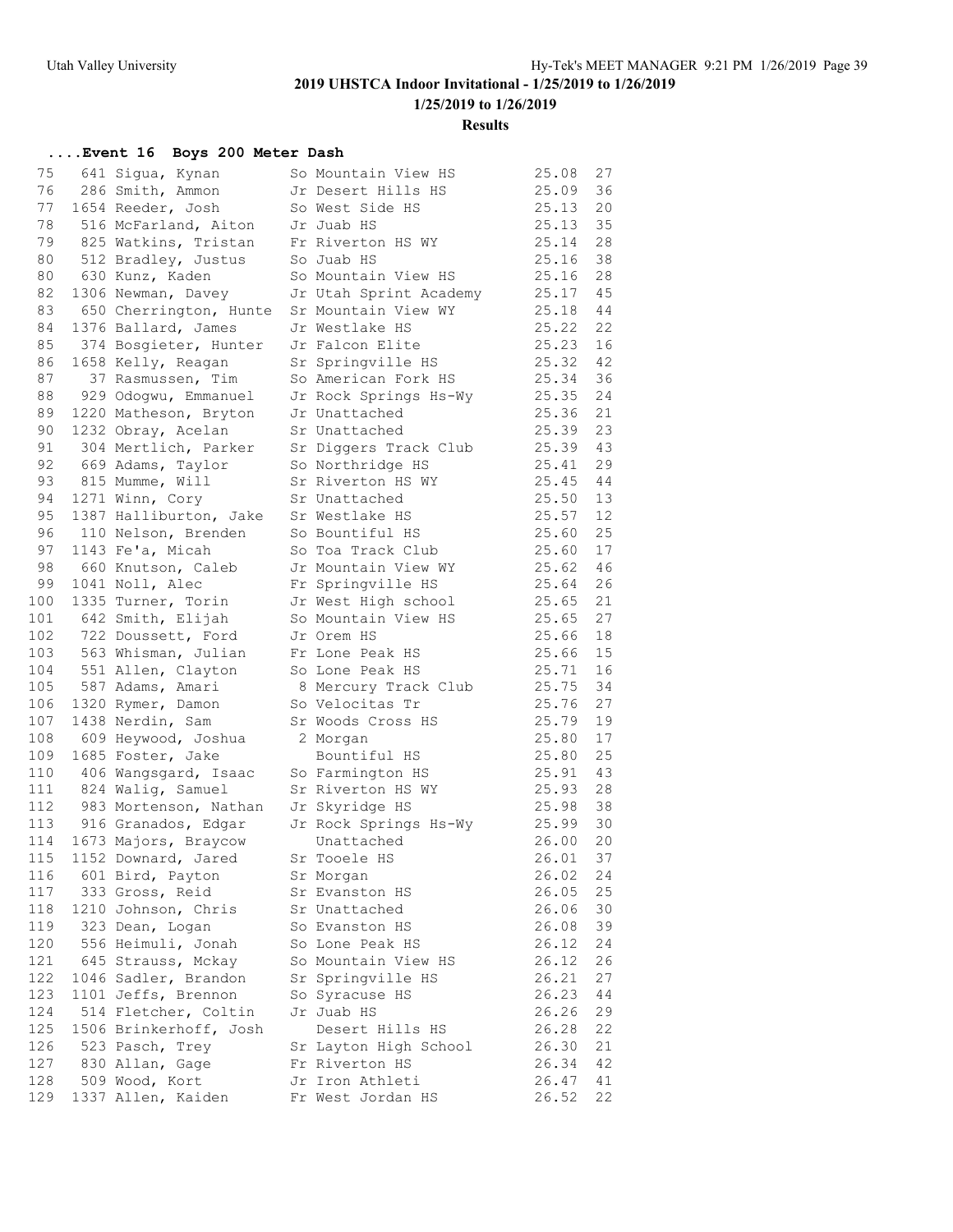## 2019 UHSTCA Indoor Invitational - 1/25/2019 to 1/26/2019

**1/25/2019 to 1/26/2019**

**Results**

### ....Event 16 Boys 200 Meter Dash

| Place | # | Name | Yr | Team | Time | Heat |
|---|---|---|---|---|---|---|
| 75 | 641 | Sigua, Kynan | So | Mountain View HS | 25.08 | 27 |
| 76 | 286 | Smith, Ammon | Jr | Desert Hills HS | 25.09 | 36 |
| 77 | 1654 | Reeder, Josh | So | West Side HS | 25.13 | 20 |
| 78 | 516 | McFarland, Aiton | Jr | Juab HS | 25.13 | 35 |
| 79 | 825 | Watkins, Tristan | Fr | Riverton HS WY | 25.14 | 28 |
| 80 | 512 | Bradley, Justus | So | Juab HS | 25.16 | 38 |
| 80 | 630 | Kunz, Kaden | So | Mountain View HS | 25.16 | 28 |
| 82 | 1306 | Newman, Davey | Jr | Utah Sprint Academy | 25.17 | 45 |
| 83 | 650 | Cherrington, Hunte | Sr | Mountain View WY | 25.18 | 44 |
| 84 | 1376 | Ballard, James | Jr | Westlake HS | 25.22 | 22 |
| 85 | 374 | Bosgieter, Hunter | Jr | Falcon Elite | 25.23 | 16 |
| 86 | 1658 | Kelly, Reagan | Sr | Springville HS | 25.32 | 42 |
| 87 | 37 | Rasmussen, Tim | So | American Fork HS | 25.34 | 36 |
| 88 | 929 | Odogwu, Emmanuel | Jr | Rock Springs Hs-Wy | 25.35 | 24 |
| 89 | 1220 | Matheson, Bryton | Jr | Unattached | 25.36 | 21 |
| 90 | 1232 | Obray, Acelan | Sr | Unattached | 25.39 | 23 |
| 91 | 304 | Mertlich, Parker | Sr | Diggers Track Club | 25.39 | 43 |
| 92 | 669 | Adams, Taylor | So | Northridge HS | 25.41 | 29 |
| 93 | 815 | Mumme, Will | Sr | Riverton HS WY | 25.45 | 44 |
| 94 | 1271 | Winn, Cory | Sr | Unattached | 25.50 | 13 |
| 95 | 1387 | Halliburton, Jake | Sr | Westlake HS | 25.57 | 12 |
| 96 | 110 | Nelson, Brenden | So | Bountiful HS | 25.60 | 25 |
| 97 | 1143 | Fe'a, Micah | So | Toa Track Club | 25.60 | 17 |
| 98 | 660 | Knutson, Caleb | Jr | Mountain View WY | 25.62 | 46 |
| 99 | 1041 | Noll, Alec | Fr | Springville HS | 25.64 | 26 |
| 100 | 1335 | Turner, Torin | Jr | West High school | 25.65 | 21 |
| 101 | 642 | Smith, Elijah | So | Mountain View HS | 25.65 | 27 |
| 102 | 722 | Doussett, Ford | Jr | Orem HS | 25.66 | 18 |
| 103 | 563 | Whisman, Julian | Fr | Lone Peak HS | 25.66 | 15 |
| 104 | 551 | Allen, Clayton | So | Lone Peak HS | 25.71 | 16 |
| 105 | 587 | Adams, Amari | 8 | Mercury Track Club | 25.75 | 34 |
| 106 | 1320 | Rymer, Damon | So | Velocitas Tr | 25.76 | 27 |
| 107 | 1438 | Nerdin, Sam | Sr | Woods Cross HS | 25.79 | 19 |
| 108 | 609 | Heywood, Joshua | 2 | Morgan | 25.80 | 17 |
| 109 | 1685 | Foster, Jake | | Bountiful HS | 25.80 | 25 |
| 110 | 406 | Wangsgard, Isaac | So | Farmington HS | 25.91 | 43 |
| 111 | 824 | Walig, Samuel | Sr | Riverton HS WY | 25.93 | 28 |
| 112 | 983 | Mortenson, Nathan | Jr | Skyridge HS | 25.98 | 38 |
| 113 | 916 | Granados, Edgar | Jr | Rock Springs Hs-Wy | 25.99 | 30 |
| 114 | 1673 | Majors, Braycow | | Unattached | 26.00 | 20 |
| 115 | 1152 | Downard, Jared | Sr | Tooele HS | 26.01 | 37 |
| 116 | 601 | Bird, Payton | Sr | Morgan | 26.02 | 24 |
| 117 | 333 | Gross, Reid | Sr | Evanston HS | 26.05 | 25 |
| 118 | 1210 | Johnson, Chris | Sr | Unattached | 26.06 | 30 |
| 119 | 323 | Dean, Logan | So | Evanston HS | 26.08 | 39 |
| 120 | 556 | Heimuli, Jonah | So | Lone Peak HS | 26.12 | 24 |
| 121 | 645 | Strauss, Mckay | So | Mountain View HS | 26.12 | 26 |
| 122 | 1046 | Sadler, Brandon | Sr | Springville HS | 26.21 | 27 |
| 123 | 1101 | Jeffs, Brennon | So | Syracuse HS | 26.23 | 44 |
| 124 | 514 | Fletcher, Coltin | Jr | Juab HS | 26.26 | 29 |
| 125 | 1506 | Brinkerhoff, Josh | | Desert Hills HS | 26.28 | 22 |
| 126 | 523 | Pasch, Trey | Sr | Layton High School | 26.30 | 21 |
| 127 | 830 | Allan, Gage | Fr | Riverton HS | 26.34 | 42 |
| 128 | 509 | Wood, Kort | Jr | Iron Athleti | 26.47 | 41 |
| 129 | 1337 | Allen, Kaiden | Fr | West Jordan HS | 26.52 | 22 |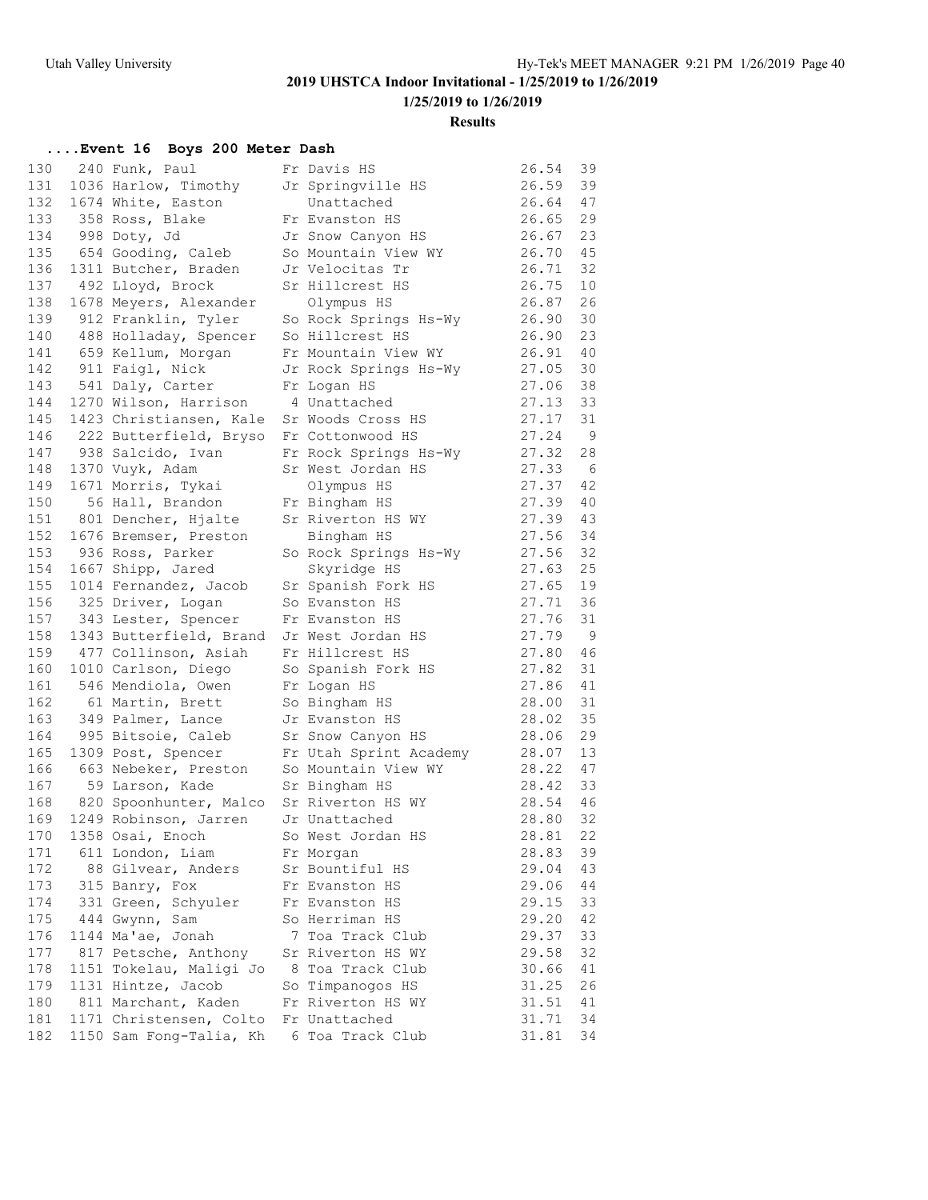**2019 UHSTCA Indoor Invitational - 1/25/2019 to 1/26/2019**

**1/25/2019 to 1/26/2019**

**Results**

### ....Event 16 Boys 200 Meter Dash

| Place | # | Name | Yr | School | Time | H |
|---|---|---|---|---|---|---|
| 130 | 240 | Funk, Paul | Fr | Davis HS | 26.54 | 39 |
| 131 | 1036 | Harlow, Timothy | Jr | Springville HS | 26.59 | 39 |
| 132 | 1674 | White, Easton | | Unattached | 26.64 | 47 |
| 133 | 358 | Ross, Blake | Fr | Evanston HS | 26.65 | 29 |
| 134 | 998 | Doty, Jd | Jr | Snow Canyon HS | 26.67 | 23 |
| 135 | 654 | Gooding, Caleb | So | Mountain View WY | 26.70 | 45 |
| 136 | 1311 | Butcher, Braden | Jr | Velocitas Tr | 26.71 | 32 |
| 137 | 492 | Lloyd, Brock | Sr | Hillcrest HS | 26.75 | 10 |
| 138 | 1678 | Meyers, Alexander | | Olympus HS | 26.87 | 26 |
| 139 | 912 | Franklin, Tyler | So | Rock Springs Hs-Wy | 26.90 | 30 |
| 140 | 488 | Holladay, Spencer | So | Hillcrest HS | 26.90 | 23 |
| 141 | 659 | Kellum, Morgan | Fr | Mountain View WY | 26.91 | 40 |
| 142 | 911 | Faigl, Nick | Jr | Rock Springs Hs-Wy | 27.05 | 30 |
| 143 | 541 | Daly, Carter | Fr | Logan HS | 27.06 | 38 |
| 144 | 1270 | Wilson, Harrison | 4 | Unattached | 27.13 | 33 |
| 145 | 1423 | Christiansen, Kale | Sr | Woods Cross HS | 27.17 | 31 |
| 146 | 222 | Butterfield, Bryso | Fr | Cottonwood HS | 27.24 | 9 |
| 147 | 938 | Salcido, Ivan | Fr | Rock Springs Hs-Wy | 27.32 | 28 |
| 148 | 1370 | Vuyk, Adam | Sr | West Jordan HS | 27.33 | 6 |
| 149 | 1671 | Morris, Tykai | | Olympus HS | 27.37 | 42 |
| 150 | 56 | Hall, Brandon | Fr | Bingham HS | 27.39 | 40 |
| 151 | 801 | Dencher, Hjalte | Sr | Riverton HS WY | 27.39 | 43 |
| 152 | 1676 | Bremser, Preston | | Bingham HS | 27.56 | 34 |
| 153 | 936 | Ross, Parker | So | Rock Springs Hs-Wy | 27.56 | 32 |
| 154 | 1667 | Shipp, Jared | | Skyridge HS | 27.63 | 25 |
| 155 | 1014 | Fernandez, Jacob | Sr | Spanish Fork HS | 27.65 | 19 |
| 156 | 325 | Driver, Logan | So | Evanston HS | 27.71 | 36 |
| 157 | 343 | Lester, Spencer | Fr | Evanston HS | 27.76 | 31 |
| 158 | 1343 | Butterfield, Brand | Jr | West Jordan HS | 27.79 | 9 |
| 159 | 477 | Collinson, Asiah | Fr | Hillcrest HS | 27.80 | 46 |
| 160 | 1010 | Carlson, Diego | So | Spanish Fork HS | 27.82 | 31 |
| 161 | 546 | Mendiola, Owen | Fr | Logan HS | 27.86 | 41 |
| 162 | 61 | Martin, Brett | So | Bingham HS | 28.00 | 31 |
| 163 | 349 | Palmer, Lance | Jr | Evanston HS | 28.02 | 35 |
| 164 | 995 | Bitsoie, Caleb | Sr | Snow Canyon HS | 28.06 | 29 |
| 165 | 1309 | Post, Spencer | Fr | Utah Sprint Academy | 28.07 | 13 |
| 166 | 663 | Nebeker, Preston | So | Mountain View WY | 28.22 | 47 |
| 167 | 59 | Larson, Kade | Sr | Bingham HS | 28.42 | 33 |
| 168 | 820 | Spoonhunter, Malco | Sr | Riverton HS WY | 28.54 | 46 |
| 169 | 1249 | Robinson, Jarren | Jr | Unattached | 28.80 | 32 |
| 170 | 1358 | Osai, Enoch | So | West Jordan HS | 28.81 | 22 |
| 171 | 611 | London, Liam | Fr | Morgan | 28.83 | 39 |
| 172 | 88 | Gilvear, Anders | Sr | Bountiful HS | 29.04 | 43 |
| 173 | 315 | Banry, Fox | Fr | Evanston HS | 29.06 | 44 |
| 174 | 331 | Green, Schyuler | Fr | Evanston HS | 29.15 | 33 |
| 175 | 444 | Gwynn, Sam | So | Herriman HS | 29.20 | 42 |
| 176 | 1144 | Ma'ae, Jonah | 7 | Toa Track Club | 29.37 | 33 |
| 177 | 817 | Petsche, Anthony | Sr | Riverton HS WY | 29.58 | 32 |
| 178 | 1151 | Tokelau, Maligi Jo | 8 | Toa Track Club | 30.66 | 41 |
| 179 | 1131 | Hintze, Jacob | So | Timpanogos HS | 31.25 | 26 |
| 180 | 811 | Marchant, Kaden | Fr | Riverton HS WY | 31.51 | 41 |
| 181 | 1171 | Christensen, Colto | Fr | Unattached | 31.71 | 34 |
| 182 | 1150 | Sam Fong-Talia, Kh | 6 | Toa Track Club | 31.81 | 34 |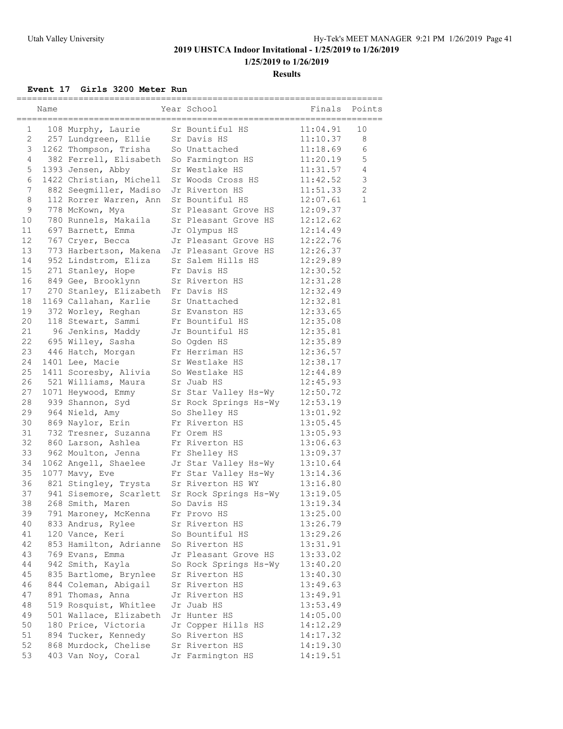# 2019 UHSTCA Indoor Invitational - 1/25/2019 to 1/26/2019

## 1/25/2019 to 1/26/2019

## Results

### Event 17 Girls 3200 Meter Run

| | Name | Year | School | Finals | Points |
|---|---|---|---|---|---|
| 1 | 108 Murphy, Laurie | Sr | Bountiful HS | 11:04.91 | 10 |
| 2 | 257 Lundgreen, Ellie | Sr | Davis HS | 11:10.37 | 8 |
| 3 | 1262 Thompson, Trisha | So | Unattached | 11:18.69 | 6 |
| 4 | 382 Ferrell, Elisabeth | So | Farmington HS | 11:20.19 | 5 |
| 5 | 1393 Jensen, Abby | Sr | Westlake HS | 11:31.57 | 4 |
| 6 | 1422 Christian, Michell | Sr | Woods Cross HS | 11:42.52 | 3 |
| 7 | 882 Seegmiller, Madiso | Jr | Riverton HS | 11:51.33 | 2 |
| 8 | 112 Rorrer Warren, Ann | Sr | Bountiful HS | 12:07.61 | 1 |
| 9 | 778 McKown, Mya | Sr | Pleasant Grove HS | 12:09.37 | |
| 10 | 780 Runnels, Makaila | Sr | Pleasant Grove HS | 12:12.62 | |
| 11 | 697 Barnett, Emma | Jr | Olympus HS | 12:14.49 | |
| 12 | 767 Cryer, Becca | Jr | Pleasant Grove HS | 12:22.76 | |
| 13 | 773 Harbertson, Makena | Jr | Pleasant Grove HS | 12:26.37 | |
| 14 | 952 Lindstrom, Eliza | Sr | Salem Hills HS | 12:29.89 | |
| 15 | 271 Stanley, Hope | Fr | Davis HS | 12:30.52 | |
| 16 | 849 Gee, Brooklynn | Sr | Riverton HS | 12:31.28 | |
| 17 | 270 Stanley, Elizabeth | Fr | Davis HS | 12:32.49 | |
| 18 | 1169 Callahan, Karlie | Sr | Unattached | 12:32.81 | |
| 19 | 372 Worley, Reghan | Sr | Evanston HS | 12:33.65 | |
| 20 | 118 Stewart, Sammi | Fr | Bountiful HS | 12:35.08 | |
| 21 | 96 Jenkins, Maddy | Jr | Bountiful HS | 12:35.81 | |
| 22 | 695 Willey, Sasha | So | Ogden HS | 12:35.89 | |
| 23 | 446 Hatch, Morgan | Fr | Herriman HS | 12:36.57 | |
| 24 | 1401 Lee, Macie | Sr | Westlake HS | 12:38.17 | |
| 25 | 1411 Scoresby, Alivia | So | Westlake HS | 12:44.89 | |
| 26 | 521 Williams, Maura | Sr | Juab HS | 12:45.93 | |
| 27 | 1071 Heywood, Emmy | Sr | Star Valley Hs-Wy | 12:50.72 | |
| 28 | 939 Shannon, Syd | Sr | Rock Springs Hs-Wy | 12:53.19 | |
| 29 | 964 Nield, Amy | So | Shelley HS | 13:01.92 | |
| 30 | 869 Naylor, Erin | Fr | Riverton HS | 13:05.45 | |
| 31 | 732 Tresner, Suzanna | Fr | Orem HS | 13:05.93 | |
| 32 | 860 Larson, Ashlea | Fr | Riverton HS | 13:06.63 | |
| 33 | 962 Moulton, Jenna | Fr | Shelley HS | 13:09.37 | |
| 34 | 1062 Angell, Shaelee | Jr | Star Valley Hs-Wy | 13:10.64 | |
| 35 | 1077 Mavy, Eve | Fr | Star Valley Hs-Wy | 13:14.36 | |
| 36 | 821 Stingley, Trysta | Sr | Riverton HS WY | 13:16.80 | |
| 37 | 941 Sisemore, Scarlett | Sr | Rock Springs Hs-Wy | 13:19.05 | |
| 38 | 268 Smith, Maren | So | Davis HS | 13:19.34 | |
| 39 | 791 Maroney, McKenna | Fr | Provo HS | 13:25.00 | |
| 40 | 833 Andrus, Rylee | Sr | Riverton HS | 13:26.79 | |
| 41 | 120 Vance, Keri | So | Bountiful HS | 13:29.26 | |
| 42 | 853 Hamilton, Adrianne | So | Riverton HS | 13:31.91 | |
| 43 | 769 Evans, Emma | Jr | Pleasant Grove HS | 13:33.02 | |
| 44 | 942 Smith, Kayla | So | Rock Springs Hs-Wy | 13:40.20 | |
| 45 | 835 Bartlome, Brynlee | Sr | Riverton HS | 13:40.30 | |
| 46 | 844 Coleman, Abigail | Sr | Riverton HS | 13:49.63 | |
| 47 | 891 Thomas, Anna | Jr | Riverton HS | 13:49.91 | |
| 48 | 519 Rosquist, Whitlee | Jr | Juab HS | 13:53.49 | |
| 49 | 501 Wallace, Elizabeth | Jr | Hunter HS | 14:05.00 | |
| 50 | 180 Price, Victoria | Jr | Copper Hills HS | 14:12.29 | |
| 51 | 894 Tucker, Kennedy | So | Riverton HS | 14:17.32 | |
| 52 | 868 Murdock, Chelise | Sr | Riverton HS | 14:19.30 | |
| 53 | 403 Van Noy, Coral | Jr | Farmington HS | 14:19.51 | |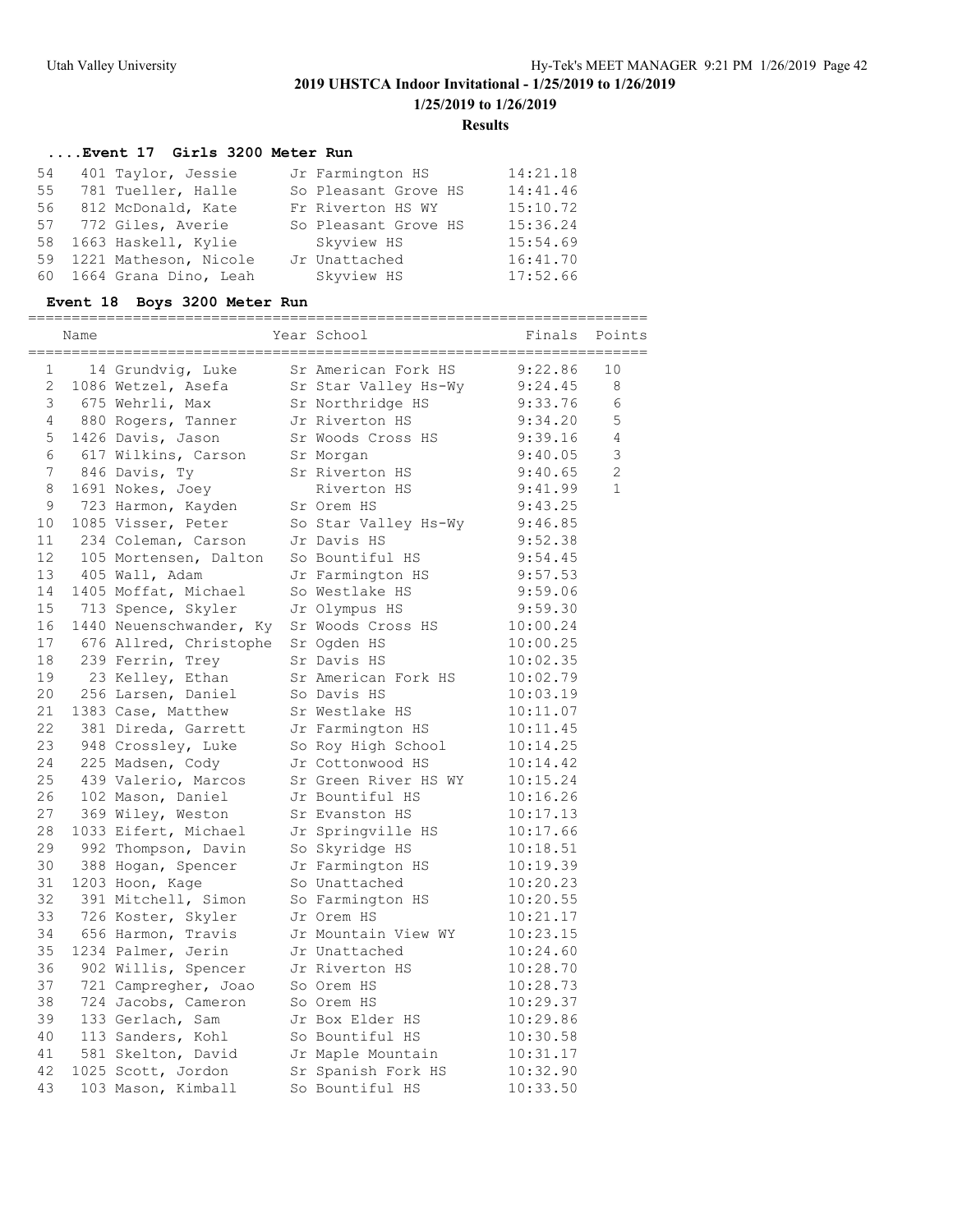# 2019 UHSTCA Indoor Invitational - 1/25/2019 to 1/26/2019

**1/25/2019 to 1/26/2019**

**Results**

### ....Event 17 Girls 3200 Meter Run

| Place | Name | Year | School | Finals |
|---|---|---|---|---|
| 54 | 401 Taylor, Jessie | Jr | Farmington HS | 14:21.18 |
| 55 | 781 Tueller, Halle | So | Pleasant Grove HS | 14:41.46 |
| 56 | 812 McDonald, Kate | Fr | Riverton HS WY | 15:10.72 |
| 57 | 772 Giles, Averie | So | Pleasant Grove HS | 15:36.24 |
| 58 | 1663 Haskell, Kylie | | Skyview HS | 15:54.69 |
| 59 | 1221 Matheson, Nicole | Jr | Unattached | 16:41.70 |
| 60 | 1664 Grana Dino, Leah | | Skyview HS | 17:52.66 |

### Event 18 Boys 3200 Meter Run

| Place | Name | Year | School | Finals | Points |
|---|---|---|---|---|---|
| 1 | 14 Grundvig, Luke | Sr | American Fork HS | 9:22.86 | 10 |
| 2 | 1086 Wetzel, Asefa | Sr | Star Valley Hs-Wy | 9:24.45 | 8 |
| 3 | 675 Wehrli, Max | Sr | Northridge HS | 9:33.76 | 6 |
| 4 | 880 Rogers, Tanner | Jr | Riverton HS | 9:34.20 | 5 |
| 5 | 1426 Davis, Jason | Sr | Woods Cross HS | 9:39.16 | 4 |
| 6 | 617 Wilkins, Carson | Sr | Morgan | 9:40.05 | 3 |
| 7 | 846 Davis, Ty | Sr | Riverton HS | 9:40.65 | 2 |
| 8 | 1691 Nokes, Joey | | Riverton HS | 9:41.99 | 1 |
| 9 | 723 Harmon, Kayden | Sr | Orem HS | 9:43.25 | |
| 10 | 1085 Visser, Peter | So | Star Valley Hs-Wy | 9:46.85 | |
| 11 | 234 Coleman, Carson | Jr | Davis HS | 9:52.38 | |
| 12 | 105 Mortensen, Dalton | So | Bountiful HS | 9:54.45 | |
| 13 | 405 Wall, Adam | Jr | Farmington HS | 9:57.53 | |
| 14 | 1405 Moffat, Michael | So | Westlake HS | 9:59.06 | |
| 15 | 713 Spence, Skyler | Jr | Olympus HS | 9:59.30 | |
| 16 | 1440 Neuenschwander, Ky | Sr | Woods Cross HS | 10:00.24 | |
| 17 | 676 Allred, Christophe | Sr | Ogden HS | 10:00.25 | |
| 18 | 239 Ferrin, Trey | Sr | Davis HS | 10:02.35 | |
| 19 | 23 Kelley, Ethan | Sr | American Fork HS | 10:02.79 | |
| 20 | 256 Larsen, Daniel | So | Davis HS | 10:03.19 | |
| 21 | 1383 Case, Matthew | Sr | Westlake HS | 10:11.07 | |
| 22 | 381 Direda, Garrett | Jr | Farmington HS | 10:11.45 | |
| 23 | 948 Crossley, Luke | So | Roy High School | 10:14.25 | |
| 24 | 225 Madsen, Cody | Jr | Cottonwood HS | 10:14.42 | |
| 25 | 439 Valerio, Marcos | Sr | Green River HS WY | 10:15.24 | |
| 26 | 102 Mason, Daniel | Jr | Bountiful HS | 10:16.26 | |
| 27 | 369 Wiley, Weston | Sr | Evanston HS | 10:17.13 | |
| 28 | 1033 Eifert, Michael | Jr | Springville HS | 10:17.66 | |
| 29 | 992 Thompson, Davin | So | Skyridge HS | 10:18.51 | |
| 30 | 388 Hogan, Spencer | Jr | Farmington HS | 10:19.39 | |
| 31 | 1203 Hoon, Kage | So | Unattached | 10:20.23 | |
| 32 | 391 Mitchell, Simon | So | Farmington HS | 10:20.55 | |
| 33 | 726 Koster, Skyler | Jr | Orem HS | 10:21.17 | |
| 34 | 656 Harmon, Travis | Jr | Mountain View WY | 10:23.15 | |
| 35 | 1234 Palmer, Jerin | Jr | Unattached | 10:24.60 | |
| 36 | 902 Willis, Spencer | Jr | Riverton HS | 10:28.70 | |
| 37 | 721 Campregher, Joao | So | Orem HS | 10:28.73 | |
| 38 | 724 Jacobs, Cameron | So | Orem HS | 10:29.37 | |
| 39 | 133 Gerlach, Sam | Jr | Box Elder HS | 10:29.86 | |
| 40 | 113 Sanders, Kohl | So | Bountiful HS | 10:30.58 | |
| 41 | 581 Skelton, David | Jr | Maple Mountain | 10:31.17 | |
| 42 | 1025 Scott, Jordon | Sr | Spanish Fork HS | 10:32.90 | |
| 43 | 103 Mason, Kimball | So | Bountiful HS | 10:33.50 | |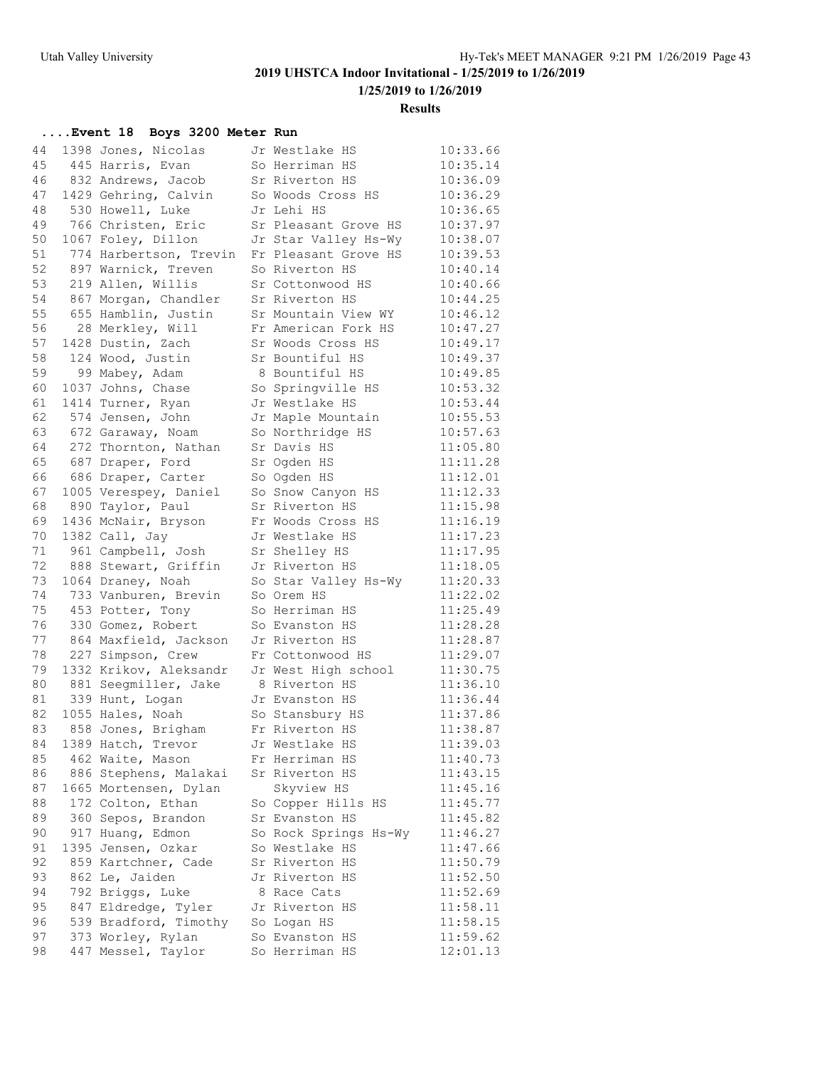## 2019 UHSTCA Indoor Invitational - 1/25/2019 to 1/26/2019

**1/25/2019 to 1/26/2019**

**Results**

### ....Event 18 Boys 3200 Meter Run

| Place | # | Name | Yr | School | Time |
|---|---|---|---|---|---|
| 44 | 1398 | Jones, Nicolas | Jr | Westlake HS | 10:33.66 |
| 45 | 445 | Harris, Evan | So | Herriman HS | 10:35.14 |
| 46 | 832 | Andrews, Jacob | Sr | Riverton HS | 10:36.09 |
| 47 | 1429 | Gehring, Calvin | So | Woods Cross HS | 10:36.29 |
| 48 | 530 | Howell, Luke | Jr | Lehi HS | 10:36.65 |
| 49 | 766 | Christen, Eric | Sr | Pleasant Grove HS | 10:37.97 |
| 50 | 1067 | Foley, Dillon | Jr | Star Valley Hs-Wy | 10:38.07 |
| 51 | 774 | Harbertson, Trevin | Fr | Pleasant Grove HS | 10:39.53 |
| 52 | 897 | Warnick, Treven | So | Riverton HS | 10:40.14 |
| 53 | 219 | Allen, Willis | Sr | Cottonwood HS | 10:40.66 |
| 54 | 867 | Morgan, Chandler | Sr | Riverton HS | 10:44.25 |
| 55 | 655 | Hamblin, Justin | Sr | Mountain View WY | 10:46.12 |
| 56 | 28 | Merkley, Will | Fr | American Fork HS | 10:47.27 |
| 57 | 1428 | Dustin, Zach | Sr | Woods Cross HS | 10:49.17 |
| 58 | 124 | Wood, Justin | Sr | Bountiful HS | 10:49.37 |
| 59 | 99 | Mabey, Adam | 8 | Bountiful HS | 10:49.85 |
| 60 | 1037 | Johns, Chase | So | Springville HS | 10:53.32 |
| 61 | 1414 | Turner, Ryan | Jr | Westlake HS | 10:53.44 |
| 62 | 574 | Jensen, John | Jr | Maple Mountain | 10:55.53 |
| 63 | 672 | Garaway, Noam | So | Northridge HS | 10:57.63 |
| 64 | 272 | Thornton, Nathan | Sr | Davis HS | 11:05.80 |
| 65 | 687 | Draper, Ford | Sr | Ogden HS | 11:11.28 |
| 66 | 686 | Draper, Carter | So | Ogden HS | 11:12.01 |
| 67 | 1005 | Verespey, Daniel | So | Snow Canyon HS | 11:12.33 |
| 68 | 890 | Taylor, Paul | Sr | Riverton HS | 11:15.98 |
| 69 | 1436 | McNair, Bryson | Fr | Woods Cross HS | 11:16.19 |
| 70 | 1382 | Call, Jay | Jr | Westlake HS | 11:17.23 |
| 71 | 961 | Campbell, Josh | Sr | Shelley HS | 11:17.95 |
| 72 | 888 | Stewart, Griffin | Jr | Riverton HS | 11:18.05 |
| 73 | 1064 | Draney, Noah | So | Star Valley Hs-Wy | 11:20.33 |
| 74 | 733 | Vanburen, Brevin | So | Orem HS | 11:22.02 |
| 75 | 453 | Potter, Tony | So | Herriman HS | 11:25.49 |
| 76 | 330 | Gomez, Robert | So | Evanston HS | 11:28.28 |
| 77 | 864 | Maxfield, Jackson | Jr | Riverton HS | 11:28.87 |
| 78 | 227 | Simpson, Crew | Fr | Cottonwood HS | 11:29.07 |
| 79 | 1332 | Krikov, Aleksandr | Jr | West High school | 11:30.75 |
| 80 | 881 | Seegmiller, Jake | 8 | Riverton HS | 11:36.10 |
| 81 | 339 | Hunt, Logan | Jr | Evanston HS | 11:36.44 |
| 82 | 1055 | Hales, Noah | So | Stansbury HS | 11:37.86 |
| 83 | 858 | Jones, Brigham | Fr | Riverton HS | 11:38.87 |
| 84 | 1389 | Hatch, Trevor | Jr | Westlake HS | 11:39.03 |
| 85 | 462 | Waite, Mason | Fr | Herriman HS | 11:40.73 |
| 86 | 886 | Stephens, Malakai | Sr | Riverton HS | 11:43.15 |
| 87 | 1665 | Mortensen, Dylan | | Skyview HS | 11:45.16 |
| 88 | 172 | Colton, Ethan | So | Copper Hills HS | 11:45.77 |
| 89 | 360 | Sepos, Brandon | Sr | Evanston HS | 11:45.82 |
| 90 | 917 | Huang, Edmon | So | Rock Springs Hs-Wy | 11:46.27 |
| 91 | 1395 | Jensen, Ozkar | So | Westlake HS | 11:47.66 |
| 92 | 859 | Kartchner, Cade | Sr | Riverton HS | 11:50.79 |
| 93 | 862 | Le, Jaiden | Jr | Riverton HS | 11:52.50 |
| 94 | 792 | Briggs, Luke | 8 | Race Cats | 11:52.69 |
| 95 | 847 | Eldredge, Tyler | Jr | Riverton HS | 11:58.11 |
| 96 | 539 | Bradford, Timothy | So | Logan HS | 11:58.15 |
| 97 | 373 | Worley, Rylan | So | Evanston HS | 11:59.62 |
| 98 | 447 | Messel, Taylor | So | Herriman HS | 12:01.13 |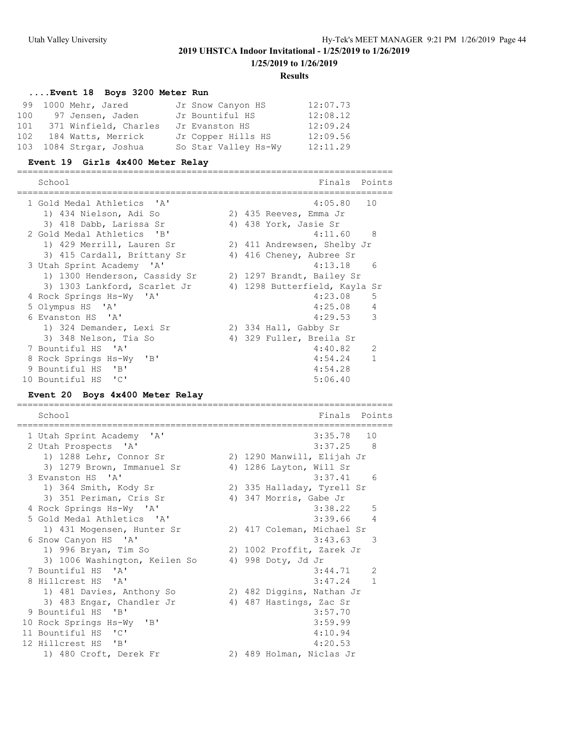## 2019 UHSTCA Indoor Invitational - 1/25/2019 to 1/26/2019

### 1/25/2019 to 1/26/2019

### Results

#### ....Event 18 Boys 3200 Meter Run

| Place | # | Name | Yr | School | Time |
|---|---|---|---|---|---|
| 99 | 1000 | Mehr, Jared | Jr | Snow Canyon HS | 12:07.73 |
| 100 | 97 | Jensen, Jaden | Jr | Bountiful HS | 12:08.12 |
| 101 | 371 | Winfield, Charles | Jr | Evanston HS | 12:09.24 |
| 102 | 184 | Watts, Merrick | Jr | Copper Hills HS | 12:09.56 |
| 103 | 1084 | Strgar, Joshua | So | Star Valley Hs-Wy | 12:11.29 |

#### Event 19 Girls 4x400 Meter Relay

| Place | School | Finals | Points |
|---|---|---|---|
| 1 | Gold Medal Athletics 'A' | 4:05.80 | 10 |
| | 1) 434 Nielson, Adi So; 2) 435 Reeves, Emma Jr; 3) 418 Dabb, Larissa Sr; 4) 438 York, Jasie Sr | | |
| 2 | Gold Medal Athletics 'B' | 4:11.60 | 8 |
| | 1) 429 Merrill, Lauren Sr; 2) 411 Andrewsen, Shelby Jr; 3) 415 Cardall, Brittany Sr; 4) 416 Cheney, Aubree Sr | | |
| 3 | Utah Sprint Academy 'A' | 4:13.18 | 6 |
| | 1) 1300 Henderson, Cassidy Sr; 2) 1297 Brandt, Bailey Sr; 3) 1303 Lankford, Scarlet Jr; 4) 1298 Butterfield, Kayla Sr | | |
| 4 | Rock Springs Hs-Wy 'A' | 4:23.08 | 5 |
| 5 | Olympus HS 'A' | 4:25.08 | 4 |
| 6 | Evanston HS 'A' | 4:29.53 | 3 |
| | 1) 324 Demander, Lexi Sr; 2) 334 Hall, Gabby Sr; 3) 348 Nelson, Tia So; 4) 329 Fuller, Breila Sr | | |
| 7 | Bountiful HS 'A' | 4:40.82 | 2 |
| 8 | Rock Springs Hs-Wy 'B' | 4:54.24 | 1 |
| 9 | Bountiful HS 'B' | 4:54.28 | |
| 10 | Bountiful HS 'C' | 5:06.40 | |

#### Event 20 Boys 4x400 Meter Relay

| Place | School | Finals | Points |
|---|---|---|---|
| 1 | Utah Sprint Academy 'A' | 3:35.78 | 10 |
| 2 | Utah Prospects 'A' | 3:37.25 | 8 |
| | 1) 1288 Lehr, Connor Sr; 2) 1290 Manwill, Elijah Jr; 3) 1279 Brown, Immanuel Sr; 4) 1286 Layton, Will Sr | | |
| 3 | Evanston HS 'A' | 3:37.41 | 6 |
| | 1) 364 Smith, Kody Sr; 2) 335 Halladay, Tyrell Sr; 3) 351 Periman, Cris Sr; 4) 347 Morris, Gabe Jr | | |
| 4 | Rock Springs Hs-Wy 'A' | 3:38.22 | 5 |
| 5 | Gold Medal Athletics 'A' | 3:39.66 | 4 |
| | 1) 431 Mogensen, Hunter Sr; 2) 417 Coleman, Michael Sr | | |
| 6 | Snow Canyon HS 'A' | 3:43.63 | 3 |
| | 1) 996 Bryan, Tim So; 2) 1002 Proffit, Zarek Jr; 3) 1006 Washington, Keilen So; 4) 998 Doty, Jd Jr | | |
| 7 | Bountiful HS 'A' | 3:44.71 | 2 |
| 8 | Hillcrest HS 'A' | 3:47.24 | 1 |
| | 1) 481 Davies, Anthony So; 2) 482 Diggins, Nathan Jr; 3) 483 Engar, Chandler Jr; 4) 487 Hastings, Zac Sr | | |
| 9 | Bountiful HS 'B' | 3:57.70 | |
| 10 | Rock Springs Hs-Wy 'B' | 3:59.99 | |
| 11 | Bountiful HS 'C' | 4:10.94 | |
| 12 | Hillcrest HS 'B' | 4:20.53 | |
| | 1) 480 Croft, Derek Fr; 2) 489 Holman, Niclas Jr | | |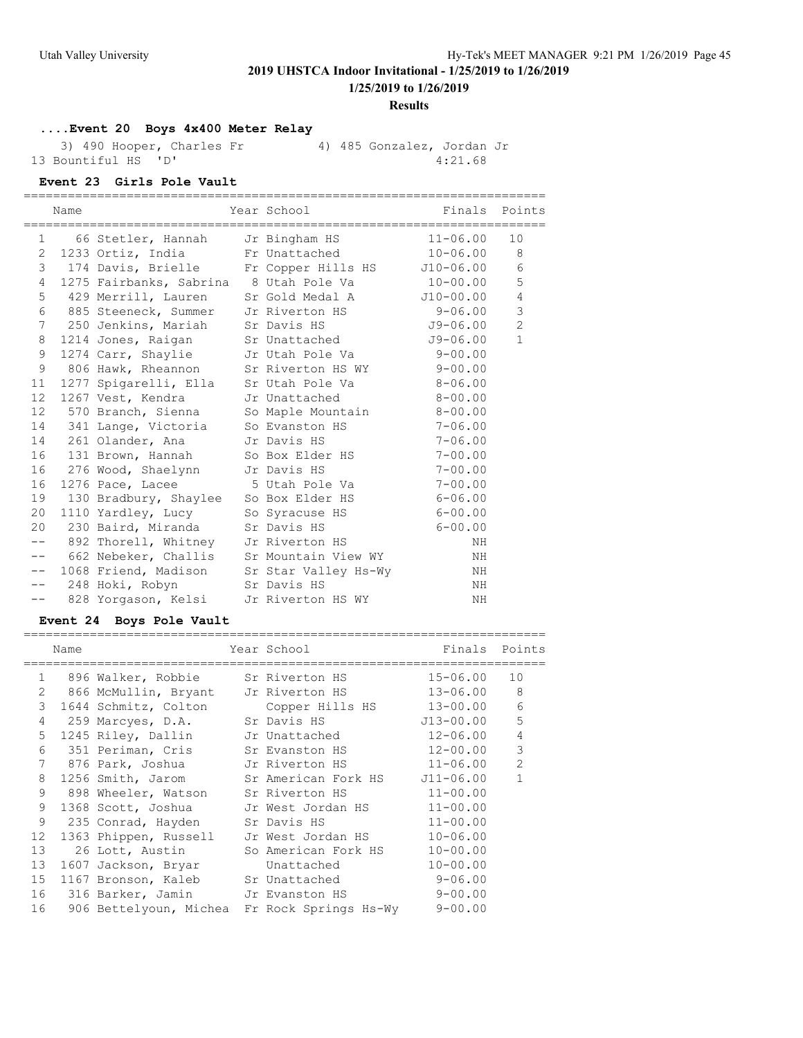# 2019 UHSTCA Indoor Invitational - 1/25/2019 to 1/26/2019

**1/25/2019 to 1/26/2019**

**Results**

### ....Event 20 Boys 4x400 Meter Relay

3) 490 Hooper, Charles Fr    4) 485 Gonzalez, Jordan Jr

13 Bountiful HS 'D'    4:21.68

### Event 23 Girls Pole Vault

| | Name | Year | School | Finals | Points |
|---|---|---|---|---|---|
| 1 | 66 Stetler, Hannah | Jr | Bingham HS | 11-06.00 | 10 |
| 2 | 1233 Ortiz, India | Fr | Unattached | 10-06.00 | 8 |
| 3 | 174 Davis, Brielle | Fr | Copper Hills HS | J10-06.00 | 6 |
| 4 | 1275 Fairbanks, Sabrina | 8 | Utah Pole Va | 10-00.00 | 5 |
| 5 | 429 Merrill, Lauren | Sr | Gold Medal A | J10-00.00 | 4 |
| 6 | 885 Steeneck, Summer | Jr | Riverton HS | 9-06.00 | 3 |
| 7 | 250 Jenkins, Mariah | Sr | Davis HS | J9-06.00 | 2 |
| 8 | 1214 Jones, Raigan | Sr | Unattached | J9-06.00 | 1 |
| 9 | 1274 Carr, Shaylie | Jr | Utah Pole Va | 9-00.00 | |
| 9 | 806 Hawk, Rheannon | Sr | Riverton HS WY | 9-00.00 | |
| 11 | 1277 Spigarelli, Ella | Sr | Utah Pole Va | 8-06.00 | |
| 12 | 1267 Vest, Kendra | Jr | Unattached | 8-00.00 | |
| 12 | 570 Branch, Sienna | So | Maple Mountain | 8-00.00 | |
| 14 | 341 Lange, Victoria | So | Evanston HS | 7-06.00 | |
| 14 | 261 Olander, Ana | Jr | Davis HS | 7-06.00 | |
| 16 | 131 Brown, Hannah | So | Box Elder HS | 7-00.00 | |
| 16 | 276 Wood, Shaelynn | Jr | Davis HS | 7-00.00 | |
| 16 | 1276 Pace, Lacee | 5 | Utah Pole Va | 7-00.00 | |
| 19 | 130 Bradbury, Shaylee | So | Box Elder HS | 6-06.00 | |
| 20 | 1110 Yardley, Lucy | So | Syracuse HS | 6-00.00 | |
| 20 | 230 Baird, Miranda | Sr | Davis HS | 6-00.00 | |
| -- | 892 Thorell, Whitney | Jr | Riverton HS | NH | |
| -- | 662 Nebeker, Challis | Sr | Mountain View WY | NH | |
| -- | 1068 Friend, Madison | Sr | Star Valley Hs-Wy | NH | |
| -- | 248 Hoki, Robyn | Sr | Davis HS | NH | |
| -- | 828 Yorgason, Kelsi | Jr | Riverton HS WY | NH | |

### Event 24 Boys Pole Vault

| | Name | Year | School | Finals | Points |
|---|---|---|---|---|---|
| 1 | 896 Walker, Robbie | Sr | Riverton HS | 15-06.00 | 10 |
| 2 | 866 McMullin, Bryant | Jr | Riverton HS | 13-06.00 | 8 |
| 3 | 1644 Schmitz, Colton | | Copper Hills HS | 13-00.00 | 6 |
| 4 | 259 Marcyes, D.A. | Sr | Davis HS | J13-00.00 | 5 |
| 5 | 1245 Riley, Dallin | Jr | Unattached | 12-06.00 | 4 |
| 6 | 351 Periman, Cris | Sr | Evanston HS | 12-00.00 | 3 |
| 7 | 876 Park, Joshua | Jr | Riverton HS | 11-06.00 | 2 |
| 8 | 1256 Smith, Jarom | Sr | American Fork HS | J11-06.00 | 1 |
| 9 | 898 Wheeler, Watson | Sr | Riverton HS | 11-00.00 | |
| 9 | 1368 Scott, Joshua | Jr | West Jordan HS | 11-00.00 | |
| 9 | 235 Conrad, Hayden | Sr | Davis HS | 11-00.00 | |
| 12 | 1363 Phippen, Russell | Jr | West Jordan HS | 10-06.00 | |
| 13 | 26 Lott, Austin | So | American Fork HS | 10-00.00 | |
| 13 | 1607 Jackson, Bryar | | Unattached | 10-00.00 | |
| 15 | 1167 Bronson, Kaleb | Sr | Unattached | 9-06.00 | |
| 16 | 316 Barker, Jamin | Jr | Evanston HS | 9-00.00 | |
| 16 | 906 Bettelyoun, Michea | Fr | Rock Springs Hs-Wy | 9-00.00 | |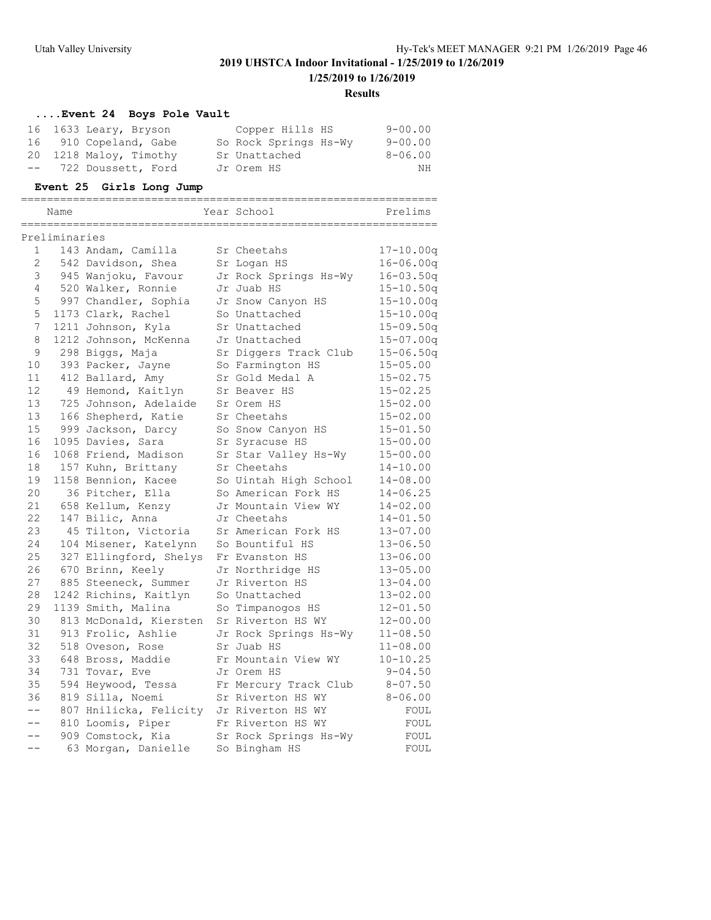## 2019 UHSTCA Indoor Invitational - 1/25/2019 to 1/26/2019

**1/25/2019 to 1/26/2019**

**Results**

### ....Event 24 Boys Pole Vault

| Place | Name | Year | School | Mark |
|---|---|---|---|---|
| 16 | 1633 Leary, Bryson | | Copper Hills HS | 9-00.00 |
| 16 | 910 Copeland, Gabe | So | Rock Springs Hs-Wy | 9-00.00 |
| 20 | 1218 Maloy, Timothy | Sr | Unattached | 8-06.00 |
| -- | 722 Doussett, Ford | Jr | Orem HS | NH |

### Event 25 Girls Long Jump

| | Name | Year | School | Prelims |
|---|---|---|---|---|
| **Preliminaries** | | | | |
| 1 | 143 Andam, Camilla | Sr | Cheetahs | 17-10.00q |
| 2 | 542 Davidson, Shea | Sr | Logan HS | 16-06.00q |
| 3 | 945 Wanjoku, Favour | Jr | Rock Springs Hs-Wy | 16-03.50q |
| 4 | 520 Walker, Ronnie | Jr | Juab HS | 15-10.50q |
| 5 | 997 Chandler, Sophia | Jr | Snow Canyon HS | 15-10.00q |
| 5 | 1173 Clark, Rachel | So | Unattached | 15-10.00q |
| 7 | 1211 Johnson, Kyla | Sr | Unattached | 15-09.50q |
| 8 | 1212 Johnson, McKenna | Jr | Unattached | 15-07.00q |
| 9 | 298 Biggs, Maja | Sr | Diggers Track Club | 15-06.50q |
| 10 | 393 Packer, Jayne | So | Farmington HS | 15-05.00 |
| 11 | 412 Ballard, Amy | Sr | Gold Medal A | 15-02.75 |
| 12 | 49 Hemond, Kaitlyn | Sr | Beaver HS | 15-02.25 |
| 13 | 725 Johnson, Adelaide | Sr | Orem HS | 15-02.00 |
| 13 | 166 Shepherd, Katie | Sr | Cheetahs | 15-02.00 |
| 15 | 999 Jackson, Darcy | So | Snow Canyon HS | 15-01.50 |
| 16 | 1095 Davies, Sara | Sr | Syracuse HS | 15-00.00 |
| 16 | 1068 Friend, Madison | Sr | Star Valley Hs-Wy | 15-00.00 |
| 18 | 157 Kuhn, Brittany | Sr | Cheetahs | 14-10.00 |
| 19 | 1158 Bennion, Kacee | So | Uintah High School | 14-08.00 |
| 20 | 36 Pitcher, Ella | So | American Fork HS | 14-06.25 |
| 21 | 658 Kellum, Kenzy | Jr | Mountain View WY | 14-02.00 |
| 22 | 147 Bilic, Anna | Jr | Cheetahs | 14-01.50 |
| 23 | 45 Tilton, Victoria | Sr | American Fork HS | 13-07.00 |
| 24 | 104 Misener, Katelynn | So | Bountiful HS | 13-06.50 |
| 25 | 327 Ellingford, Shelys | Fr | Evanston HS | 13-06.00 |
| 26 | 670 Brinn, Keely | Jr | Northridge HS | 13-05.00 |
| 27 | 885 Steeneck, Summer | Jr | Riverton HS | 13-04.00 |
| 28 | 1242 Richins, Kaitlyn | So | Unattached | 13-02.00 |
| 29 | 1139 Smith, Malina | So | Timpanogos HS | 12-01.50 |
| 30 | 813 McDonald, Kiersten | Sr | Riverton HS WY | 12-00.00 |
| 31 | 913 Frolic, Ashlie | Jr | Rock Springs Hs-Wy | 11-08.50 |
| 32 | 518 Oveson, Rose | Sr | Juab HS | 11-08.00 |
| 33 | 648 Bross, Maddie | Fr | Mountain View WY | 10-10.25 |
| 34 | 731 Tovar, Eve | Jr | Orem HS | 9-04.50 |
| 35 | 594 Heywood, Tessa | Fr | Mercury Track Club | 8-07.50 |
| 36 | 819 Silla, Noemi | Sr | Riverton HS WY | 8-06.00 |
| -- | 807 Hnilicka, Felicity | Jr | Riverton HS WY | FOUL |
| -- | 810 Loomis, Piper | Fr | Riverton HS WY | FOUL |
| -- | 909 Comstock, Kia | Sr | Rock Springs Hs-Wy | FOUL |
| -- | 63 Morgan, Danielle | So | Bingham HS | FOUL |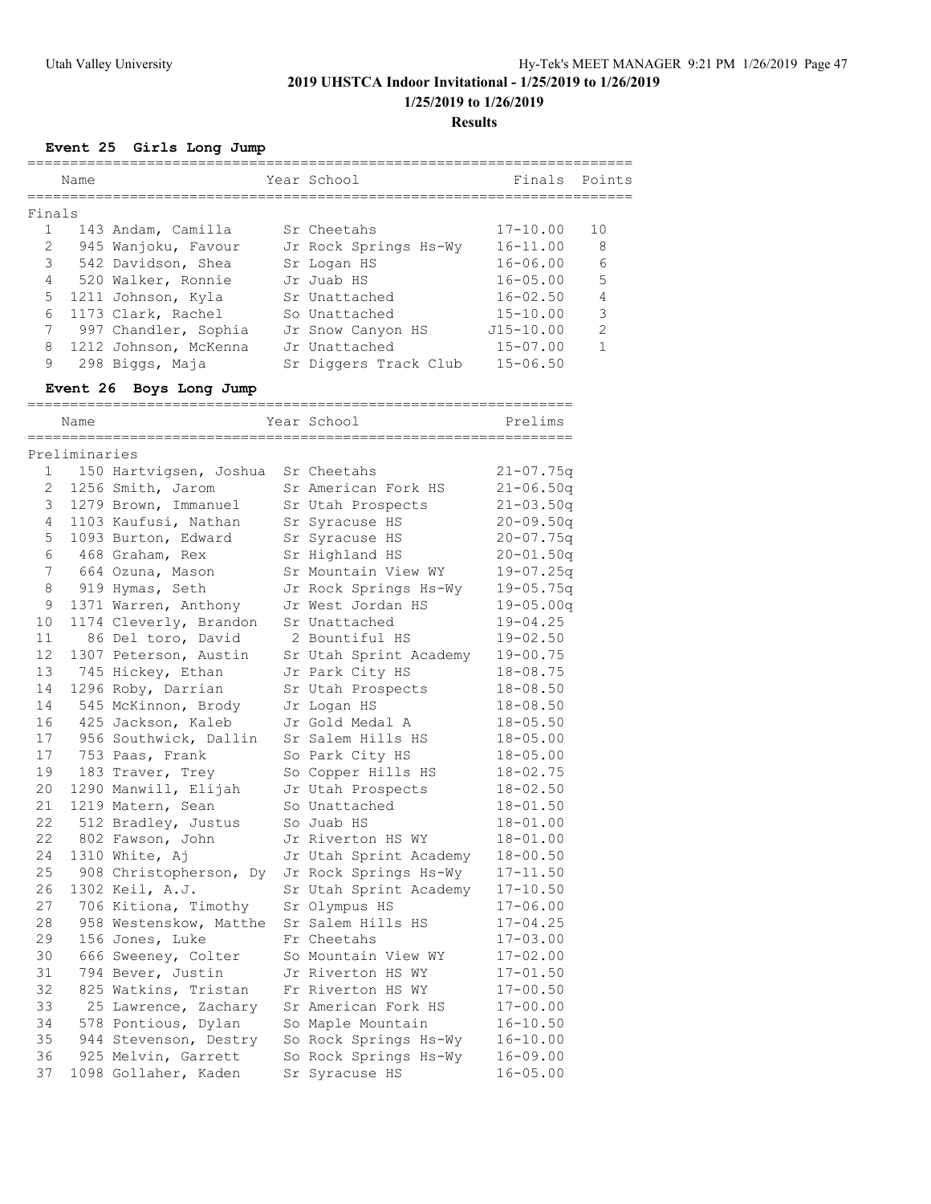## 2019 UHSTCA Indoor Invitational - 1/25/2019 to 1/26/2019

**1/25/2019 to 1/26/2019**

**Results**

### Event 25 Girls Long Jump

| | Name | Year | School | Finals | Points |
|---|---|---|---|---|---|
| **Finals** | | | | | |
| 1 | 143 Andam, Camilla | Sr | Cheetahs | 17-10.00 | 10 |
| 2 | 945 Wanjoku, Favour | Jr | Rock Springs Hs-Wy | 16-11.00 | 8 |
| 3 | 542 Davidson, Shea | Sr | Logan HS | 16-06.00 | 6 |
| 4 | 520 Walker, Ronnie | Jr | Juab HS | 16-05.00 | 5 |
| 5 | 1211 Johnson, Kyla | Sr | Unattached | 16-02.50 | 4 |
| 6 | 1173 Clark, Rachel | So | Unattached | 15-10.00 | 3 |
| 7 | 997 Chandler, Sophia | Jr | Snow Canyon HS | J15-10.00 | 2 |
| 8 | 1212 Johnson, McKenna | Jr | Unattached | 15-07.00 | 1 |
| 9 | 298 Biggs, Maja | Sr | Diggers Track Club | 15-06.50 | |

### Event 26 Boys Long Jump

| | Name | Year | School | Prelims |
|---|---|---|---|---|
| **Preliminaries** | | | | |
| 1 | 150 Hartvigsen, Joshua | Sr | Cheetahs | 21-07.75q |
| 2 | 1256 Smith, Jarom | Sr | American Fork HS | 21-06.50q |
| 3 | 1279 Brown, Immanuel | Sr | Utah Prospects | 21-03.50q |
| 4 | 1103 Kaufusi, Nathan | Sr | Syracuse HS | 20-09.50q |
| 5 | 1093 Burton, Edward | Sr | Syracuse HS | 20-07.75q |
| 6 | 468 Graham, Rex | Sr | Highland HS | 20-01.50q |
| 7 | 664 Ozuna, Mason | Sr | Mountain View WY | 19-07.25q |
| 8 | 919 Hymas, Seth | Jr | Rock Springs Hs-Wy | 19-05.75q |
| 9 | 1371 Warren, Anthony | Jr | West Jordan HS | 19-05.00q |
| 10 | 1174 Cleverly, Brandon | Sr | Unattached | 19-04.25 |
| 11 | 86 Del toro, David | 2 | Bountiful HS | 19-02.50 |
| 12 | 1307 Peterson, Austin | Sr | Utah Sprint Academy | 19-00.75 |
| 13 | 745 Hickey, Ethan | Jr | Park City HS | 18-08.75 |
| 14 | 1296 Roby, Darrian | Sr | Utah Prospects | 18-08.50 |
| 14 | 545 McKinnon, Brody | Jr | Logan HS | 18-08.50 |
| 16 | 425 Jackson, Kaleb | Jr | Gold Medal A | 18-05.50 |
| 17 | 956 Southwick, Dallin | Sr | Salem Hills HS | 18-05.00 |
| 17 | 753 Paas, Frank | So | Park City HS | 18-05.00 |
| 19 | 183 Traver, Trey | So | Copper Hills HS | 18-02.75 |
| 20 | 1290 Manwill, Elijah | Jr | Utah Prospects | 18-02.50 |
| 21 | 1219 Matern, Sean | So | Unattached | 18-01.50 |
| 22 | 512 Bradley, Justus | So | Juab HS | 18-01.00 |
| 22 | 802 Fawson, John | Jr | Riverton HS WY | 18-01.00 |
| 24 | 1310 White, Aj | Jr | Utah Sprint Academy | 18-00.50 |
| 25 | 908 Christopherson, Dy | Jr | Rock Springs Hs-Wy | 17-11.50 |
| 26 | 1302 Keil, A.J. | Sr | Utah Sprint Academy | 17-10.50 |
| 27 | 706 Kitiona, Timothy | Sr | Olympus HS | 17-06.00 |
| 28 | 958 Westenskow, Matthe | Sr | Salem Hills HS | 17-04.25 |
| 29 | 156 Jones, Luke | Fr | Cheetahs | 17-03.00 |
| 30 | 666 Sweeney, Colter | So | Mountain View WY | 17-02.00 |
| 31 | 794 Bever, Justin | Jr | Riverton HS WY | 17-01.50 |
| 32 | 825 Watkins, Tristan | Fr | Riverton HS WY | 17-00.50 |
| 33 | 25 Lawrence, Zachary | Sr | American Fork HS | 17-00.00 |
| 34 | 578 Pontious, Dylan | So | Maple Mountain | 16-10.50 |
| 35 | 944 Stevenson, Destry | So | Rock Springs Hs-Wy | 16-10.00 |
| 36 | 925 Melvin, Garrett | So | Rock Springs Hs-Wy | 16-09.00 |
| 37 | 1098 Gollaher, Kaden | Sr | Syracuse HS | 16-05.00 |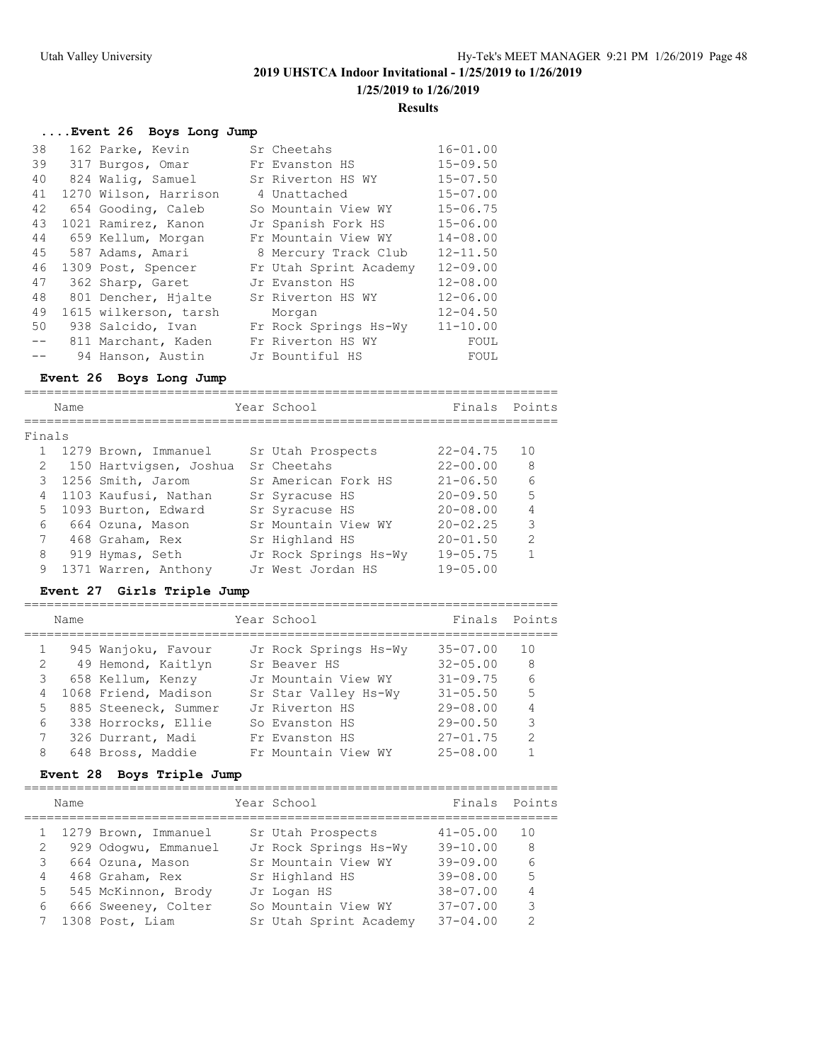## ....Event 26 Boys Long Jump

| Place | Name | Year | School | Finals |
|---|---|---|---|---|
| 38 | 162 Parke, Kevin | Sr | Cheetahs | 16-01.00 |
| 39 | 317 Burgos, Omar | Fr | Evanston HS | 15-09.50 |
| 40 | 824 Walig, Samuel | Sr | Riverton HS WY | 15-07.50 |
| 41 | 1270 Wilson, Harrison | 4 | Unattached | 15-07.00 |
| 42 | 654 Gooding, Caleb | So | Mountain View WY | 15-06.75 |
| 43 | 1021 Ramirez, Kanon | Jr | Spanish Fork HS | 15-06.00 |
| 44 | 659 Kellum, Morgan | Fr | Mountain View WY | 14-08.00 |
| 45 | 587 Adams, Amari | 8 | Mercury Track Club | 12-11.50 |
| 46 | 1309 Post, Spencer | Fr | Utah Sprint Academy | 12-09.00 |
| 47 | 362 Sharp, Garet | Jr | Evanston HS | 12-08.00 |
| 48 | 801 Dencher, Hjalte | Sr | Riverton HS WY | 12-06.00 |
| 49 | 1615 wilkerson, tarsh | | Morgan | 12-04.50 |
| 50 | 938 Salcido, Ivan | Fr | Rock Springs Hs-Wy | 11-10.00 |
| -- | 811 Marchant, Kaden | Fr | Riverton HS WY | FOUL |
| -- | 94 Hanson, Austin | Jr | Bountiful HS | FOUL |

## Event 26 Boys Long Jump

**Finals**

| Place | Name | Year | School | Finals | Points |
|---|---|---|---|---|---|
| 1 | 1279 Brown, Immanuel | Sr | Utah Prospects | 22-04.75 | 10 |
| 2 | 150 Hartvigsen, Joshua | Sr | Cheetahs | 22-00.00 | 8 |
| 3 | 1256 Smith, Jarom | Sr | American Fork HS | 21-06.50 | 6 |
| 4 | 1103 Kaufusi, Nathan | Sr | Syracuse HS | 20-09.50 | 5 |
| 5 | 1093 Burton, Edward | Sr | Syracuse HS | 20-08.00 | 4 |
| 6 | 664 Ozuna, Mason | Sr | Mountain View WY | 20-02.25 | 3 |
| 7 | 468 Graham, Rex | Sr | Highland HS | 20-01.50 | 2 |
| 8 | 919 Hymas, Seth | Jr | Rock Springs Hs-Wy | 19-05.75 | 1 |
| 9 | 1371 Warren, Anthony | Jr | West Jordan HS | 19-05.00 | |

## Event 27 Girls Triple Jump

| Place | Name | Year | School | Finals | Points |
|---|---|---|---|---|---|
| 1 | 945 Wanjoku, Favour | Jr | Rock Springs Hs-Wy | 35-07.00 | 10 |
| 2 | 49 Hemond, Kaitlyn | Sr | Beaver HS | 32-05.00 | 8 |
| 3 | 658 Kellum, Kenzy | Jr | Mountain View WY | 31-09.75 | 6 |
| 4 | 1068 Friend, Madison | Sr | Star Valley Hs-Wy | 31-05.50 | 5 |
| 5 | 885 Steeneck, Summer | Jr | Riverton HS | 29-08.00 | 4 |
| 6 | 338 Horrocks, Ellie | So | Evanston HS | 29-00.50 | 3 |
| 7 | 326 Durrant, Madi | Fr | Evanston HS | 27-01.75 | 2 |
| 8 | 648 Bross, Maddie | Fr | Mountain View WY | 25-08.00 | 1 |

## Event 28 Boys Triple Jump

| Place | Name | Year | School | Finals | Points |
|---|---|---|---|---|---|
| 1 | 1279 Brown, Immanuel | Sr | Utah Prospects | 41-05.00 | 10 |
| 2 | 929 Odogwu, Emmanuel | Jr | Rock Springs Hs-Wy | 39-10.00 | 8 |
| 3 | 664 Ozuna, Mason | Sr | Mountain View WY | 39-09.00 | 6 |
| 4 | 468 Graham, Rex | Sr | Highland HS | 39-08.00 | 5 |
| 5 | 545 McKinnon, Brody | Jr | Logan HS | 38-07.00 | 4 |
| 6 | 666 Sweeney, Colter | So | Mountain View WY | 37-07.00 | 3 |
| 7 | 1308 Post, Liam | Sr | Utah Sprint Academy | 37-04.00 | 2 |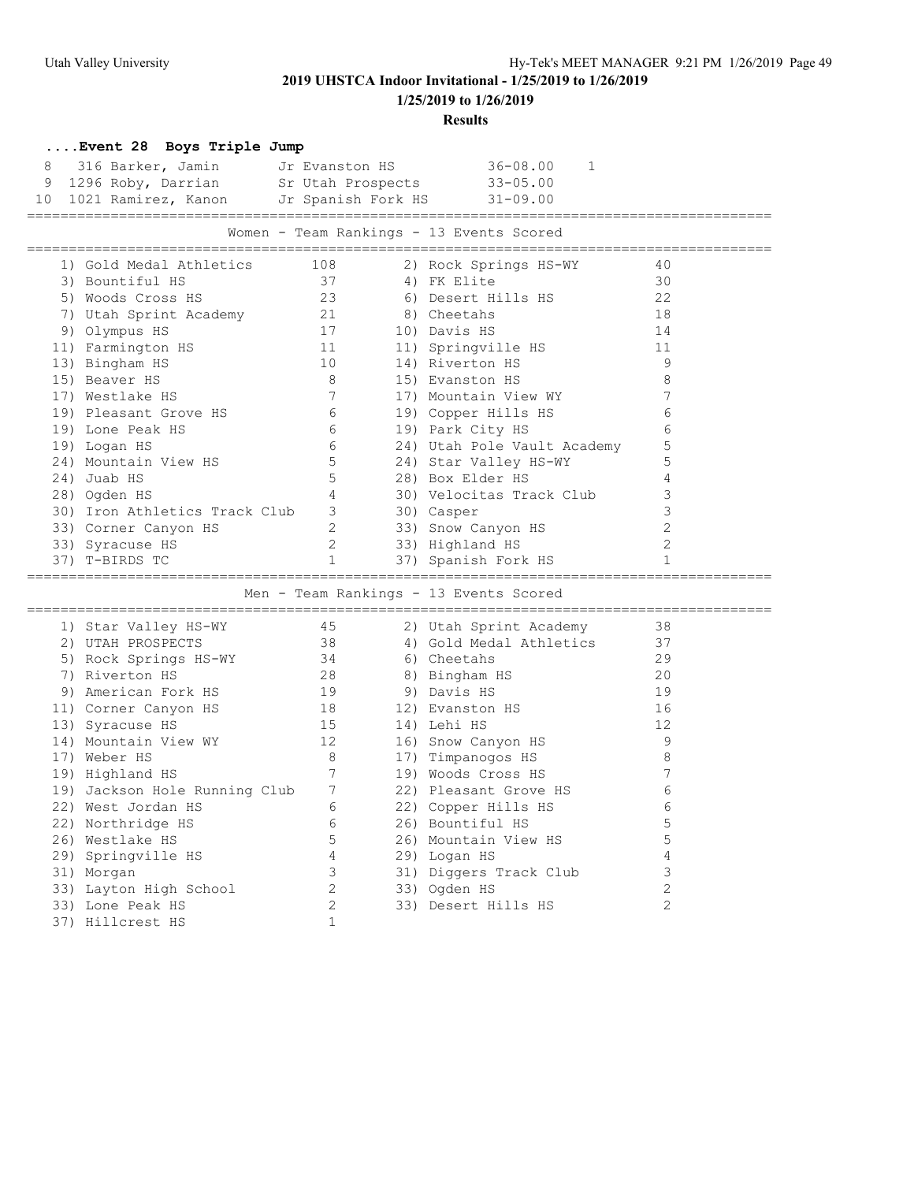**2019 UHSTCA Indoor Invitational - 1/25/2019 to 1/26/2019**

**1/25/2019 to 1/26/2019**

**Results**

### ....Event 28 Boys Triple Jump

| | | | | | |
|---|---|---|---|---|---|
| 8 | 316 Barker, Jamin | Jr Evanston HS | 36-08.00 | 1 |
| 9 | 1296 Roby, Darrian | Sr Utah Prospects | 33-05.00 | |
| 10 | 1021 Ramirez, Kanon | Jr Spanish Fork HS | 31-09.00 | |

### Women - Team Rankings - 13 Events Scored

| | | | |
|---|---|---|---|
| 1) Gold Medal Athletics | 108 | 2) Rock Springs HS-WY | 40 |
| 3) Bountiful HS | 37 | 4) FK Elite | 30 |
| 5) Woods Cross HS | 23 | 6) Desert Hills HS | 22 |
| 7) Utah Sprint Academy | 21 | 8) Cheetahs | 18 |
| 9) Olympus HS | 17 | 10) Davis HS | 14 |
| 11) Farmington HS | 11 | 11) Springville HS | 11 |
| 13) Bingham HS | 10 | 14) Riverton HS | 9 |
| 15) Beaver HS | 8 | 15) Evanston HS | 8 |
| 17) Westlake HS | 7 | 17) Mountain View WY | 7 |
| 19) Pleasant Grove HS | 6 | 19) Copper Hills HS | 6 |
| 19) Lone Peak HS | 6 | 19) Park City HS | 6 |
| 19) Logan HS | 6 | 24) Utah Pole Vault Academy | 5 |
| 24) Mountain View HS | 5 | 24) Star Valley HS-WY | 5 |
| 24) Juab HS | 5 | 28) Box Elder HS | 4 |
| 28) Ogden HS | 4 | 30) Velocitas Track Club | 3 |
| 30) Iron Athletics Track Club | 3 | 30) Casper | 3 |
| 33) Corner Canyon HS | 2 | 33) Snow Canyon HS | 2 |
| 33) Syracuse HS | 2 | 33) Highland HS | 2 |
| 37) T-BIRDS TC | 1 | 37) Spanish Fork HS | 1 |

### Men - Team Rankings - 13 Events Scored

| | | | |
|---|---|---|---|
| 1) Star Valley HS-WY | 45 | 2) Utah Sprint Academy | 38 |
| 2) UTAH PROSPECTS | 38 | 4) Gold Medal Athletics | 37 |
| 5) Rock Springs HS-WY | 34 | 6) Cheetahs | 29 |
| 7) Riverton HS | 28 | 8) Bingham HS | 20 |
| 9) American Fork HS | 19 | 9) Davis HS | 19 |
| 11) Corner Canyon HS | 18 | 12) Evanston HS | 16 |
| 13) Syracuse HS | 15 | 14) Lehi HS | 12 |
| 14) Mountain View WY | 12 | 16) Snow Canyon HS | 9 |
| 17) Weber HS | 8 | 17) Timpanogos HS | 8 |
| 19) Highland HS | 7 | 19) Woods Cross HS | 7 |
| 19) Jackson Hole Running Club | 7 | 22) Pleasant Grove HS | 6 |
| 22) West Jordan HS | 6 | 22) Copper Hills HS | 6 |
| 22) Northridge HS | 6 | 26) Bountiful HS | 5 |
| 26) Westlake HS | 5 | 26) Mountain View HS | 5 |
| 29) Springville HS | 4 | 29) Logan HS | 4 |
| 31) Morgan | 3 | 31) Diggers Track Club | 3 |
| 33) Layton High School | 2 | 33) Ogden HS | 2 |
| 33) Lone Peak HS | 2 | 33) Desert Hills HS | 2 |
| 37) Hillcrest HS | 1 | | |